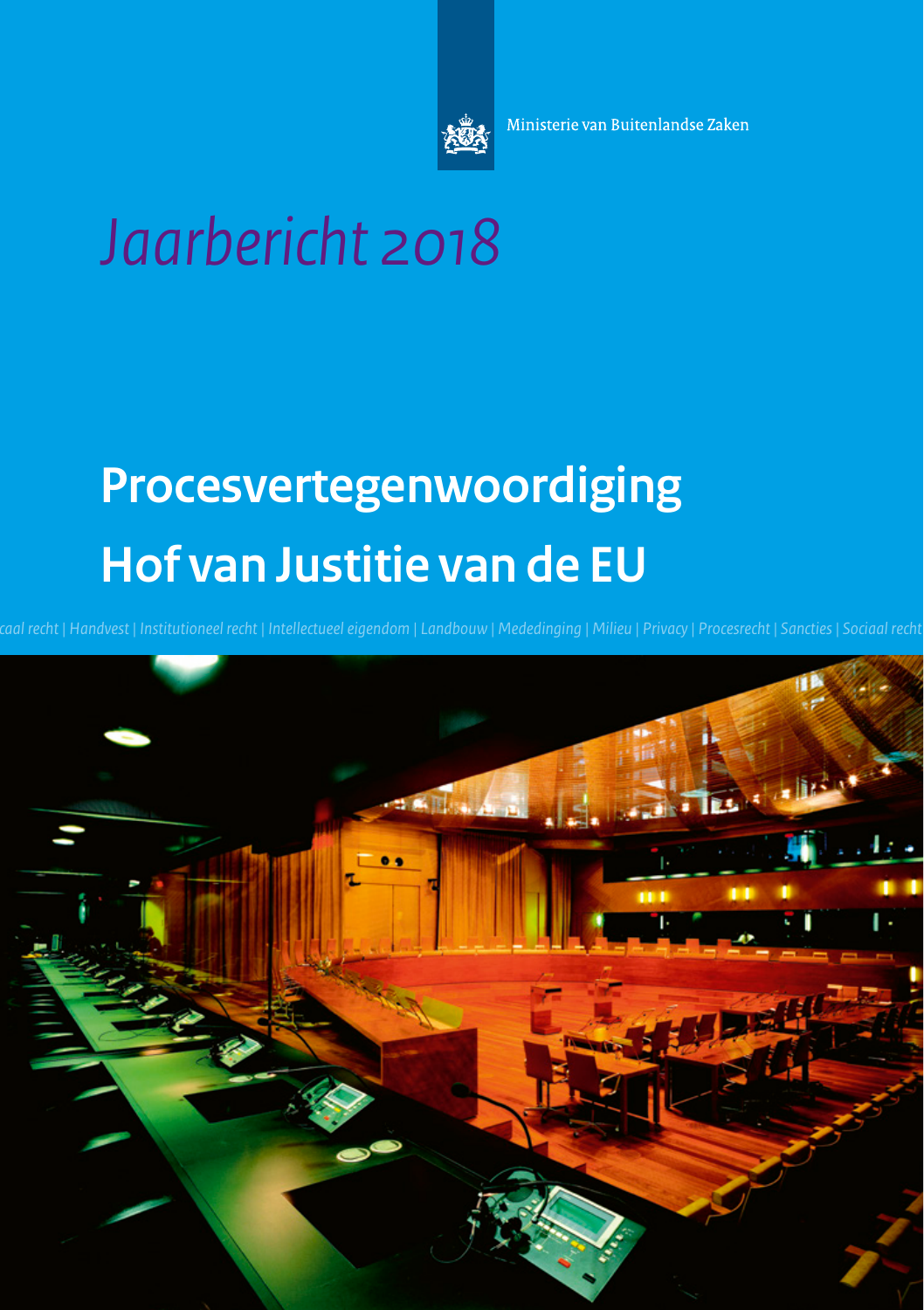Ministerie van Buitenlandse Zaken

*Jaarbericht 2018*

# Procesvertegenwoordiging Hof van Justitie van de EU

*caal recht | Handvest | Institutioneel recht | Intellectueel eigendom | Landbouw | Mededinging | Milieu | Privacy | Procesrecht | Sancties | Sociaal recht*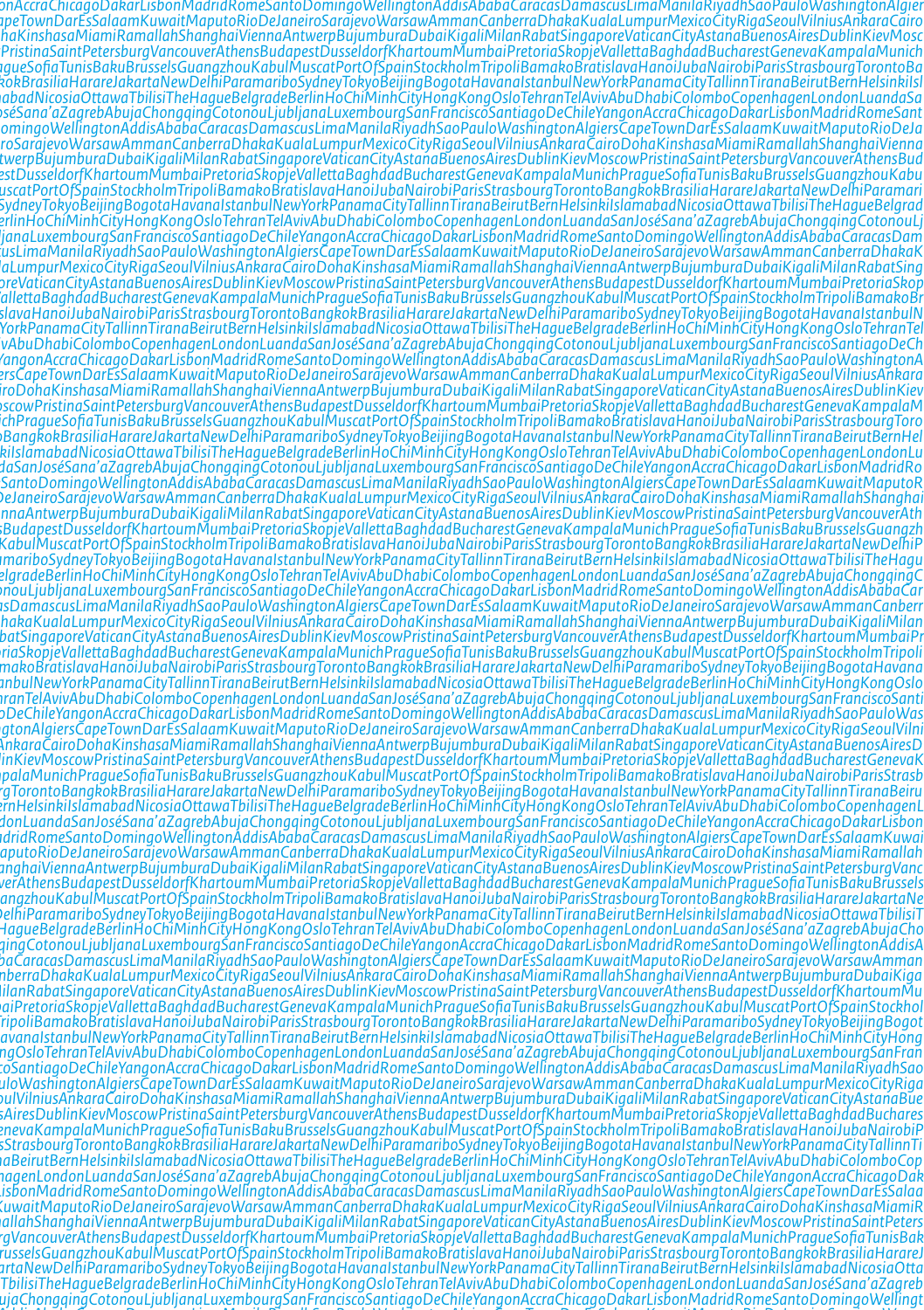nAccraChicagoDakarLisbonMadridRomeSantoDomingoWellingtonAddisAbabaCaracasDamascusLimaManilaRiyadhSaoPauloWashingtonAlgier
peTownDarEsSalaamKuwaitMaputoRioDeJaneiroSarajevoWarsawAmmanCanberraDhakaKualaLumpurMexicoCityRigaSeoulVilniusAnkaraCairo
haKinshasaMiamiRamallahShanghaiViennaAntwerpBujumburaDubaiKigaliMilanRabatSingaporeVaticanCityAstanaBuenosAiresDublinKievMosc
PristinaSaintPetersburgVancouverAthensBudapestDusseldorfKhartoumMumbaiPretoriaSkopjeVallettaBaghdadBucharestGenevaKampalaMunich
gueSofiaTunisBakuBrusselsGuangzhouKabulMuscatPortOfSpainStockholmTripoliBamakoBratislavaHanoiJubaNairobiParisStrasbourgTorontoBa
okBrasiliaHarareJakartaNewDelhiParamariboSydneyTokyoBeijingBogotaHavanaIstanbulNewYorkPanamaCityTallinnTiranaBeirutBernHelsinkiIsl
abadNicosiaOttawaTbilisiTheHagueBelgradeBerlinHoChiMinhCityHongKongOsloTehranTelAvivAbuDhabiColomboCopenhagenLondonLuandaSa
oséSana’aZagrebAbujaChongqingCotonouLjubljanaLuxembourgSanFranciscoSantiagoDeChileYangonAccraChicagoDakarLisbonMadridRomeSant
omingoWellingtonAddisAbabaCaracasDamascusLimaManilaRiyadhSaoPauloWashingtonAlgiersCapeTownDarEsSalaamKuwaitMaputoRioDeJa
roSarajevoWarsawAmmanCanberraDhakaKualaLumpurMexicoCityRigaSeoulVilniusAnkaraCairoDohaKinshasaMiamiRamallahShanghaiVienna
twerpBujumburaDubaiKigaliMilanRabatSingaporeVaticanCityAstanaBuenosAiresDublinKievMoscowPristinaSaintPetersburgVancouverAthensBud
estDusseldorfKhartoumMumbaiPretoriaSkopjeVallettaBaghdadBucharestGenevaKampalaMunichPragueSofiaTunisBakuBrusselsGuangzhouKabu
uscatPortOfSpainStockholmTripoliBamakoBratislavaHanoiJubaNairobiParisStrasbourgTorontoBangkokBrasiliaHarareJakartaNewDelhiParamari
SydneyTokyoBeijingBogotaHavanaIstanbulNewYorkPanamaCityTallinnTiranaBeirutBernHelsinkiIslamabadNicosiaOttawaTbilisiTheHagueBelgrad
erlinHoChiMinhCityHongKongOsloTehranTelAvivAbuDhabiColomboCopenhagenLondonLuandaSanJoséSana’aZagrebAbujaChongqingCotonouLj
ljanaLuxembourgSanFranciscoSantiagoDeChileYangonAccraChicagoDakarLisbonMadridRomeSantoDomingoWellingtonAddisAbabaCaracasDam
cusLimaManilaRiyadhSaoPauloWashingtonAlgiersCapeTownDarEsSalaamKuwaitMaputoRioDeJaneiroSarajevoWarsawAmmanCanberraDhakaK
alaLumpurMexicoCityRigaSeoulVilniusAnkaraCairoDohaKinshasaMiamiRamallahShanghaiViennaAntwerpBujumburaDubaiKigaliMilanRabatSing
oreVaticanCityAstanaBuenosAiresDublinKievMoscowPristinaSaintPetersburgVancouverAthensBudapestDusseldorfKhartoumMumbaiPretoriaSkop
VallettaBaghdadBucharestGenevaKampalaMunichPragueSofiaTunisBakuBrusselsGuangzhouKabulMuscatPortOfSpainStockholmTripoliBamakoBr
slavaHanoiJubaNairobiParisStrasbourgTorontoBangkokBrasiliaHarareJakartaNewDelhiParamariboSydneyTokyoBeijingBogotaHavanaIstanbulN
YorkPanamaCityTallinnTiranaBeirutBernHelsinkiIslamabadNicosiaOttawaTbilisiTheHagueBelgradeBerlinHoChiMinhCityHongKongOsloTehranTel
vAbuDhabiColomboCopenhagenLondonLuandaSanJoséSana’aZagrebAbujaChongqingCotonouLjubljanaLuxembourgSanFranciscoSantiagoDeCh
YangonAccraChicagoDakarLisbonMadridRomeSantoDomingoWellingtonAddisAbabaCaracasDamascusLimaManilaRiyadhSaoPauloWashingtonA
sCapeTownDarEsSalaamKuwaitMaputoRioDeJaneiroSarajevoWarsawAmmanCanberraDhakaKualaLumpurMexicoCityRigaSeoulVilniusAnkara
iroDohaKinshasaMiamiRamallahShanghaiViennaAntwerpBujumburaDubaiKigaliMilanRabatSingaporeVaticanCityAstanaBuenosAiresDublinKiev
oscowPristinaSaintPetersburgVancouverAthensBudapestDusseldorfKhartoumMumbaiPretoriaSkopjeVallettaBaghdadBucharestGenevaKampalaM
ichPragueSofiaTunisBakuBrusselsGuangzhouKabulMuscatPortOfSpainStockholmTripoliBamakoBratislavaHanoiJubaNairobiParisStrasbourgTorontoB
oBangkokBrasiliaHarareJakartaNewDelhiParamariboSydneyTokyoBeijingBogotaHavanaIstanbulNewYorkPanamaCityTallinnTiranaBeirutBernHel
inkiIslamabadNicosiaOttawaTbilisiTheHagueBelgradeBerlinHoChiMinhCityHongKongOsloTehranTelAvivAbuDhabiColomboCopenhagenLondonLu
daSanJoséSana’aZagrebAbujaChongqingCotonouLjubljanaLuxembourgSanFranciscoSantiagoDeChileYangonAccraChicagoDakarLisbonMadridRo
SantoDomingoWellingtonAddisAbabaCaracasDamascusLimaManilaRiyadhSaoPauloWashingtonAlgiersCapeTownDarEsSalaamKuwaitMaputoR
DeJaneiroSarajevoWarsawAmmanCanberraDhakaKualaLumpurMexicoCityRigaSeoulVilniusAnkaraCairoDohaKinshasaMiamiRamallahShanghai
ennaAntwerpBujumburaDubaiKigaliMilanRabatSingaporeVaticanCityAstanaBuenosAiresDublinKievMoscowPristinaSaintPetersburgVancouverAth
sBudapestDusseldorfKhartoumMumbaiPretoriaSkopjeVallettaBaghdadBucharestGenevaKampalaMunichPragueSofiaTunisBakuBrusselsGuangzh
KabulMuscatPortOfSpainStockholmTripoliBamakoBratislavaHanoiJubaNairobiParisStrasbourgTorontoBangkokBrasiliaHarareJakartaNewDelhiP
amariboSydneyTokyoBeijingBogotaHavanaIstanbulNewYorkPanamaCityTallinnTiranaBeirutBernHelsinkiIslamabadNicosiaOttawaTbilisiTheHagu
elgradeBerlinHoChiMinhCityHongKongOsloTehranTelAvivAbuDhabiColomboCopenhagenLondonLuandaSanJoséSana’aZagrebAbujaChongqingC
onouLjubljanaLuxembourgSanFranciscoSantiagoDeChileYangonAccraChicagoDakarLisbonMadridRomeSantoDomingoWellingtonAddisAbabaCar
asDamascusLimaManilaRiyadhSaoPauloWashingtonAlgiersCapeTownDarEsSalaamKuwaitMaputoRioDeJaneiroSarajevoWarsawAmmanCanberr
hakaKualaLumpurMexicoCityRigaSeoulVilniusAnkaraCairoDohaKinshasaMiamiRamallahShanghaiViennaAntwerpBujumburaDubaiKigaliMilan
batSingaporeVaticanCityAstanaBuenosAiresDublinKievMoscowPristinaSaintPetersburgVancouverAthensBudapestDusseldorfKhartoumMumbaiPr
riaSkopjeVallettaBaghdadBucharestGenevaKampalaMunichPragueSofiaTunisBakuBrusselsGuangzhouKabulMuscatPortOfSpainStockholmTripoli
makoBratislavaHanoiJubaNairobiParisStrasbourgTorontoBangkokBrasiliaHarareJakartaNewDelhiParamariboSydneyTokyoBeijingBogotaHavana
anbulNewYorkPanamaCityTallinnTiranaBeirutBernHelsinkiIslamabadNicosiaOttawaTbilisiTheHagueBelgradeBerlinHoChiMinhCityHongKongOslo
hranTelAvivAbuDhabiColomboCopenhagenLondonLuandaSanJoséSana’aZagrebAbujaChongqingCotonouLjubljanaLuxembourgSanFranciscoSanti
oDeChileYangonAccraChicagoDakarLisbonMadridRomeSantoDomingoWellingtonAddisAbabaCaracasDamascusLimaManilaRiyadhSaoPauloWas
gtonAlgiersCapeTownDarEsSalaamKuwaitMaputoRioDeJaneiroSarajevoWarsawAmmanCanberraDhakaKualaLumpurMexicoCityRigaSeoulVilni
AnkaraCairoDohaKinshasaMiamiRamallahShanghaiViennaAntwerpBujumburaDubaiKigaliMilanRabatSingaporeVaticanCityAstanaBuenosAiresD
linKievMoscowPristinaSaintPetersburgVancouverAthensBudapestDusseldorfKhartoumMumbaiPretoriaSkopjeVallettaBaghdadBucharestGenevaK
palaMunichPragueSofiaTunisBakuBrusselsGuangzhouKabulMuscatPortOfSpainStockholmTripoliBamakoBratislavaHanoiJubaNairobiParisStrasb
rgTorontoBangkokBrasiliaHarareJakartaNewDelhiParamariboSydneyTokyoBeijingBogotaHavanaIstanbulNewYorkPanamaCityTallinnTiranaBeiru
ernHelsinkiIslamabadNicosiaOttawaTbilisiTheHagueBelgradeBerlinHoChiMinhCityHongKongOsloTehranTelAvivAbuDhabiColomboCopenhagenL
ndonLuandaSanJoséSana’aZagrebAbujaChongqingCotonouLjubljanaLuxembourgSanFranciscoSantiagoDeChileYangonAccraChicagoDakarLisbon
adridRomeSantoDomingoWellingtonAddisAbabaCaracasDamascusLimaManilaRiyadhSaoPauloWashingtonAlgiersCapeTownDarEsSalaamKuwai
aputoRioDeJaneiroSarajevoWarsawAmmanCanberraDhakaKualaLumpurMexicoCityRigaSeoulVilniusAnkaraCairoDohaKinshasaMiamiRamallah
nghaiViennaAntwerpBujumburaDubaiKigaliMilanRabatSingaporeVaticanCityAstanaBuenosAiresDublinKievMoscowPristinaSaintPetersburgVanc
uverAthensBudapestDusseldorfKhartoumMumbaiPretoriaSkopjeVallettaBaghdadBucharestGenevaKampalaMunichPragueSofiaTunisBakuBrussels
angzhouKabulMuscatPortOfSpainStockholmTripoliBamakoBratislavaHanoiJubaNairobiParisStrasbourgTorontoBangkokBrasiliaHarareJakartaNe
DelhiParamariboSydneyTokyoBeijingBogotaHavanaIstanbulNewYorkPanamaCityTallinnTiranaBeirutBernHelsinkiIslamabadNicosiaOttawaTbilisiT
HagueBelgradeBerlinHoChiMinhCityHongKongOsloTehranTelAvivAbuDhabiColomboCopenhagenLondonLuandaSanJoséSana’aZagrebAbujaCho
gingCotonouLjubljanaLuxembourgSanFranciscoSantiagoDeChileYangonAccraChicagoDakarLisbonMadridRomeSantoDomingoWellingtonAddisA
baCaracasDamascusLimaManilaRiyadhSaoPauloWashingtonAlgiersCapeTownDarEsSalaamKuwaitMaputoRioDeJaneiroSarajevoWarsawAmman
nberraDhakaKualaLumpurMexicoCityRigaSeoulVilniusAnkaraCairoDohaKinshasaMiamiRamallahShanghaiViennaAntwerpBujumburaDubaiKigali
ilanRabatSingaporeVaticanCityAstanaBuenosAiresDublinKievMoscowPristinaSaintPetersburgVancouverAthensBudapestDusseldorfKhartoumMu
baiPretoriaSkopjeVallettaBaghdadBucharestGenevaKampalaMunichPragueSofiaTunisBakuBrusselsGuangzhouKabulMuscatPortOfSpainStockhol
TripoliBamakoBratislavaHanoiJubaNairobiParisStrasbourgTorontoBangkokBrasiliaHarareJakartaNewDelhiParamariboSydneyTokyoBeijingBogot
avanaIstanbulNewYorkPanamaCityTallinnTiranaBeirutBernHelsinkiIslamabadNicosiaOttawaTbilisiTheHagueBelgradeBerlinHoChiMinhCityHong
ngOsloTehranTelAvivAbuDhabiColomboCopenhagenLondonLuandaSanJoséSana’aZagrebAbujaChongqingCotonouLjubljanaLuxembourgSanFran
coSantiagoDeChileYangonAccraChicagoDakarLisbonMadridRomeSantoDomingoWellingtonAddisAbabaCaracasDamascusLimaManilaRiyadhSao
uloWashingtonAlgiersCapeTownDarEsSalaamKuwaitMaputoRioDeJaneiroSarajevoWarsawAmmanCanberraDhakaKualaLumpurMexicoCityRiga
oulVilniusAnkaraCairoDohaKinshasaMiamiRamallahShanghaiViennaAntwerpBujumburaDubaiKigaliMilanRabatSingaporeVaticanCityAstanaBue
sAiresDublinKievMoscowPristinaSaintPetersburgVancouverAthensBudapestDusseldorfKhartoumMumbaiPretoriaSkopjeVallettaBaghdadBuchares
enevaKampalaMunichPragueSofiaTunisBakuBrusselsGuangzhouKabulMuscatPortOfSpainStockholmTripoliBamakoBratislavaHanoiJubaNairobi
sStrasbourgTorontoBangkokBrasiliaHarareJakartaNewDelhiParamariboSydneyTokyoBeijingBogotaHavanaIstanbulNewYorkPanamaCityTallinnTi
aBeirutBernHelsinkiIslamabadNicosiaOttawaTbilisiTheHagueBelgradeBerlinHoChiMinhCityHongKongOsloTehranTelAvivAbuDhabiColomboCop
nhagenLondonLuandaSanJoséSana’aZagrebAbujaChongqingCotonouLjubljanaLuxembourgSanFranciscoSantiagoDeChileYangonAccraChicagoDak
isbonMadridRomeSantoDomingoWellingtonAddisAbabaCaracasDamascusLimaManilaRiyadhSaoPauloWashingtonAlgiersCapeTownDarEsSalaa
KuwaitMaputoRioDeJaneiroSarajevoWarsawAmmanCanberraDhakaKualaLumpurMexicoCityRigaSeoulVilniusAnkaraCairoDohaKinshasaMiamiR
allahShanghaiViennaAntwerpBujumburaDubaiKigaliMilanRabatSingaporeVaticanCityAstanaBuenosAiresDublinKievMoscowPristinaSaintPeters
rgVancouverAthensBudapestDusseldorfKhartoumMumbaiPretoriaSkopjeVallettaBaghdadBucharestGenevaKampalaMunichPragueSofiaTunisBak
russelsGuangzhouKabulMuscatPortOfSpainStockholmTripoliBamakoBratislavaHanoiJubaNairobiParisStrasbourgTorontoBangkokBrasiliaHarareJ
artaNewDelhiParamariboSydneyTokyoBeijingBogotaHavanaIstanbulNewYorkPanamaCityTallinnTiranaBeirutBernHelsinkiIslamabadNicosiaOtta
TbilisiTheHagueBelgradeBerlinHoChiMinhCityHongKongOsloTehranTelAvivAbuDhabiColomboCopenhagenLondonLuandaSanJoséSana’aZagreb
ujaChongqingCotonouLjubljanaLuxembourgSanFranciscoSantiagoDeChileYangonAccraChicagoDakarLisbonMadridRomeSantoDomingoWellingt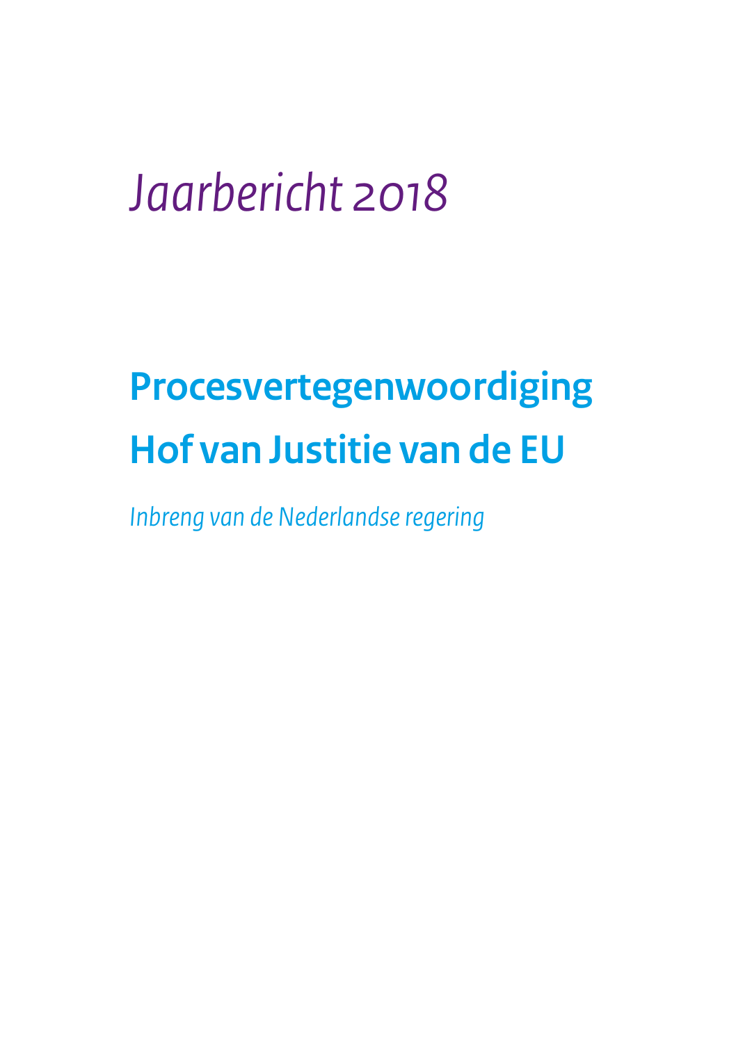*Jaarbericht 2018*

# Procesvertegenwoordiging Hof van Justitie van de EU

*Inbreng van de Nederlandse regering*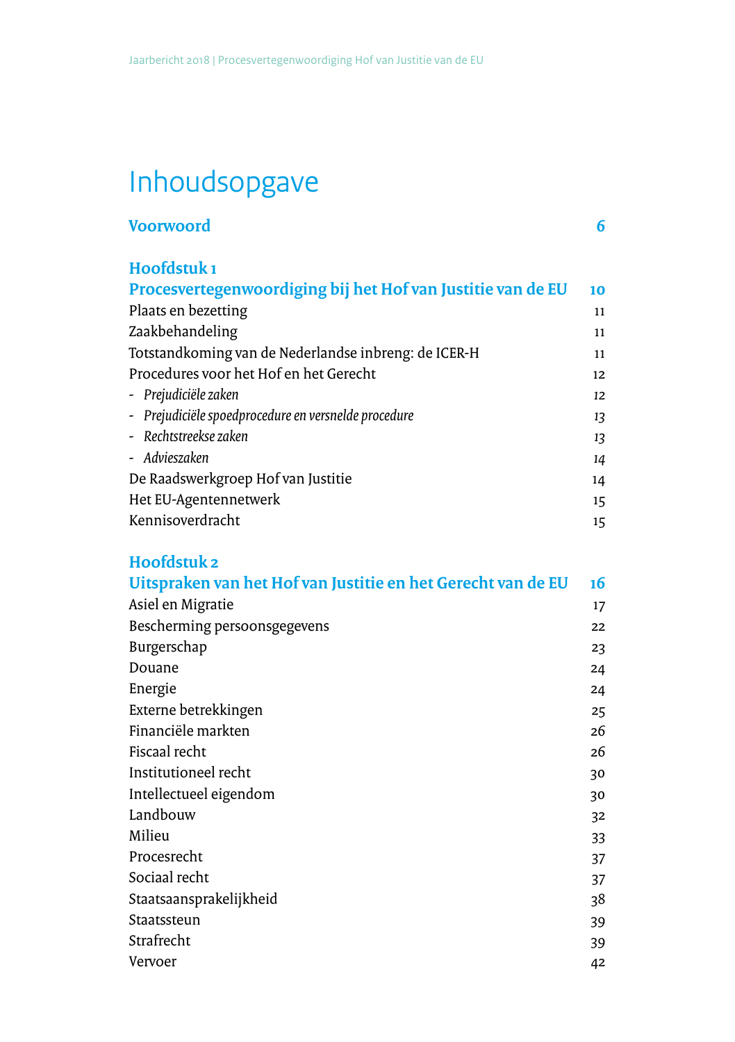# Inhoudsopgave

**Voorwoord** 6

**Hoofdstuk 1**
**Procesvertegenwoordiging bij het Hof van Justitie van de EU** 10

Plaats en bezetting 11
Zaakbehandeling 11
Totstandkoming van de Nederlandse inbreng: de ICER-H 11
Procedures voor het Hof en het Gerecht 12
- *Prejudiciële zaken* 12
- *Prejudiciële spoedprocedure en versnelde procedure* 13
- *Rechtstreekse zaken* 13
- *Advieszaken* 14

De Raadswerkgroep Hof van Justitie 14
Het EU-Agentennetwerk 15
Kennisoverdracht 15

**Hoofdstuk 2**
**Uitspraken van het Hof van Justitie en het Gerecht van de EU** 16

Asiel en Migratie 17
Bescherming persoonsgegevens 22
Burgerschap 23
Douane 24
Energie 24
Externe betrekkingen 25
Financiële markten 26
Fiscaal recht 26
Institutioneel recht 30
Intellectueel eigendom 30
Landbouw 32
Milieu 33
Procesrecht 37
Sociaal recht 37
Staatsaansprakelijkheid 38
Staatssteun 39
Strafrecht 39
Vervoer 42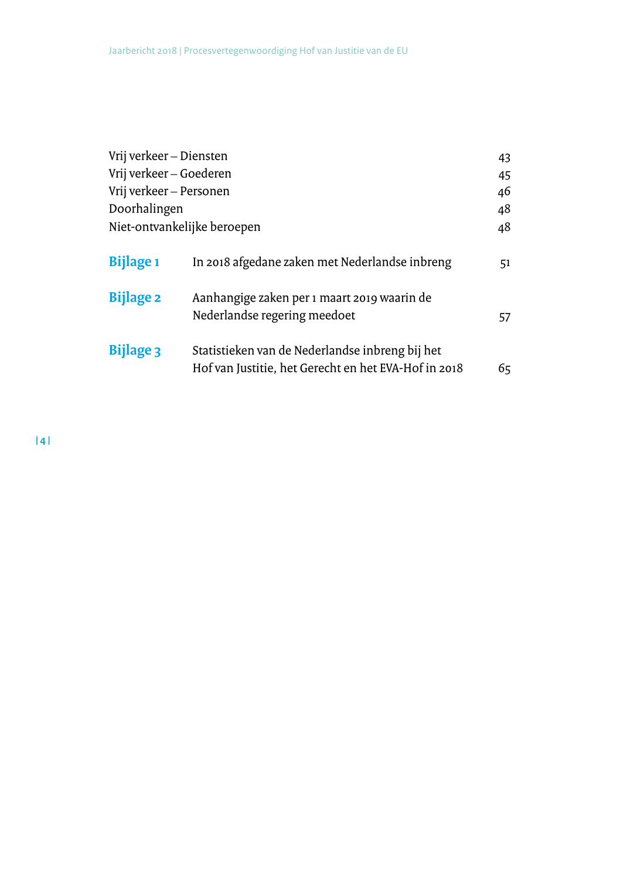| | | |
|---|---|---|
| Vrij verkeer – Diensten | | 43 |
| Vrij verkeer – Goederen | | 45 |
| Vrij verkeer – Personen | | 46 |
| Doorhalingen | | 48 |
| Niet-ontvankelijke beroepen | | 48 |
| **Bijlage 1** | In 2018 afgedane zaken met Nederlandse inbreng | 51 |
| **Bijlage 2** | Aanhangige zaken per 1 maart 2019 waarin de Nederlandse regering meedoet | 57 |
| **Bijlage 3** | Statistieken van de Nederlandse inbreng bij het Hof van Justitie, het Gerecht en het EVA-Hof in 2018 | 65 |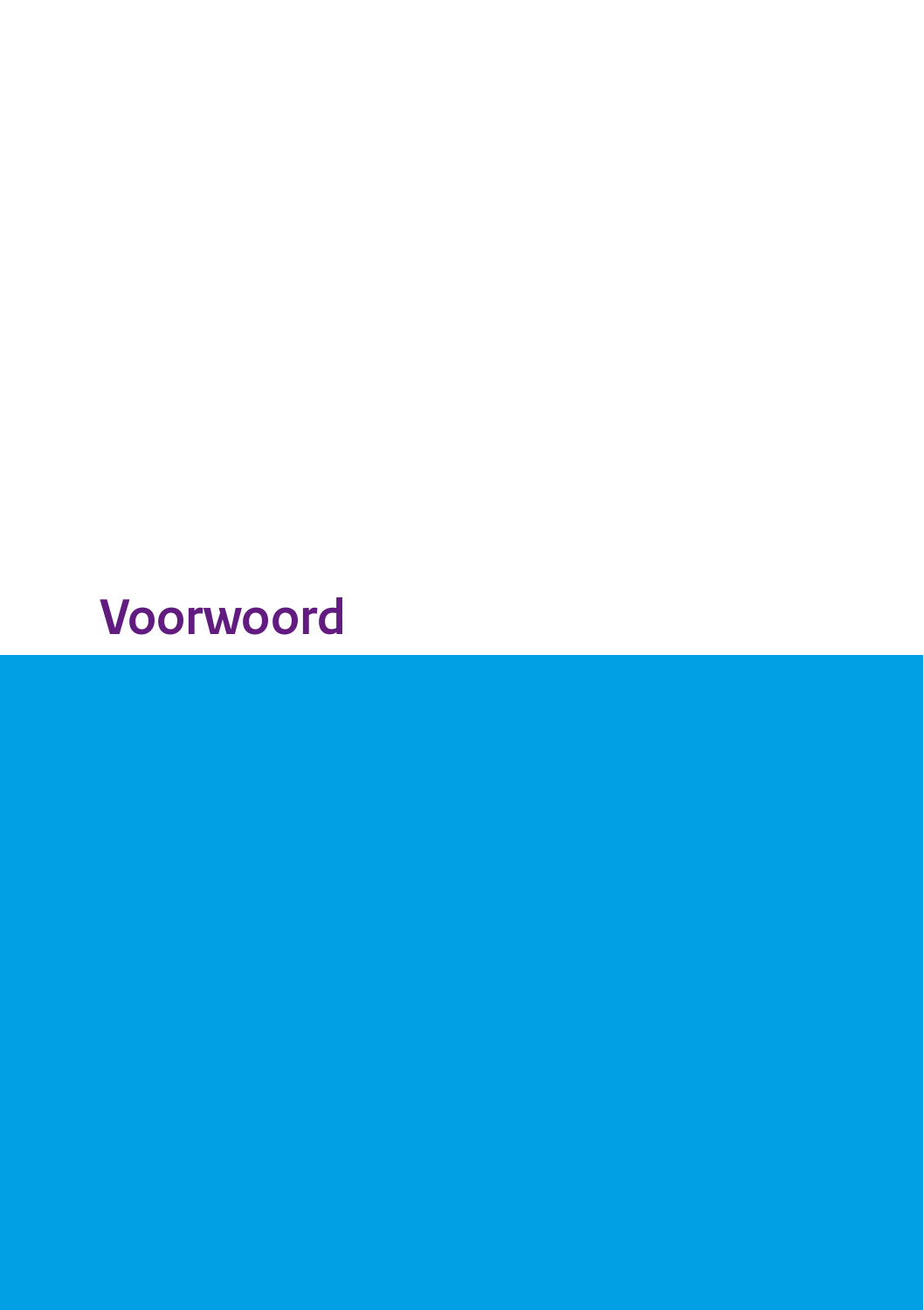# Voorwoord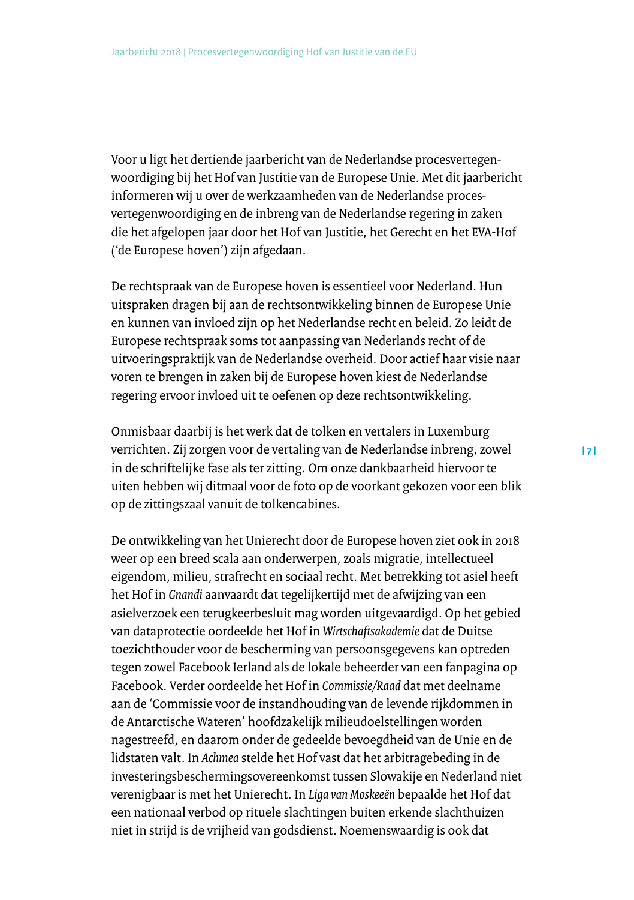Voor u ligt het dertiende jaarbericht van de Nederlandse procesvertegenwoordiging bij het Hof van Justitie van de Europese Unie. Met dit jaarbericht informeren wij u over de werkzaamheden van de Nederlandse procesvertegenwoordiging en de inbreng van de Nederlandse regering in zaken die het afgelopen jaar door het Hof van Justitie, het Gerecht en het EVA-Hof ('de Europese hoven') zijn afgedaan.

De rechtspraak van de Europese hoven is essentieel voor Nederland. Hun uitspraken dragen bij aan de rechtsontwikkeling binnen de Europese Unie en kunnen van invloed zijn op het Nederlandse recht en beleid. Zo leidt de Europese rechtspraak soms tot aanpassing van Nederlands recht of de uitvoeringspraktijk van de Nederlandse overheid. Door actief haar visie naar voren te brengen in zaken bij de Europese hoven kiest de Nederlandse regering ervoor invloed uit te oefenen op deze rechtsontwikkeling.

Onmisbaar daarbij is het werk dat de tolken en vertalers in Luxemburg verrichten. Zij zorgen voor de vertaling van de Nederlandse inbreng, zowel in de schriftelijke fase als ter zitting. Om onze dankbaarheid hiervoor te uiten hebben wij ditmaal voor de foto op de voorkant gekozen voor een blik op de zittingszaal vanuit de tolkencabines.

De ontwikkeling van het Unierecht door de Europese hoven ziet ook in 2018 weer op een breed scala aan onderwerpen, zoals migratie, intellectueel eigendom, milieu, strafrecht en sociaal recht. Met betrekking tot asiel heeft het Hof in *Gnandi* aanvaardt dat tegelijkertijd met de afwijzing van een asielverzoek een terugkeerbesluit mag worden uitgevaardigd. Op het gebied van dataprotectie oordeelde het Hof in *Wirtschaftsakademie* dat de Duitse toezichthouder voor de bescherming van persoonsgegevens kan optreden tegen zowel Facebook Ierland als de lokale beheerder van een fanpagina op Facebook. Verder oordeelde het Hof in *Commissie/Raad* dat met deelname aan de 'Commissie voor de instandhouding van de levende rijkdommen in de Antarctische Wateren' hoofdzakelijk milieudoelstellingen worden nagestreefd, en daarom onder de gedeelde bevoegdheid van de Unie en de lidstaten valt. In *Achmea* stelde het Hof vast dat het arbitragebeding in de investeringsbeschermingsovereenkomst tussen Slowakije en Nederland niet verenigbaar is met het Unierecht. In *Liga van Moskeeën* bepaalde het Hof dat een nationaal verbod op rituele slachtingen buiten erkende slachthuizen niet in strijd is de vrijheid van godsdienst. Noemenswaardig is ook dat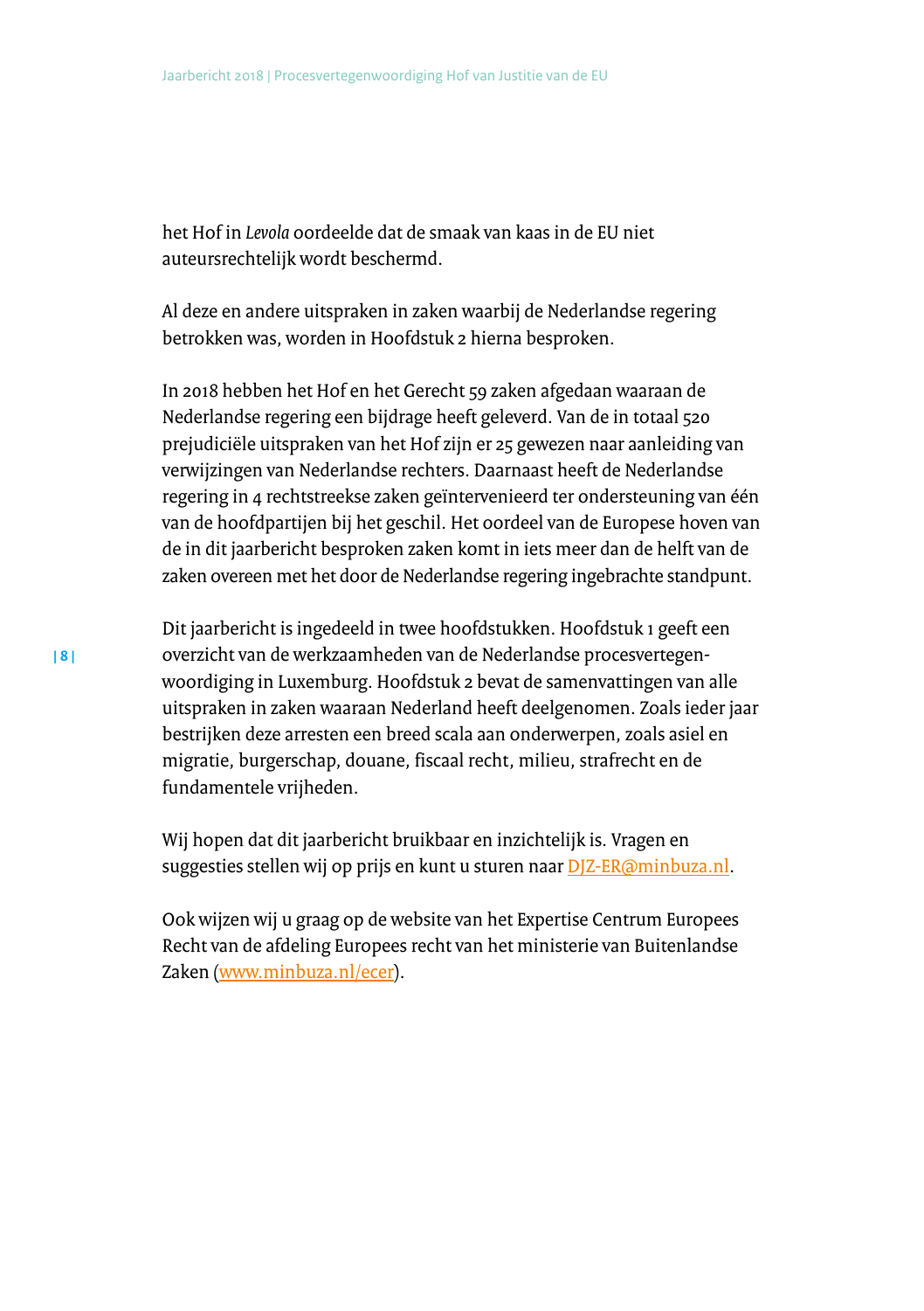het Hof in *Levola* oordeelde dat de smaak van kaas in de EU niet auteursrechtelijk wordt beschermd.

Al deze en andere uitspraken in zaken waarbij de Nederlandse regering betrokken was, worden in Hoofdstuk 2 hierna besproken.

In 2018 hebben het Hof en het Gerecht 59 zaken afgedaan waaraan de Nederlandse regering een bijdrage heeft geleverd. Van de in totaal 520 prejudiciële uitspraken van het Hof zijn er 25 gewezen naar aanleiding van verwijzingen van Nederlandse rechters. Daarnaast heeft de Nederlandse regering in 4 rechtstreekse zaken geïntervenieerd ter ondersteuning van één van de hoofdpartijen bij het geschil. Het oordeel van de Europese hoven van de in dit jaarbericht besproken zaken komt in iets meer dan de helft van de zaken overeen met het door de Nederlandse regering ingebrachte standpunt.

Dit jaarbericht is ingedeeld in twee hoofdstukken. Hoofdstuk 1 geeft een overzicht van de werkzaamheden van de Nederlandse procesvertegenwoordiging in Luxemburg. Hoofdstuk 2 bevat de samenvattingen van alle uitspraken in zaken waaraan Nederland heeft deelgenomen. Zoals ieder jaar bestrijken deze arresten een breed scala aan onderwerpen, zoals asiel en migratie, burgerschap, douane, fiscaal recht, milieu, strafrecht en de fundamentele vrijheden.

Wij hopen dat dit jaarbericht bruikbaar en inzichtelijk is. Vragen en suggesties stellen wij op prijs en kunt u sturen naar DJZ-ER@minbuza.nl.

Ook wijzen wij u graag op de website van het Expertise Centrum Europees Recht van de afdeling Europees recht van het ministerie van Buitenlandse Zaken (www.minbuza.nl/ecer).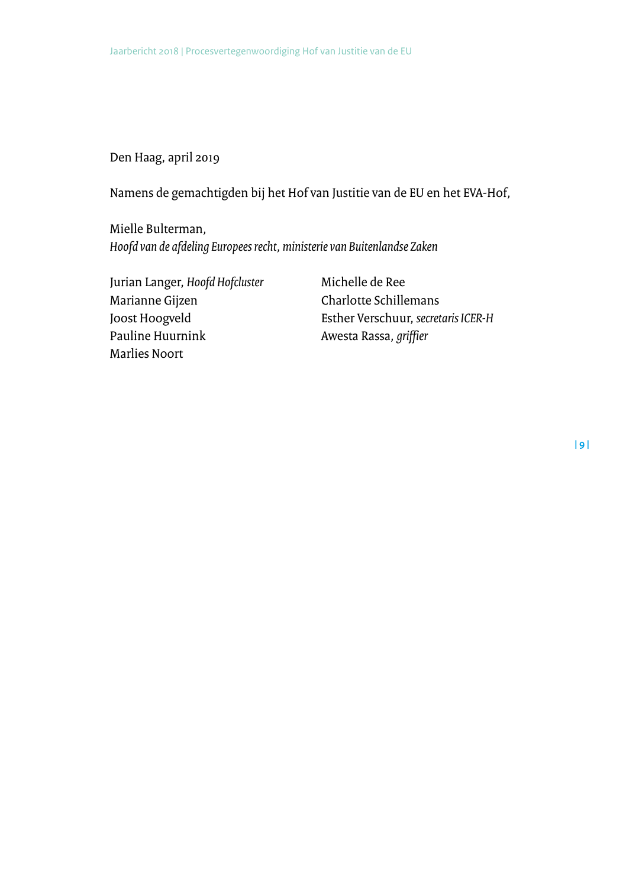Den Haag, april 2019

Namens de gemachtigden bij het Hof van Justitie van de EU en het EVA-Hof,

Mielle Bulterman,
*Hoofd van de afdeling Europees recht, ministerie van Buitenlandse Zaken*

Jurian Langer, *Hoofd Hofcluster*
Marianne Gijzen
Joost Hoogveld
Pauline Huurnink
Marlies Noort
Michelle de Ree
Charlotte Schillemans
Esther Verschuur, *secretaris ICER-H*
Awesta Rassa, *griffier*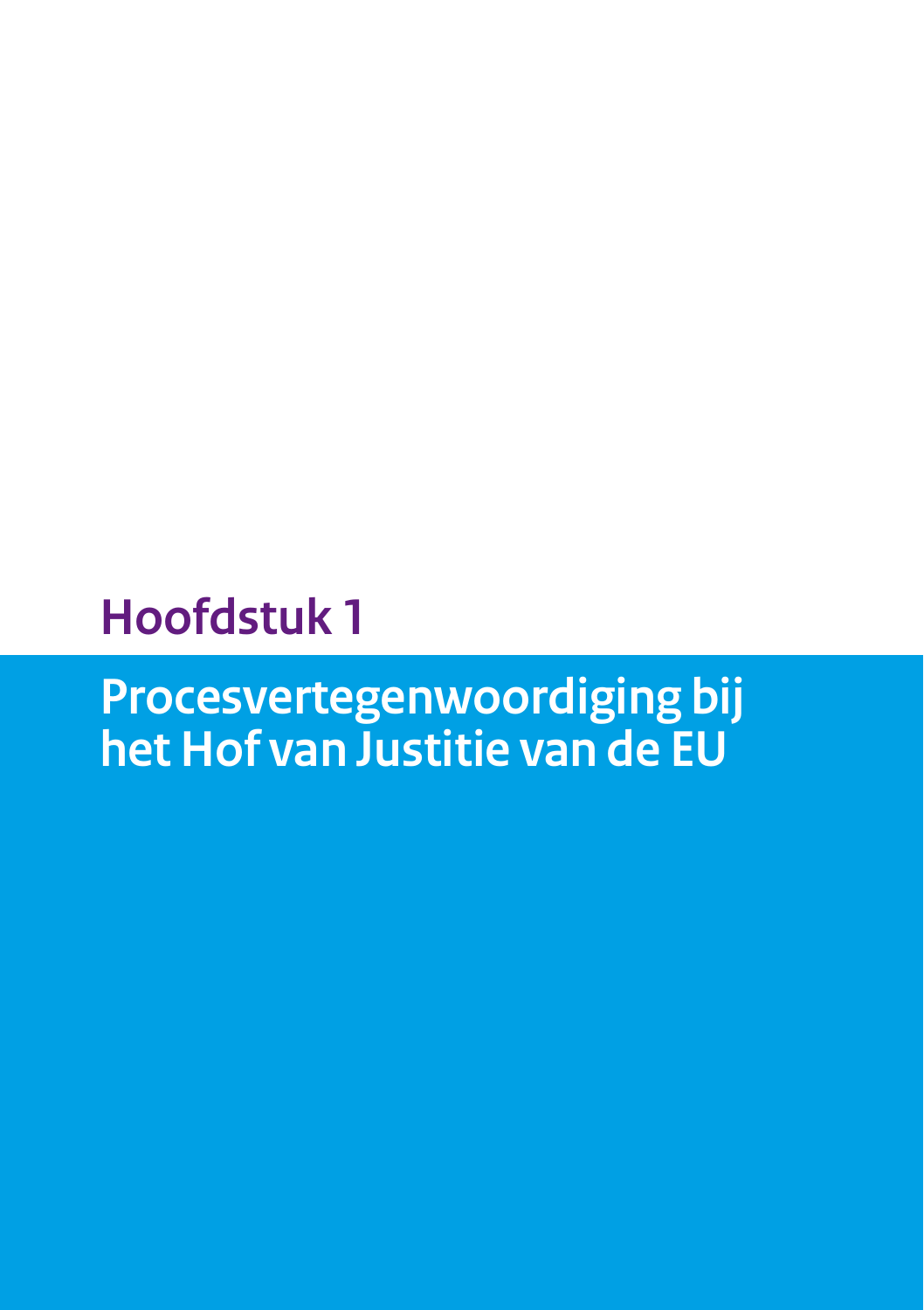# Hoofdstuk 1

# Procesvertegenwoordiging bij het Hof van Justitie van de EU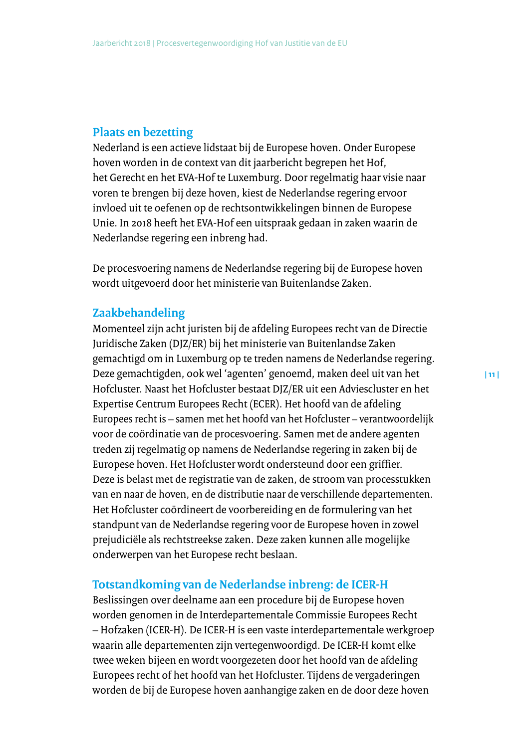## Plaats en bezetting

Nederland is een actieve lidstaat bij de Europese hoven. Onder Europese hoven worden in de context van dit jaarbericht begrepen het Hof, het Gerecht en het EVA-Hof te Luxemburg. Door regelmatig haar visie naar voren te brengen bij deze hoven, kiest de Nederlandse regering ervoor invloed uit te oefenen op de rechtsontwikkelingen binnen de Europese Unie. In 2018 heeft het EVA-Hof een uitspraak gedaan in zaken waarin de Nederlandse regering een inbreng had.

De procesvoering namens de Nederlandse regering bij de Europese hoven wordt uitgevoerd door het ministerie van Buitenlandse Zaken.

## Zaakbehandeling

Momenteel zijn acht juristen bij de afdeling Europees recht van de Directie Juridische Zaken (DJZ/ER) bij het ministerie van Buitenlandse Zaken gemachtigd om in Luxemburg op te treden namens de Nederlandse regering. Deze gemachtigden, ook wel 'agenten' genoemd, maken deel uit van het Hofcluster. Naast het Hofcluster bestaat DJZ/ER uit een Adviescluster en het Expertise Centrum Europees Recht (ECER). Het hoofd van de afdeling Europees recht is – samen met het hoofd van het Hofcluster – verantwoordelijk voor de coördinatie van de procesvoering. Samen met de andere agenten treden zij regelmatig op namens de Nederlandse regering in zaken bij de Europese hoven. Het Hofcluster wordt ondersteund door een griffier. Deze is belast met de registratie van de zaken, de stroom van processtukken van en naar de hoven, en de distributie naar de verschillende departementen. Het Hofcluster coördineert de voorbereiding en de formulering van het standpunt van de Nederlandse regering voor de Europese hoven in zowel prejudiciële als rechtstreekse zaken. Deze zaken kunnen alle mogelijke onderwerpen van het Europese recht beslaan.

## Totstandkoming van de Nederlandse inbreng: de ICER-H

Beslissingen over deelname aan een procedure bij de Europese hoven worden genomen in de Interdepartementale Commissie Europees Recht – Hofzaken (ICER-H). De ICER-H is een vaste interdepartementale werkgroep waarin alle departementen zijn vertegenwoordigd. De ICER-H komt elke twee weken bijeen en wordt voorgezeten door het hoofd van de afdeling Europees recht of het hoofd van het Hofcluster. Tijdens de vergaderingen worden de bij de Europese hoven aanhangige zaken en de door deze hoven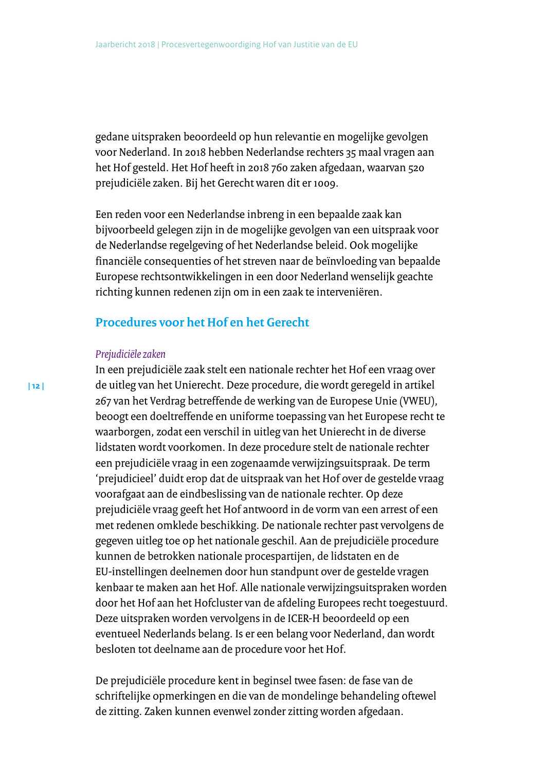gedane uitspraken beoordeeld op hun relevantie en mogelijke gevolgen voor Nederland. In 2018 hebben Nederlandse rechters 35 maal vragen aan het Hof gesteld. Het Hof heeft in 2018 760 zaken afgedaan, waarvan 520 prejudiciële zaken. Bij het Gerecht waren dit er 1009.

Een reden voor een Nederlandse inbreng in een bepaalde zaak kan bijvoorbeeld gelegen zijn in de mogelijke gevolgen van een uitspraak voor de Nederlandse regelgeving of het Nederlandse beleid. Ook mogelijke financiële consequenties of het streven naar de beïnvloeding van bepaalde Europese rechtsontwikkelingen in een door Nederland wenselijk geachte richting kunnen redenen zijn om in een zaak te interveniëren.

## Procedures voor het Hof en het Gerecht

### *Prejudiciële zaken*

In een prejudiciële zaak stelt een nationale rechter het Hof een vraag over de uitleg van het Unierecht. Deze procedure, die wordt geregeld in artikel 267 van het Verdrag betreffende de werking van de Europese Unie (VWEU), beoogt een doeltreffende en uniforme toepassing van het Europese recht te waarborgen, zodat een verschil in uitleg van het Unierecht in de diverse lidstaten wordt voorkomen. In deze procedure stelt de nationale rechter een prejudiciële vraag in een zogenaamde verwijzingsuitspraak. De term 'prejudicieel' duidt erop dat de uitspraak van het Hof over de gestelde vraag voorafgaat aan de eindbeslissing van de nationale rechter. Op deze prejudiciële vraag geeft het Hof antwoord in de vorm van een arrest of een met redenen omklede beschikking. De nationale rechter past vervolgens de gegeven uitleg toe op het nationale geschil. Aan de prejudiciële procedure kunnen de betrokken nationale procespartijen, de lidstaten en de EU-instellingen deelnemen door hun standpunt over de gestelde vragen kenbaar te maken aan het Hof. Alle nationale verwijzingsuitspraken worden door het Hof aan het Hofcluster van de afdeling Europees recht toegestuurd. Deze uitspraken worden vervolgens in de ICER-H beoordeeld op een eventueel Nederlands belang. Is er een belang voor Nederland, dan wordt besloten tot deelname aan de procedure voor het Hof.

De prejudiciële procedure kent in beginsel twee fasen: de fase van de schriftelijke opmerkingen en die van de mondelinge behandeling oftewel de zitting. Zaken kunnen evenwel zonder zitting worden afgedaan.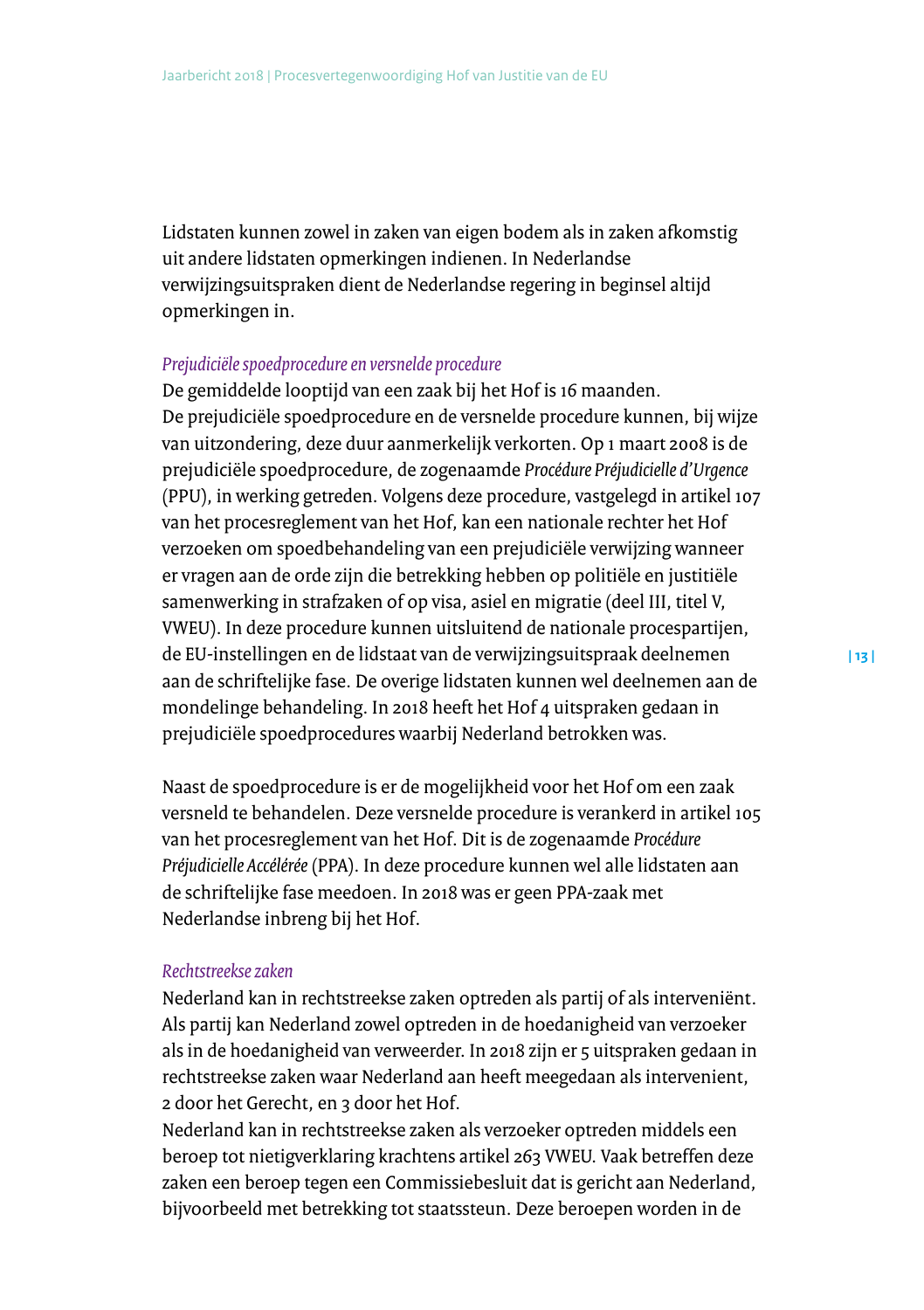Lidstaten kunnen zowel in zaken van eigen bodem als in zaken afkomstig uit andere lidstaten opmerkingen indienen. In Nederlandse verwijzingsuitspraken dient de Nederlandse regering in beginsel altijd opmerkingen in.

*Prejudiciële spoedprocedure en versnelde procedure*

De gemiddelde looptijd van een zaak bij het Hof is 16 maanden. De prejudiciële spoedprocedure en de versnelde procedure kunnen, bij wijze van uitzondering, deze duur aanmerkelijk verkorten. Op 1 maart 2008 is de prejudiciële spoedprocedure, de zogenaamde *Procédure Préjudicielle d'Urgence* (PPU), in werking getreden. Volgens deze procedure, vastgelegd in artikel 107 van het procesreglement van het Hof, kan een nationale rechter het Hof verzoeken om spoedbehandeling van een prejudiciële verwijzing wanneer er vragen aan de orde zijn die betrekking hebben op politiële en justitiële samenwerking in strafzaken of op visa, asiel en migratie (deel III, titel V, VWEU). In deze procedure kunnen uitsluitend de nationale procespartijen, de EU-instellingen en de lidstaat van de verwijzingsuitspraak deelnemen aan de schriftelijke fase. De overige lidstaten kunnen wel deelnemen aan de mondelinge behandeling. In 2018 heeft het Hof 4 uitspraken gedaan in prejudiciële spoedprocedures waarbij Nederland betrokken was.

Naast de spoedprocedure is er de mogelijkheid voor het Hof om een zaak versneld te behandelen. Deze versnelde procedure is verankerd in artikel 105 van het procesreglement van het Hof. Dit is de zogenaamde *Procédure Préjudicielle Accélérée* (PPA). In deze procedure kunnen wel alle lidstaten aan de schriftelijke fase meedoen. In 2018 was er geen PPA-zaak met Nederlandse inbreng bij het Hof.

*Rechtstreekse zaken*

Nederland kan in rechtstreekse zaken optreden als partij of als interveniënt. Als partij kan Nederland zowel optreden in de hoedanigheid van verzoeker als in de hoedanigheid van verweerder. In 2018 zijn er 5 uitspraken gedaan in rechtstreekse zaken waar Nederland aan heeft meegedaan als intervenient, 2 door het Gerecht, en 3 door het Hof.
Nederland kan in rechtstreekse zaken als verzoeker optreden middels een beroep tot nietigverklaring krachtens artikel 263 VWEU. Vaak betreffen deze zaken een beroep tegen een Commissiebesluit dat is gericht aan Nederland, bijvoorbeeld met betrekking tot staatssteun. Deze beroepen worden in de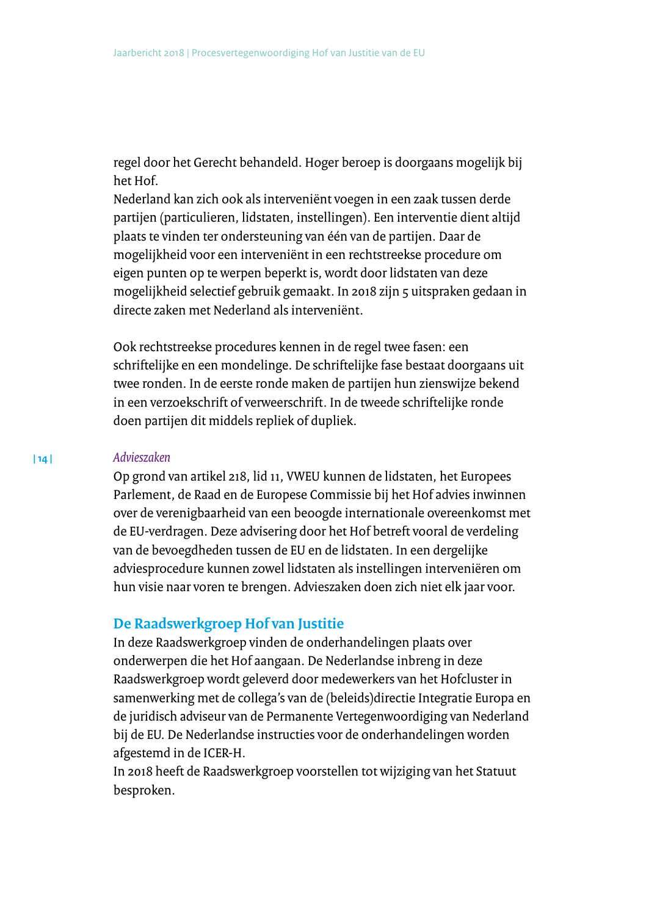regel door het Gerecht behandeld. Hoger beroep is doorgaans mogelijk bij het Hof.
Nederland kan zich ook als interveniënt voegen in een zaak tussen derde partijen (particulieren, lidstaten, instellingen). Een interventie dient altijd plaats te vinden ter ondersteuning van één van de partijen. Daar de mogelijkheid voor een interveniënt in een rechtstreekse procedure om eigen punten op te werpen beperkt is, wordt door lidstaten van deze mogelijkheid selectief gebruik gemaakt. In 2018 zijn 5 uitspraken gedaan in directe zaken met Nederland als interveniënt.

Ook rechtstreekse procedures kennen in de regel twee fasen: een schriftelijke en een mondelinge. De schriftelijke fase bestaat doorgaans uit twee ronden. In de eerste ronde maken de partijen hun zienswijze bekend in een verzoekschrift of verweerschrift. In de tweede schriftelijke ronde doen partijen dit middels repliek of dupliek.

*Advieszaken*
Op grond van artikel 218, lid 11, VWEU kunnen de lidstaten, het Europees Parlement, de Raad en de Europese Commissie bij het Hof advies inwinnen over de verenigbaarheid van een beoogde internationale overeenkomst met de EU-verdragen. Deze advisering door het Hof betreft vooral de verdeling van de bevoegdheden tussen de EU en de lidstaten. In een dergelijke adviesprocedure kunnen zowel lidstaten als instellingen interveniëren om hun visie naar voren te brengen. Advieszaken doen zich niet elk jaar voor.

## De Raadswerkgroep Hof van Justitie

In deze Raadswerkgroep vinden de onderhandelingen plaats over onderwerpen die het Hof aangaan. De Nederlandse inbreng in deze Raadswerkgroep wordt geleverd door medewerkers van het Hofcluster in samenwerking met de collega's van de (beleids)directie Integratie Europa en de juridisch adviseur van de Permanente Vertegenwoordiging van Nederland bij de EU. De Nederlandse instructies voor de onderhandelingen worden afgestemd in de ICER-H.
In 2018 heeft de Raadswerkgroep voorstellen tot wijziging van het Statuut besproken.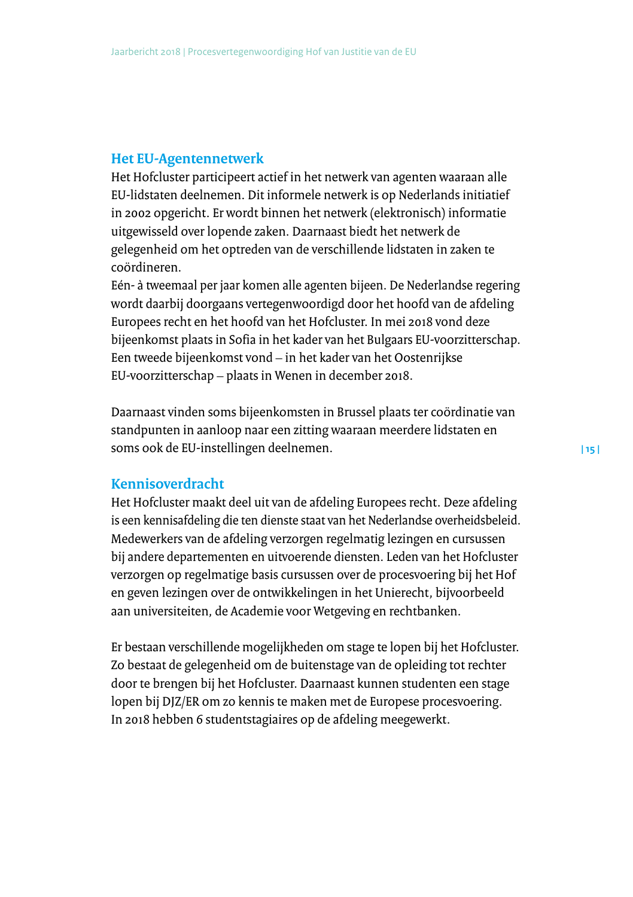## Het EU-Agentennetwerk

Het Hofcluster participeert actief in het netwerk van agenten waaraan alle EU-lidstaten deelnemen. Dit informele netwerk is op Nederlands initiatief in 2002 opgericht. Er wordt binnen het netwerk (elektronisch) informatie uitgewisseld over lopende zaken. Daarnaast biedt het netwerk de gelegenheid om het optreden van de verschillende lidstaten in zaken te coördineren.
Eén- à tweemaal per jaar komen alle agenten bijeen. De Nederlandse regering wordt daarbij doorgaans vertegenwoordigd door het hoofd van de afdeling Europees recht en het hoofd van het Hofcluster. In mei 2018 vond deze bijeenkomst plaats in Sofia in het kader van het Bulgaars EU-voorzitterschap. Een tweede bijeenkomst vond – in het kader van het Oostenrijkse EU-voorzitterschap – plaats in Wenen in december 2018.

Daarnaast vinden soms bijeenkomsten in Brussel plaats ter coördinatie van standpunten in aanloop naar een zitting waaraan meerdere lidstaten en soms ook de EU-instellingen deelnemen.

## Kennisoverdracht

Het Hofcluster maakt deel uit van de afdeling Europees recht. Deze afdeling is een kennisafdeling die ten dienste staat van het Nederlandse overheidsbeleid. Medewerkers van de afdeling verzorgen regelmatig lezingen en cursussen bij andere departementen en uitvoerende diensten. Leden van het Hofcluster verzorgen op regelmatige basis cursussen over de procesvoering bij het Hof en geven lezingen over de ontwikkelingen in het Unierecht, bijvoorbeeld aan universiteiten, de Academie voor Wetgeving en rechtbanken.

Er bestaan verschillende mogelijkheden om stage te lopen bij het Hofcluster. Zo bestaat de gelegenheid om de buitenstage van de opleiding tot rechter door te brengen bij het Hofcluster. Daarnaast kunnen studenten een stage lopen bij DJZ/ER om zo kennis te maken met de Europese procesvoering. In 2018 hebben 6 studentstagiaires op de afdeling meegewerkt.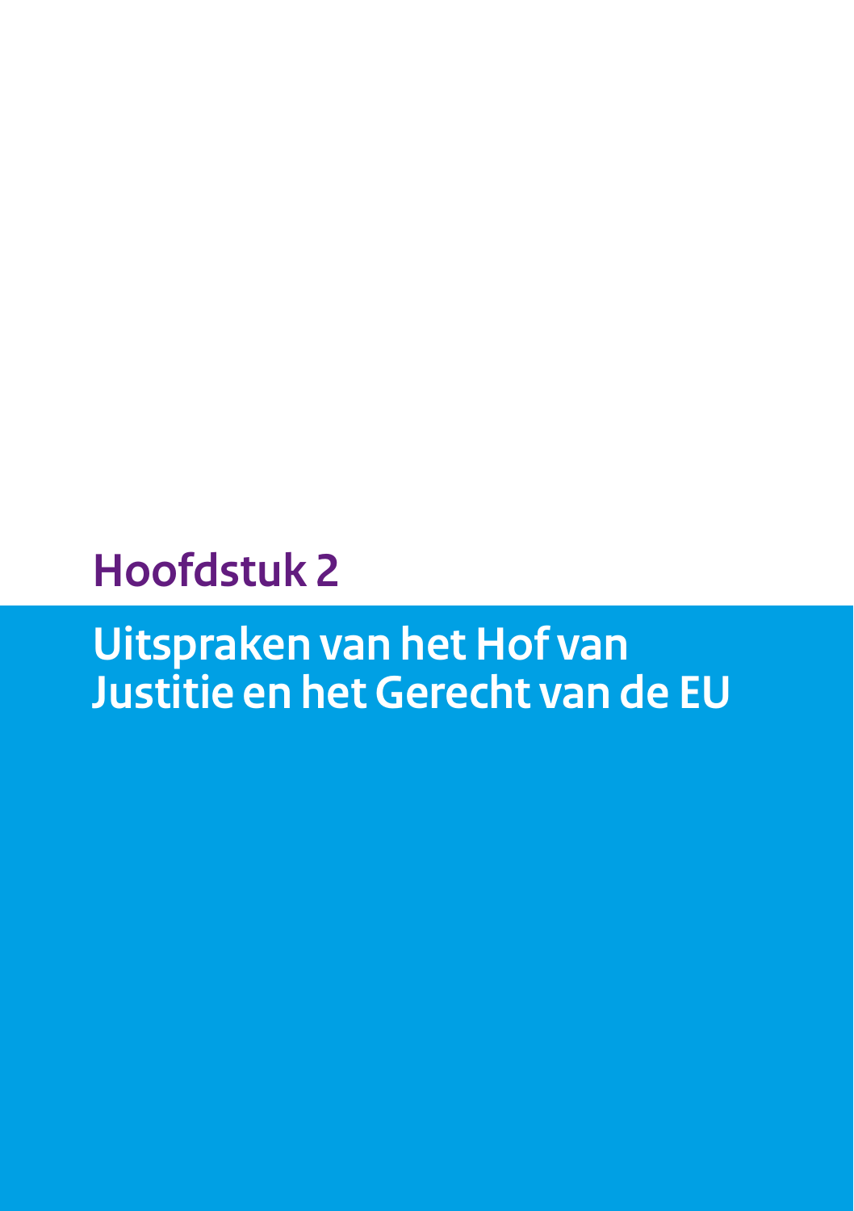# Hoofdstuk 2

# Uitspraken van het Hof van Justitie en het Gerecht van de EU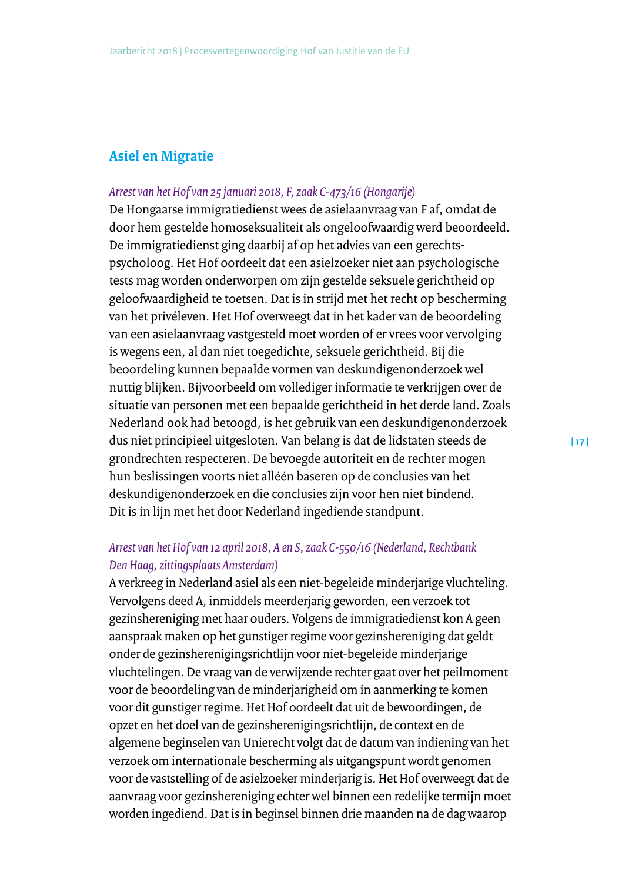## Asiel en Migratie

*Arrest van het Hof van 25 januari 2018, F, zaak C-473/16 (Hongarije)*

De Hongaarse immigratiedienst wees de asielaanvraag van F af, omdat de door hem gestelde homoseksualiteit als ongeloofwaardig werd beoordeeld. De immigratiedienst ging daarbij af op het advies van een gerechtspsycholoog. Het Hof oordeelt dat een asielzoeker niet aan psychologische tests mag worden onderworpen om zijn gestelde seksuele gerichtheid op geloofwaardigheid te toetsen. Dat is in strijd met het recht op bescherming van het privéleven. Het Hof overweegt dat in het kader van de beoordeling van een asielaanvraag vastgesteld moet worden of er vrees voor vervolging is wegens een, al dan niet toegedichte, seksuele gerichtheid. Bij die beoordeling kunnen bepaalde vormen van deskundigenonderzoek wel nuttig blijken. Bijvoorbeeld om vollediger informatie te verkrijgen over de situatie van personen met een bepaalde gerichtheid in het derde land. Zoals Nederland ook had betoogd, is het gebruik van een deskundigenonderzoek dus niet principieel uitgesloten. Van belang is dat de lidstaten steeds de grondrechten respecteren. De bevoegde autoriteit en de rechter mogen hun beslissingen voorts niet alléén baseren op de conclusies van het deskundigenonderzoek en die conclusies zijn voor hen niet bindend. Dit is in lijn met het door Nederland ingediende standpunt.

*Arrest van het Hof van 12 april 2018, A en S, zaak C-550/16 (Nederland, Rechtbank Den Haag, zittingsplaats Amsterdam)*

A verkreeg in Nederland asiel als een niet-begeleide minderjarige vluchteling. Vervolgens deed A, inmiddels meerderjarig geworden, een verzoek tot gezinshereniging met haar ouders. Volgens de immigratiedienst kon A geen aanspraak maken op het gunstiger regime voor gezinshereniging dat geldt onder de gezinsherenigingsrichtlijn voor niet-begeleide minderjarige vluchtelingen. De vraag van de verwijzende rechter gaat over het peilmoment voor de beoordeling van de minderjarigheid om in aanmerking te komen voor dit gunstiger regime. Het Hof oordeelt dat uit de bewoordingen, de opzet en het doel van de gezinsherenigingsrichtlijn, de context en de algemene beginselen van Unierecht volgt dat de datum van indiening van het verzoek om internationale bescherming als uitgangspunt wordt genomen voor de vaststelling of de asielzoeker minderjarig is. Het Hof overweegt dat de aanvraag voor gezinshereniging echter wel binnen een redelijke termijn moet worden ingediend. Dat is in beginsel binnen drie maanden na de dag waarop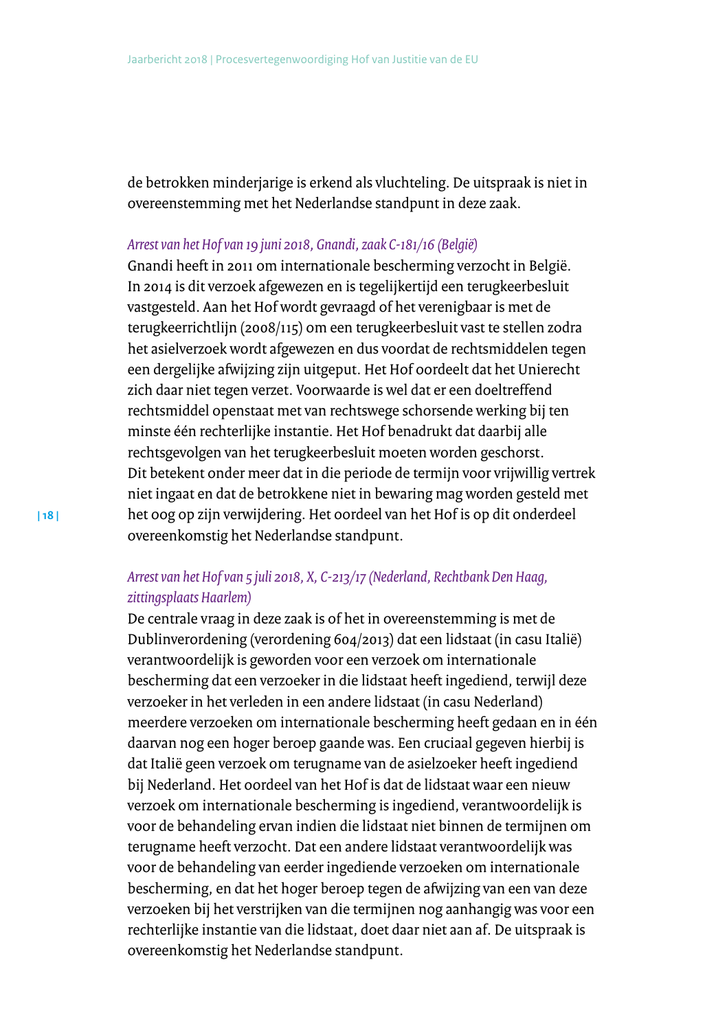de betrokken minderjarige is erkend als vluchteling. De uitspraak is niet in overeenstemming met het Nederlandse standpunt in deze zaak.

*Arrest van het Hof van 19 juni 2018, Gnandi, zaak C-181/16 (België)*
Gnandi heeft in 2011 om internationale bescherming verzocht in België. In 2014 is dit verzoek afgewezen en is tegelijkertijd een terugkeerbesluit vastgesteld. Aan het Hof wordt gevraagd of het verenigbaar is met de terugkeerrichtlijn (2008/115) om een terugkeerbesluit vast te stellen zodra het asielverzoek wordt afgewezen en dus voordat de rechtsmiddelen tegen een dergelijke afwijzing zijn uitgeput. Het Hof oordeelt dat het Unierecht zich daar niet tegen verzet. Voorwaarde is wel dat er een doeltreffend rechtsmiddel openstaat met van rechtswege schorsende werking bij ten minste één rechterlijke instantie. Het Hof benadrukt dat daarbij alle rechtsgevolgen van het terugkeerbesluit moeten worden geschorst. Dit betekent onder meer dat in die periode de termijn voor vrijwillig vertrek niet ingaat en dat de betrokkene niet in bewaring mag worden gesteld met het oog op zijn verwijdering. Het oordeel van het Hof is op dit onderdeel overeenkomstig het Nederlandse standpunt.

*Arrest van het Hof van 5 juli 2018, X, C-213/17 (Nederland, Rechtbank Den Haag, zittingsplaats Haarlem)*
De centrale vraag in deze zaak is of het in overeenstemming is met de Dublinverordening (verordening 604/2013) dat een lidstaat (in casu Italië) verantwoordelijk is geworden voor een verzoek om internationale bescherming dat een verzoeker in die lidstaat heeft ingediend, terwijl deze verzoeker in het verleden in een andere lidstaat (in casu Nederland) meerdere verzoeken om internationale bescherming heeft gedaan en in één daarvan nog een hoger beroep gaande was. Een cruciaal gegeven hierbij is dat Italië geen verzoek om terugname van de asielzoeker heeft ingediend bij Nederland. Het oordeel van het Hof is dat de lidstaat waar een nieuw verzoek om internationale bescherming is ingediend, verantwoordelijk is voor de behandeling ervan indien die lidstaat niet binnen de termijnen om terugname heeft verzocht. Dat een andere lidstaat verantwoordelijk was voor de behandeling van eerder ingediende verzoeken om internationale bescherming, en dat het hoger beroep tegen de afwijzing van een van deze verzoeken bij het verstrijken van die termijnen nog aanhangig was voor een rechterlijke instantie van die lidstaat, doet daar niet aan af. De uitspraak is overeenkomstig het Nederlandse standpunt.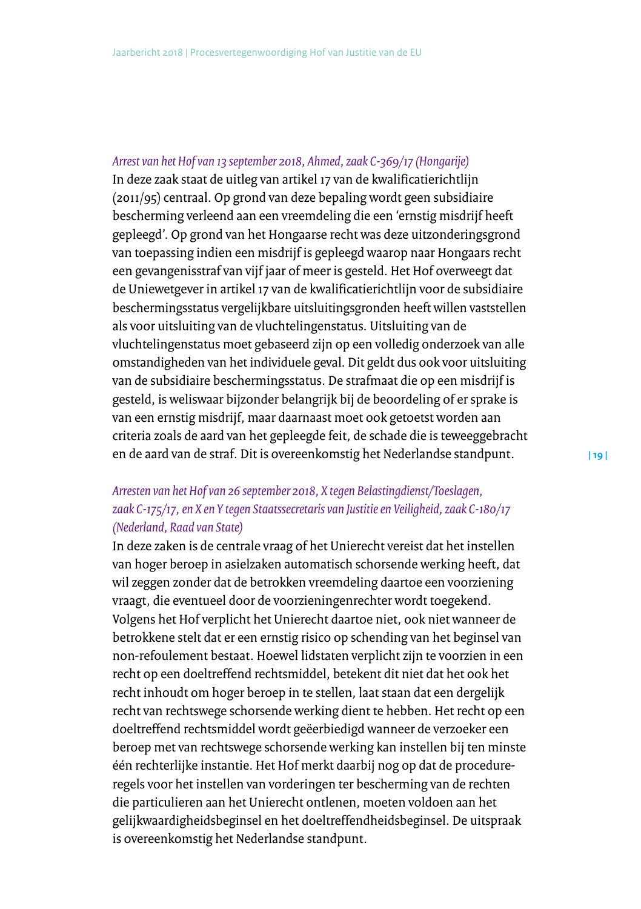*Arrest van het Hof van 13 september 2018, Ahmed, zaak C-369/17 (Hongarije)*

In deze zaak staat de uitleg van artikel 17 van de kwalificatierichtlijn (2011/95) centraal. Op grond van deze bepaling wordt geen subsidiaire bescherming verleend aan een vreemdeling die een 'ernstig misdrijf heeft gepleegd'. Op grond van het Hongaarse recht was deze uitzonderingsgrond van toepassing indien een misdrijf is gepleegd waarop naar Hongaars recht een gevangenisstraf van vijf jaar of meer is gesteld. Het Hof overweegt dat de Uniewetgever in artikel 17 van de kwalificatierichtlijn voor de subsidiaire beschermingsstatus vergelijkbare uitsluitingsgronden heeft willen vaststellen als voor uitsluiting van de vluchtelingenstatus. Uitsluiting van de vluchtelingenstatus moet gebaseerd zijn op een volledig onderzoek van alle omstandigheden van het individuele geval. Dit geldt dus ook voor uitsluiting van de subsidiaire beschermingsstatus. De strafmaat die op een misdrijf is gesteld, is weliswaar bijzonder belangrijk bij de beoordeling of er sprake is van een ernstig misdrijf, maar daarnaast moet ook getoetst worden aan criteria zoals de aard van het gepleegde feit, de schade die is teweeggebracht en de aard van de straf. Dit is overeenkomstig het Nederlandse standpunt.

*Arresten van het Hof van 26 september 2018, X tegen Belastingdienst/Toeslagen, zaak C-175/17, en X en Y tegen Staatssecretaris van Justitie en Veiligheid, zaak C-180/17 (Nederland, Raad van State)*

In deze zaken is de centrale vraag of het Unierecht vereist dat het instellen van hoger beroep in asielzaken automatisch schorsende werking heeft, dat wil zeggen zonder dat de betrokken vreemdeling daartoe een voorziening vraagt, die eventueel door de voorzieningenrechter wordt toegekend. Volgens het Hof verplicht het Unierecht daartoe niet, ook niet wanneer de betrokkene stelt dat er een ernstig risico op schending van het beginsel van non-refoulement bestaat. Hoewel lidstaten verplicht zijn te voorzien in een recht op een doeltreffend rechtsmiddel, betekent dit niet dat het ook het recht inhoudt om hoger beroep in te stellen, laat staan dat een dergelijk recht van rechtswege schorsende werking dient te hebben. Het recht op een doeltreffend rechtsmiddel wordt geëerbiedigd wanneer de verzoeker een beroep met van rechtswege schorsende werking kan instellen bij ten minste één rechterlijke instantie. Het Hof merkt daarbij nog op dat de procedureregels voor het instellen van vorderingen ter bescherming van de rechten die particulieren aan het Unierecht ontlenen, moeten voldoen aan het gelijkwaardigheidsbeginsel en het doeltreffendheidsbeginsel. De uitspraak is overeenkomstig het Nederlandse standpunt.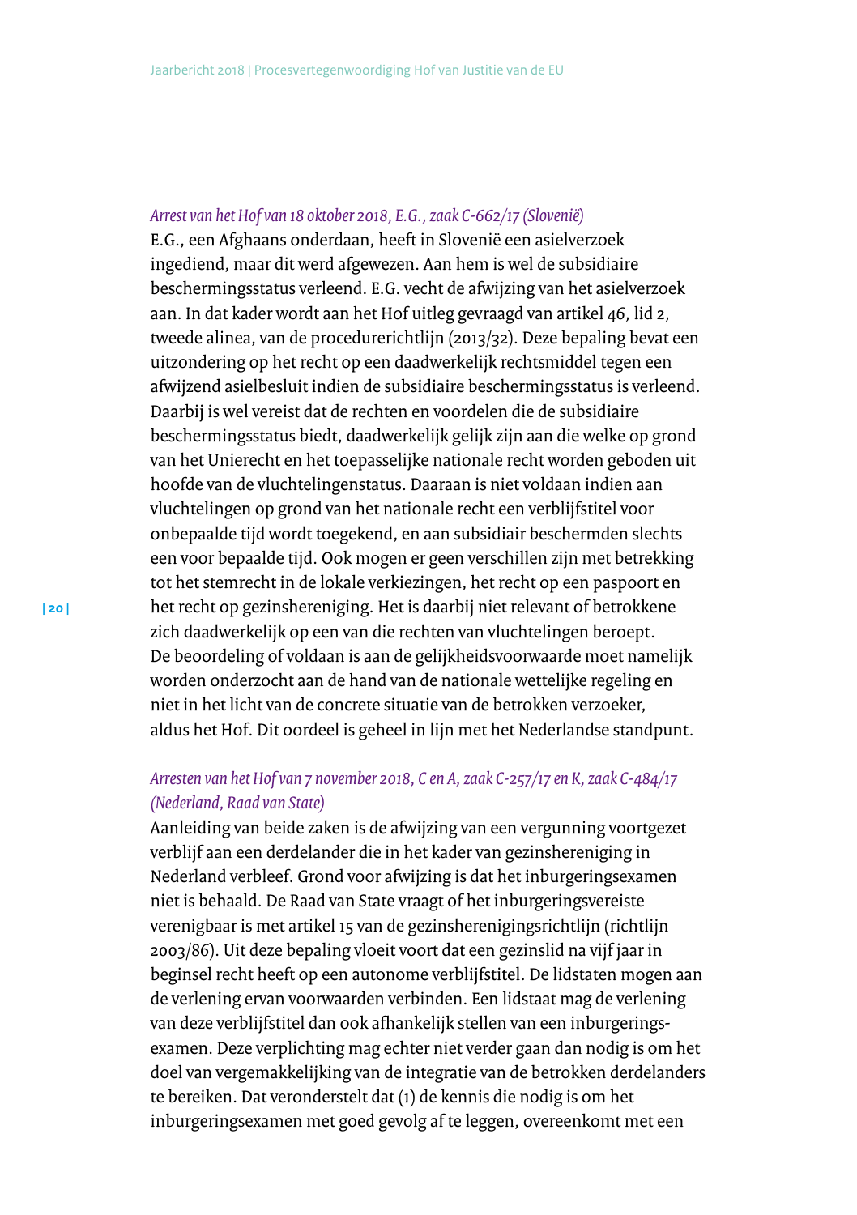*Arrest van het Hof van 18 oktober 2018, E.G., zaak C-662/17 (Slovenië)*

E.G., een Afghaans onderdaan, heeft in Slovenië een asielverzoek ingediend, maar dit werd afgewezen. Aan hem is wel de subsidiaire beschermingsstatus verleend. E.G. vecht de afwijzing van het asielverzoek aan. In dat kader wordt aan het Hof uitleg gevraagd van artikel 46, lid 2, tweede alinea, van de procedurerichtlijn (2013/32). Deze bepaling bevat een uitzondering op het recht op een daadwerkelijk rechtsmiddel tegen een afwijzend asielbesluit indien de subsidiaire beschermingsstatus is verleend. Daarbij is wel vereist dat de rechten en voordelen die de subsidiaire beschermingsstatus biedt, daadwerkelijk gelijk zijn aan die welke op grond van het Unierecht en het toepasselijke nationale recht worden geboden uit hoofde van de vluchtelingenstatus. Daaraan is niet voldaan indien aan vluchtelingen op grond van het nationale recht een verblijfstitel voor onbepaalde tijd wordt toegekend, en aan subsidiair beschermden slechts een voor bepaalde tijd. Ook mogen er geen verschillen zijn met betrekking tot het stemrecht in de lokale verkiezingen, het recht op een paspoort en het recht op gezinshereniging. Het is daarbij niet relevant of betrokkene zich daadwerkelijk op een van die rechten van vluchtelingen beroept. De beoordeling of voldaan is aan de gelijkheidsvoorwaarde moet namelijk worden onderzocht aan de hand van de nationale wettelijke regeling en niet in het licht van de concrete situatie van de betrokken verzoeker, aldus het Hof. Dit oordeel is geheel in lijn met het Nederlandse standpunt.

*Arresten van het Hof van 7 november 2018, C en A, zaak C-257/17 en K, zaak C-484/17 (Nederland, Raad van State)*

Aanleiding van beide zaken is de afwijzing van een vergunning voortgezet verblijf aan een derdelander die in het kader van gezinshereniging in Nederland verbleef. Grond voor afwijzing is dat het inburgeringsexamen niet is behaald. De Raad van State vraagt of het inburgeringsvereiste verenigbaar is met artikel 15 van de gezinsherenigingsrichtlijn (richtlijn 2003/86). Uit deze bepaling vloeit voort dat een gezinslid na vijf jaar in beginsel recht heeft op een autonome verblijfstitel. De lidstaten mogen aan de verlening ervan voorwaarden verbinden. Een lidstaat mag de verlening van deze verblijfstitel dan ook afhankelijk stellen van een inburgeringsexamen. Deze verplichting mag echter niet verder gaan dan nodig is om het doel van vergemakkelijking van de integratie van de betrokken derdelanders te bereiken. Dat veronderstelt dat (1) de kennis die nodig is om het inburgeringsexamen met goed gevolg af te leggen, overeenkomt met een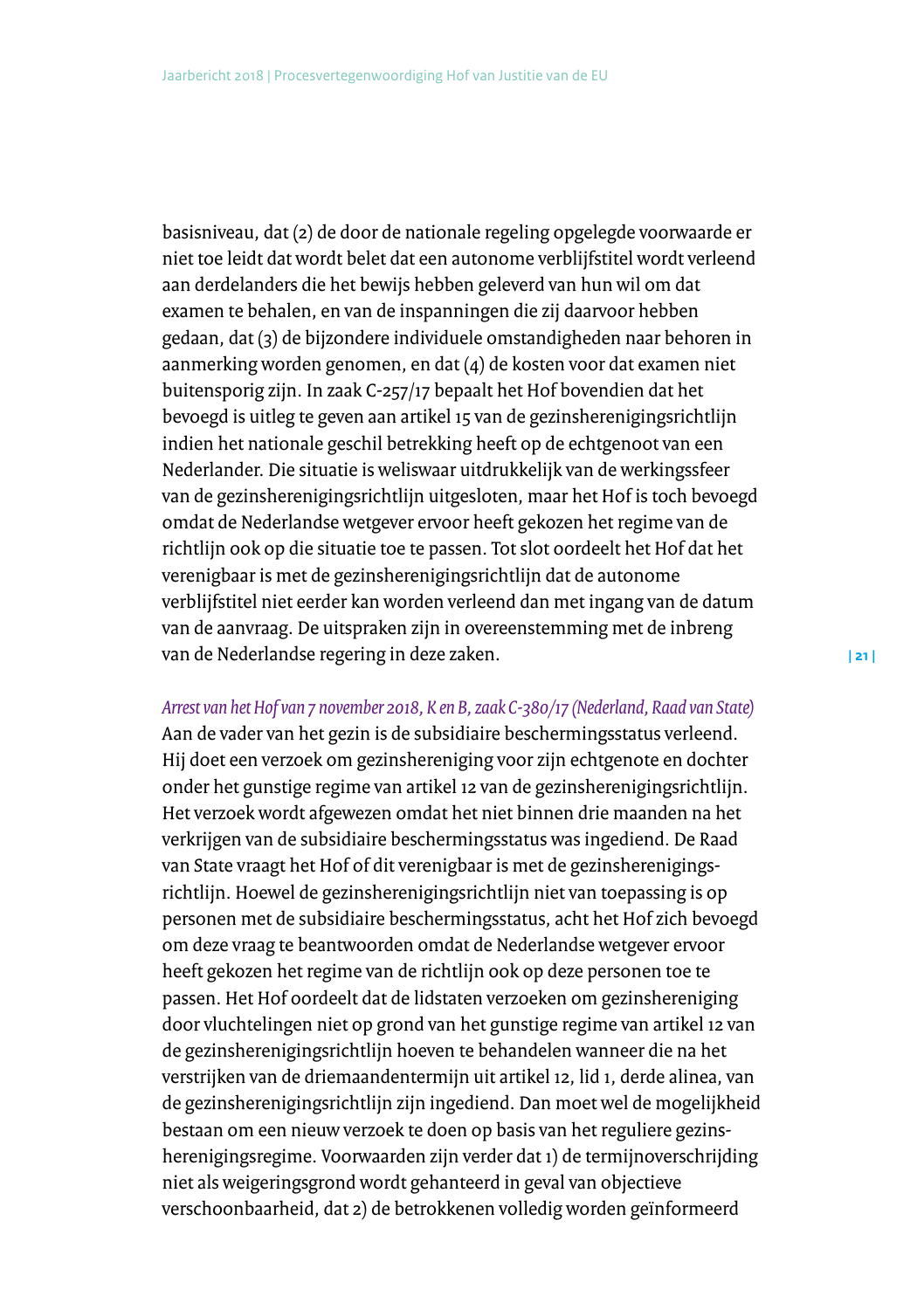basisniveau, dat (2) de door de nationale regeling opgelegde voorwaarde er niet toe leidt dat wordt belet dat een autonome verblijfstitel wordt verleend aan derdelanders die het bewijs hebben geleverd van hun wil om dat examen te behalen, en van de inspanningen die zij daarvoor hebben gedaan, dat (3) de bijzondere individuele omstandigheden naar behoren in aanmerking worden genomen, en dat (4) de kosten voor dat examen niet buitensporig zijn. In zaak C-257/17 bepaalt het Hof bovendien dat het bevoegd is uitleg te geven aan artikel 15 van de gezinsherenigingsrichtlijn indien het nationale geschil betrekking heeft op de echtgenoot van een Nederlander. Die situatie is weliswaar uitdrukkelijk van de werkingssfeer van de gezinsherenigingsrichtlijn uitgesloten, maar het Hof is toch bevoegd omdat de Nederlandse wetgever ervoor heeft gekozen het regime van de richtlijn ook op die situatie toe te passen. Tot slot oordeelt het Hof dat het verenigbaar is met de gezinsherenigingsrichtlijn dat de autonome verblijfstitel niet eerder kan worden verleend dan met ingang van de datum van de aanvraag. De uitspraken zijn in overeenstemming met de inbreng van de Nederlandse regering in deze zaken.

*Arrest van het Hof van 7 november 2018, K en B, zaak C-380/17 (Nederland, Raad van State)*

Aan de vader van het gezin is de subsidiaire beschermingsstatus verleend. Hij doet een verzoek om gezinshereniging voor zijn echtgenote en dochter onder het gunstige regime van artikel 12 van de gezinsherenigingsrichtlijn. Het verzoek wordt afgewezen omdat het niet binnen drie maanden na het verkrijgen van de subsidiaire beschermingsstatus was ingediend. De Raad van State vraagt het Hof of dit verenigbaar is met de gezinsherenigingsrichtlijn. Hoewel de gezinsherenigingsrichtlijn niet van toepassing is op personen met de subsidiaire beschermingsstatus, acht het Hof zich bevoegd om deze vraag te beantwoorden omdat de Nederlandse wetgever ervoor heeft gekozen het regime van de richtlijn ook op deze personen toe te passen. Het Hof oordeelt dat de lidstaten verzoeken om gezinshereniging door vluchtelingen niet op grond van het gunstige regime van artikel 12 van de gezinsherenigingsrichtlijn hoeven te behandelen wanneer die na het verstrijken van de driemaandentermijn uit artikel 12, lid 1, derde alinea, van de gezinsherenigingsrichtlijn zijn ingediend. Dan moet wel de mogelijkheid bestaan om een nieuw verzoek te doen op basis van het reguliere gezinsherenigingsregime. Voorwaarden zijn verder dat 1) de termijnoverschrijding niet als weigeringsgrond wordt gehanteerd in geval van objectieve verschoonbaarheid, dat 2) de betrokkenen volledig worden geïnformeerd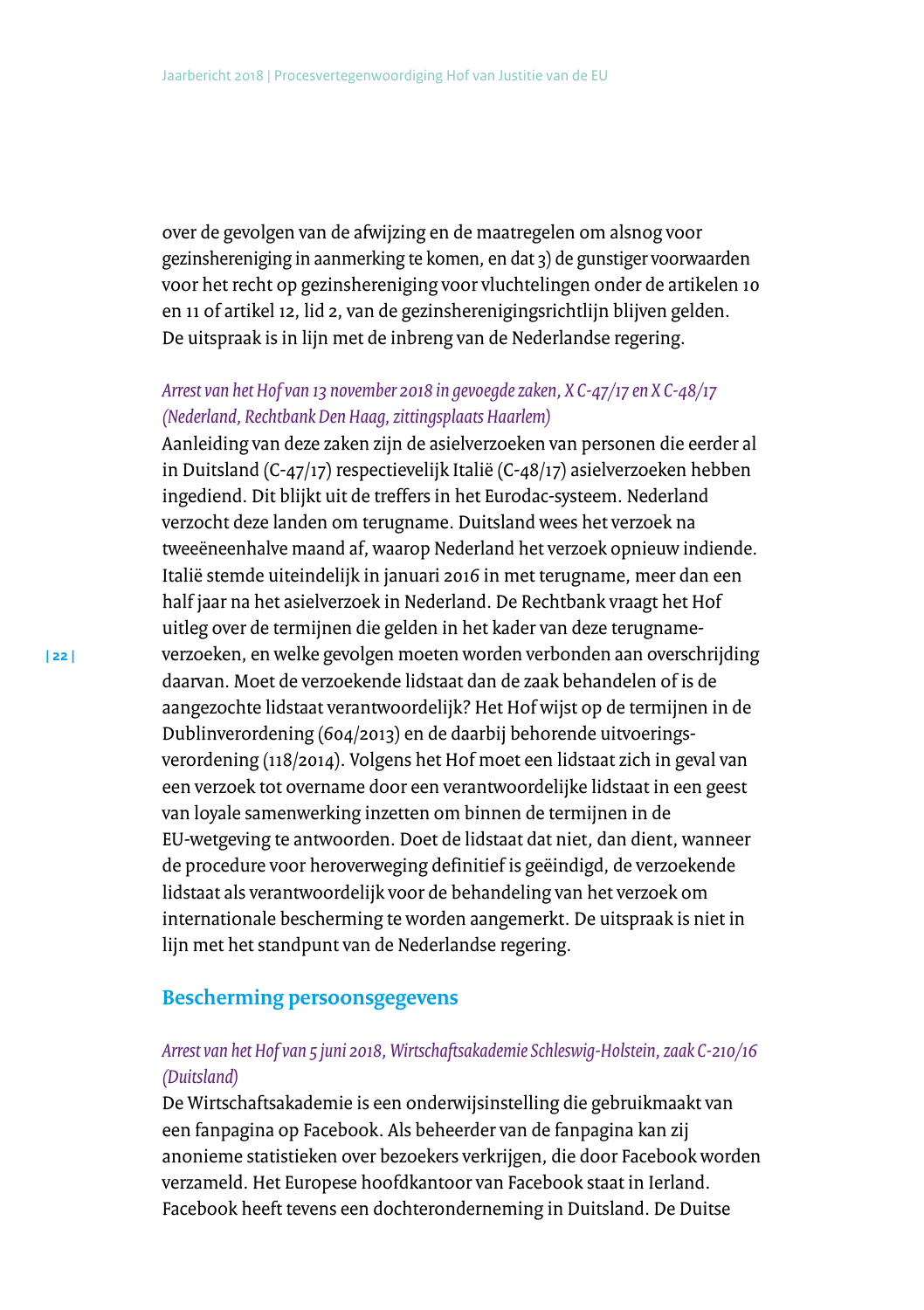over de gevolgen van de afwijzing en de maatregelen om alsnog voor gezinshereniging in aanmerking te komen, en dat 3) de gunstiger voorwaarden voor het recht op gezinshereniging voor vluchtelingen onder de artikelen 10 en 11 of artikel 12, lid 2, van de gezinsherenigingsrichtlijn blijven gelden. De uitspraak is in lijn met de inbreng van de Nederlandse regering.

*Arrest van het Hof van 13 november 2018 in gevoegde zaken, X C-47/17 en X C-48/17 (Nederland, Rechtbank Den Haag, zittingsplaats Haarlem)*

Aanleiding van deze zaken zijn de asielverzoeken van personen die eerder al in Duitsland (C-47/17) respectievelijk Italië (C-48/17) asielverzoeken hebben ingediend. Dit blijkt uit de treffers in het Eurodac-systeem. Nederland verzocht deze landen om terugname. Duitsland wees het verzoek na tweeëneenhalve maand af, waarop Nederland het verzoek opnieuw indiende. Italië stemde uiteindelijk in januari 2016 in met terugname, meer dan een half jaar na het asielverzoek in Nederland. De Rechtbank vraagt het Hof uitleg over de termijnen die gelden in het kader van deze terugname-verzoeken, en welke gevolgen moeten worden verbonden aan overschrijding daarvan. Moet de verzoekende lidstaat dan de zaak behandelen of is de aangezochte lidstaat verantwoordelijk? Het Hof wijst op de termijnen in de Dublinverordening (604/2013) en de daarbij behorende uitvoerings-verordening (118/2014). Volgens het Hof moet een lidstaat zich in geval van een verzoek tot overname door een verantwoordelijke lidstaat in een geest van loyale samenwerking inzetten om binnen de termijnen in de EU-wetgeving te antwoorden. Doet de lidstaat dat niet, dan dient, wanneer de procedure voor heroverweging definitief is geëindigd, de verzoekende lidstaat als verantwoordelijk voor de behandeling van het verzoek om internationale bescherming te worden aangemerkt. De uitspraak is niet in lijn met het standpunt van de Nederlandse regering.

## Bescherming persoonsgegevens

*Arrest van het Hof van 5 juni 2018, Wirtschaftsakademie Schleswig-Holstein, zaak C-210/16 (Duitsland)*

De Wirtschaftsakademie is een onderwijsinstelling die gebruikmaakt van een fanpagina op Facebook. Als beheerder van de fanpagina kan zij anonieme statistieken over bezoekers verkrijgen, die door Facebook worden verzameld. Het Europese hoofdkantoor van Facebook staat in Ierland. Facebook heeft tevens een dochteronderneming in Duitsland. De Duitse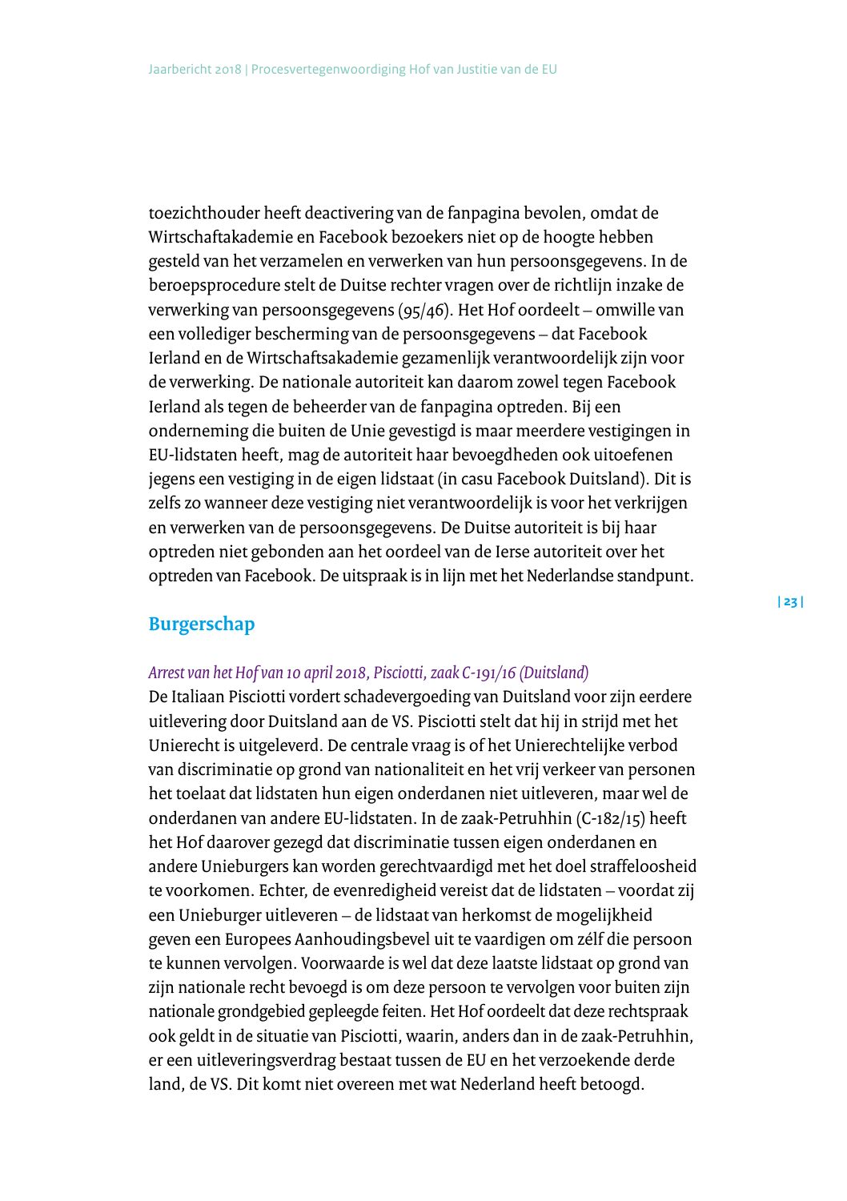toezichthouder heeft deactivering van de fanpagina bevolen, omdat de Wirtschaftakademie en Facebook bezoekers niet op de hoogte hebben gesteld van het verzamelen en verwerken van hun persoonsgegevens. In de beroepsprocedure stelt de Duitse rechter vragen over de richtlijn inzake de verwerking van persoonsgegevens (95/46). Het Hof oordeelt – omwille van een vollediger bescherming van de persoonsgegevens – dat Facebook Ierland en de Wirtschaftsakademie gezamenlijk verantwoordelijk zijn voor de verwerking. De nationale autoriteit kan daarom zowel tegen Facebook Ierland als tegen de beheerder van de fanpagina optreden. Bij een onderneming die buiten de Unie gevestigd is maar meerdere vestigingen in EU-lidstaten heeft, mag de autoriteit haar bevoegdheden ook uitoefenen jegens een vestiging in de eigen lidstaat (in casu Facebook Duitsland). Dit is zelfs zo wanneer deze vestiging niet verantwoordelijk is voor het verkrijgen en verwerken van de persoonsgegevens. De Duitse autoriteit is bij haar optreden niet gebonden aan het oordeel van de Ierse autoriteit over het optreden van Facebook. De uitspraak is in lijn met het Nederlandse standpunt.

## Burgerschap

*Arrest van het Hof van 10 april 2018, Pisciotti, zaak C-191/16 (Duitsland)*

De Italiaan Pisciotti vordert schadevergoeding van Duitsland voor zijn eerdere uitlevering door Duitsland aan de VS. Pisciotti stelt dat hij in strijd met het Unierecht is uitgeleverd. De centrale vraag is of het Unierechtelijke verbod van discriminatie op grond van nationaliteit en het vrij verkeer van personen het toelaat dat lidstaten hun eigen onderdanen niet uitleveren, maar wel de onderdanen van andere EU-lidstaten. In de zaak-Petruhhin (C-182/15) heeft het Hof daarover gezegd dat discriminatie tussen eigen onderdanen en andere Unieburgers kan worden gerechtvaardigd met het doel straffeloosheid te voorkomen. Echter, de evenredigheid vereist dat de lidstaten – voordat zij een Unieburger uitleveren – de lidstaat van herkomst de mogelijkheid geven een Europees Aanhoudingsbevel uit te vaardigen om zélf die persoon te kunnen vervolgen. Voorwaarde is wel dat deze laatste lidstaat op grond van zijn nationale recht bevoegd is om deze persoon te vervolgen voor buiten zijn nationale grondgebied gepleegde feiten. Het Hof oordeelt dat deze rechtspraak ook geldt in de situatie van Pisciotti, waarin, anders dan in de zaak-Petruhhin, er een uitleveringsverdrag bestaat tussen de EU en het verzoekende derde land, de VS. Dit komt niet overeen met wat Nederland heeft betoogd.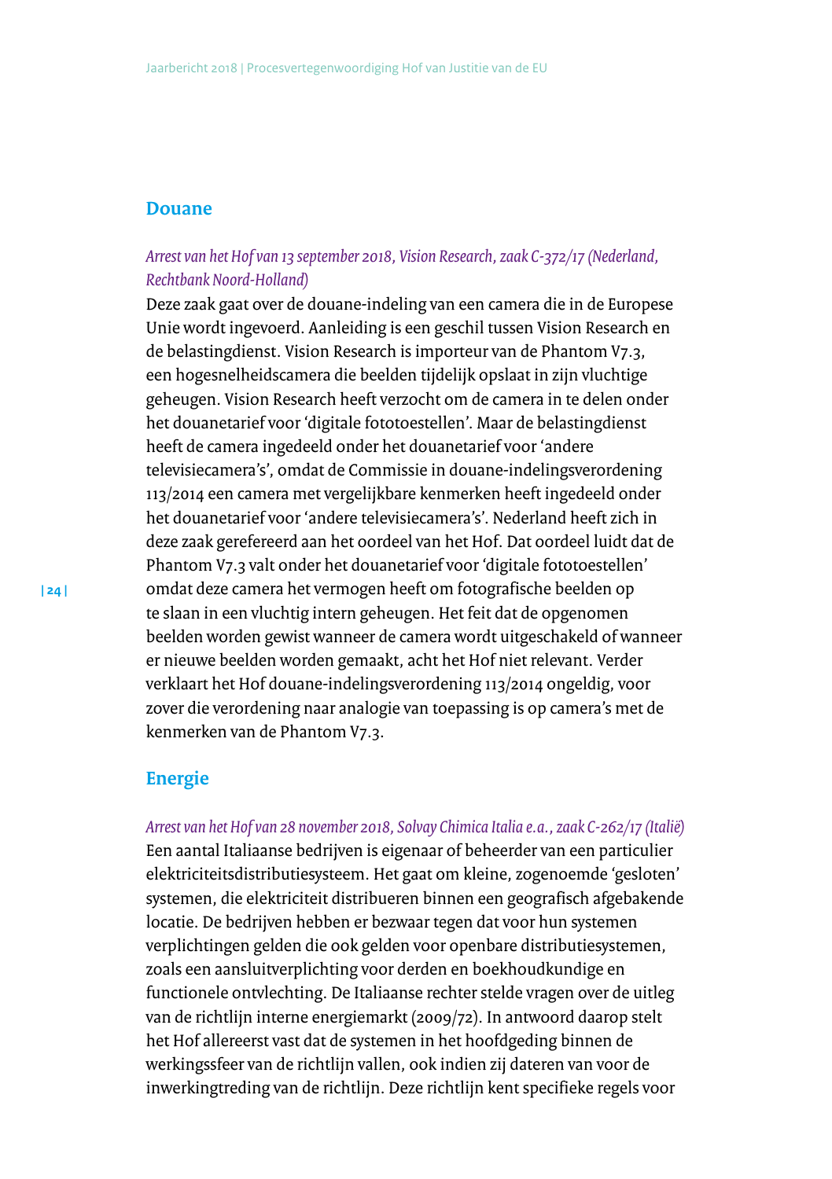## Douane

*Arrest van het Hof van 13 september 2018, Vision Research, zaak C-372/17 (Nederland, Rechtbank Noord-Holland)*

Deze zaak gaat over de douane-indeling van een camera die in de Europese Unie wordt ingevoerd. Aanleiding is een geschil tussen Vision Research en de belastingdienst. Vision Research is importeur van de Phantom V7.3, een hogesnelheidscamera die beelden tijdelijk opslaat in zijn vluchtige geheugen. Vision Research heeft verzocht om de camera in te delen onder het douanetarief voor 'digitale fototoestellen'. Maar de belastingdienst heeft de camera ingedeeld onder het douanetarief voor 'andere televisiecamera's', omdat de Commissie in douane-indelingsverordening 113/2014 een camera met vergelijkbare kenmerken heeft ingedeeld onder het douanetarief voor 'andere televisiecamera's'. Nederland heeft zich in deze zaak gerefereerd aan het oordeel van het Hof. Dat oordeel luidt dat de Phantom V7.3 valt onder het douanetarief voor 'digitale fototoestellen' omdat deze camera het vermogen heeft om fotografische beelden op te slaan in een vluchtig intern geheugen. Het feit dat de opgenomen beelden worden gewist wanneer de camera wordt uitgeschakeld of wanneer er nieuwe beelden worden gemaakt, acht het Hof niet relevant. Verder verklaart het Hof douane-indelingsverordening 113/2014 ongeldig, voor zover die verordening naar analogie van toepassing is op camera's met de kenmerken van de Phantom V7.3.

## Energie

*Arrest van het Hof van 28 november 2018, Solvay Chimica Italia e.a., zaak C-262/17 (Italië)*

Een aantal Italiaanse bedrijven is eigenaar of beheerder van een particulier elektriciteitsdistributiesysteem. Het gaat om kleine, zogenoemde 'gesloten' systemen, die elektriciteit distribueren binnen een geografisch afgebakende locatie. De bedrijven hebben er bezwaar tegen dat voor hun systemen verplichtingen gelden die ook gelden voor openbare distributiesystemen, zoals een aansluitverplichting voor derden en boekhoudkundige en functionele ontvlechting. De Italiaanse rechter stelde vragen over de uitleg van de richtlijn interne energiemarkt (2009/72). In antwoord daarop stelt het Hof allereerst vast dat de systemen in het hoofdgeding binnen de werkingssfeer van de richtlijn vallen, ook indien zij dateren van voor de inwerkingtreding van de richtlijn. Deze richtlijn kent specifieke regels voor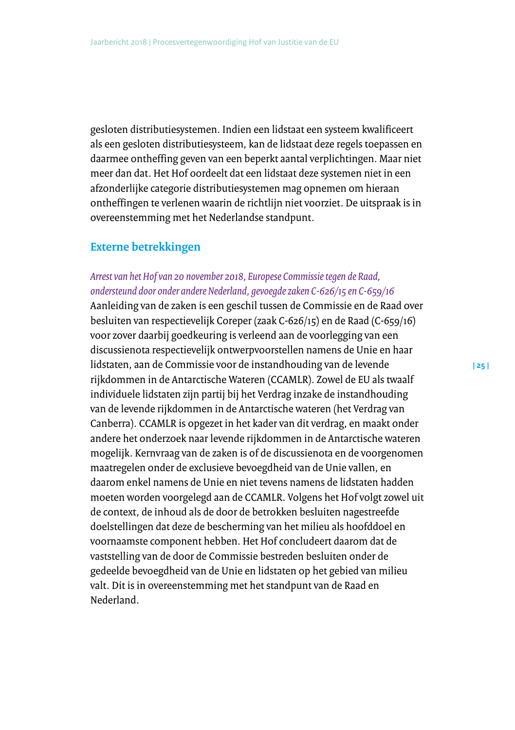gesloten distributiesystemen. Indien een lidstaat een systeem kwalificeert als een gesloten distributiesysteem, kan de lidstaat deze regels toepassen en daarmee ontheffing geven van een beperkt aantal verplichtingen. Maar niet meer dan dat. Het Hof oordeelt dat een lidstaat deze systemen niet in een afzonderlijke categorie distributiesystemen mag opnemen om hieraan ontheffingen te verlenen waarin de richtlijn niet voorziet. De uitspraak is in overeenstemming met het Nederlandse standpunt.

## Externe betrekkingen

*Arrest van het Hof van 20 november 2018, Europese Commissie tegen de Raad, ondersteund door onder andere Nederland, gevoegde zaken C-626/15 en C-659/16*

Aanleiding van de zaken is een geschil tussen de Commissie en de Raad over besluiten van respectievelijk Coreper (zaak C-626/15) en de Raad (C-659/16) voor zover daarbij goedkeuring is verleend aan de voorlegging van een discussienota respectievelijk ontwerpvoorstellen namens de Unie en haar lidstaten, aan de Commissie voor de instandhouding van de levende rijkdommen in de Antarctische Wateren (CCAMLR). Zowel de EU als twaalf individuele lidstaten zijn partij bij het Verdrag inzake de instandhouding van de levende rijkdommen in de Antarctische wateren (het Verdrag van Canberra). CCAMLR is opgezet in het kader van dit verdrag, en maakt onder andere het onderzoek naar levende rijkdommen in de Antarctische wateren mogelijk. Kernvraag van de zaken is of de discussienota en de voorgenomen maatregelen onder de exclusieve bevoegdheid van de Unie vallen, en daarom enkel namens de Unie en niet tevens namens de lidstaten hadden moeten worden voorgelegd aan de CCAMLR. Volgens het Hof volgt zowel uit de context, de inhoud als de door de betrokken besluiten nagestreefde doelstellingen dat deze de bescherming van het milieu als hoofddoel en voornaamste component hebben. Het Hof concludeert daarom dat de vaststelling van de door de Commissie bestreden besluiten onder de gedeelde bevoegdheid van de Unie en lidstaten op het gebied van milieu valt. Dit is in overeenstemming met het standpunt van de Raad en Nederland.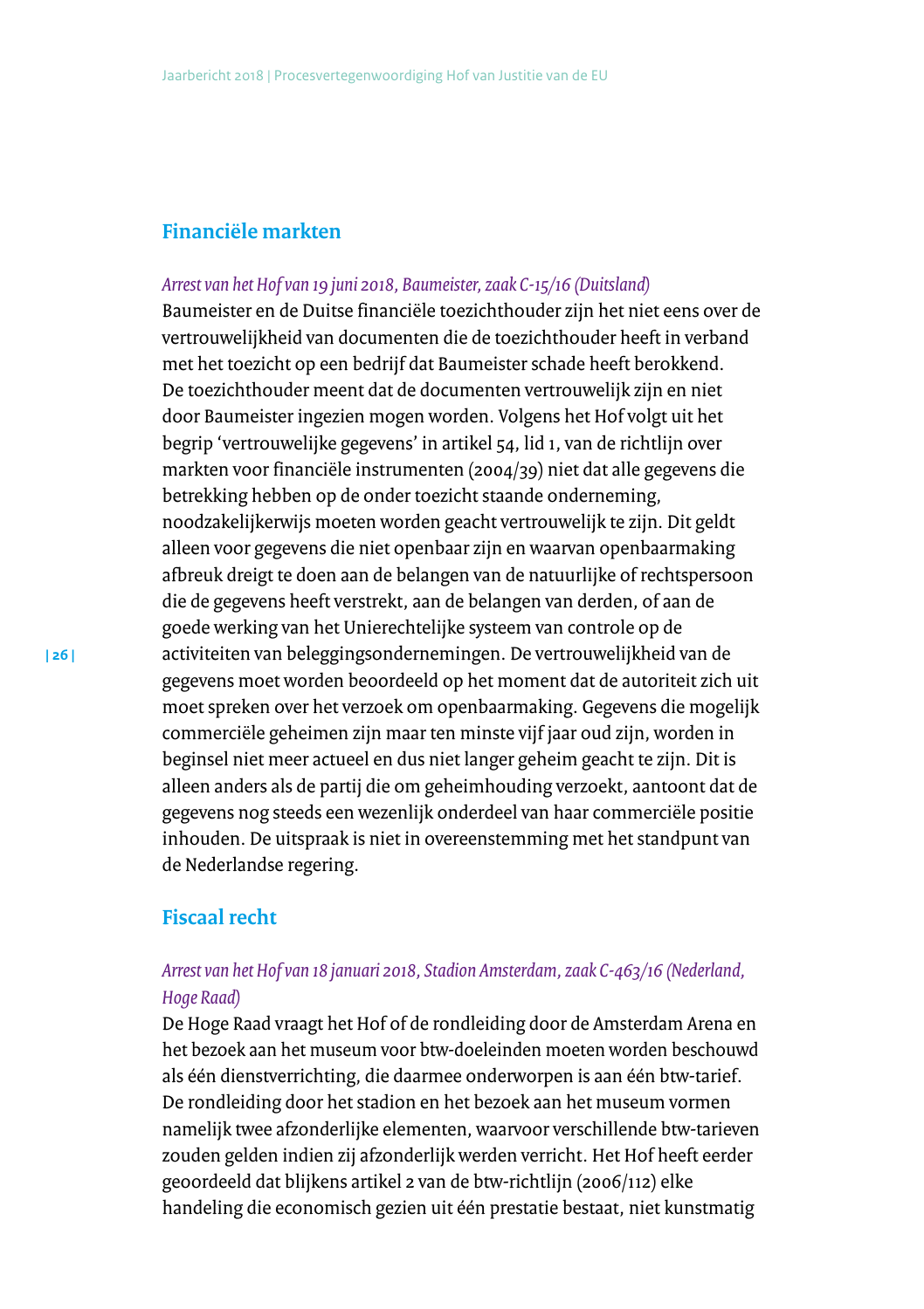## Financiële markten

*Arrest van het Hof van 19 juni 2018, Baumeister, zaak C-15/16 (Duitsland)*
Baumeister en de Duitse financiële toezichthouder zijn het niet eens over de vertrouwelijkheid van documenten die de toezichthouder heeft in verband met het toezicht op een bedrijf dat Baumeister schade heeft berokkend. De toezichthouder meent dat de documenten vertrouwelijk zijn en niet door Baumeister ingezien mogen worden. Volgens het Hof volgt uit het begrip 'vertrouwelijke gegevens' in artikel 54, lid 1, van de richtlijn over markten voor financiële instrumenten (2004/39) niet dat alle gegevens die betrekking hebben op de onder toezicht staande onderneming, noodzakelijkerwijs moeten worden geacht vertrouwelijk te zijn. Dit geldt alleen voor gegevens die niet openbaar zijn en waarvan openbaarmaking afbreuk dreigt te doen aan de belangen van de natuurlijke of rechtspersoon die de gegevens heeft verstrekt, aan de belangen van derden, of aan de goede werking van het Unierechtelijke systeem van controle op de activiteiten van beleggingsondernemingen. De vertrouwelijkheid van de gegevens moet worden beoordeeld op het moment dat de autoriteit zich uit moet spreken over het verzoek om openbaarmaking. Gegevens die mogelijk commerciële geheimen zijn maar ten minste vijf jaar oud zijn, worden in beginsel niet meer actueel en dus niet langer geheim geacht te zijn. Dit is alleen anders als de partij die om geheimhouding verzoekt, aantoont dat de gegevens nog steeds een wezenlijk onderdeel van haar commerciële positie inhouden. De uitspraak is niet in overeenstemming met het standpunt van de Nederlandse regering.

## Fiscaal recht

*Arrest van het Hof van 18 januari 2018, Stadion Amsterdam, zaak C-463/16 (Nederland, Hoge Raad)*
De Hoge Raad vraagt het Hof of de rondleiding door de Amsterdam Arena en het bezoek aan het museum voor btw-doeleinden moeten worden beschouwd als één dienstverrichting, die daarmee onderworpen is aan één btw-tarief. De rondleiding door het stadion en het bezoek aan het museum vormen namelijk twee afzonderlijke elementen, waarvoor verschillende btw-tarieven zouden gelden indien zij afzonderlijk werden verricht. Het Hof heeft eerder geoordeeld dat blijkens artikel 2 van de btw-richtlijn (2006/112) elke handeling die economisch gezien uit één prestatie bestaat, niet kunstmatig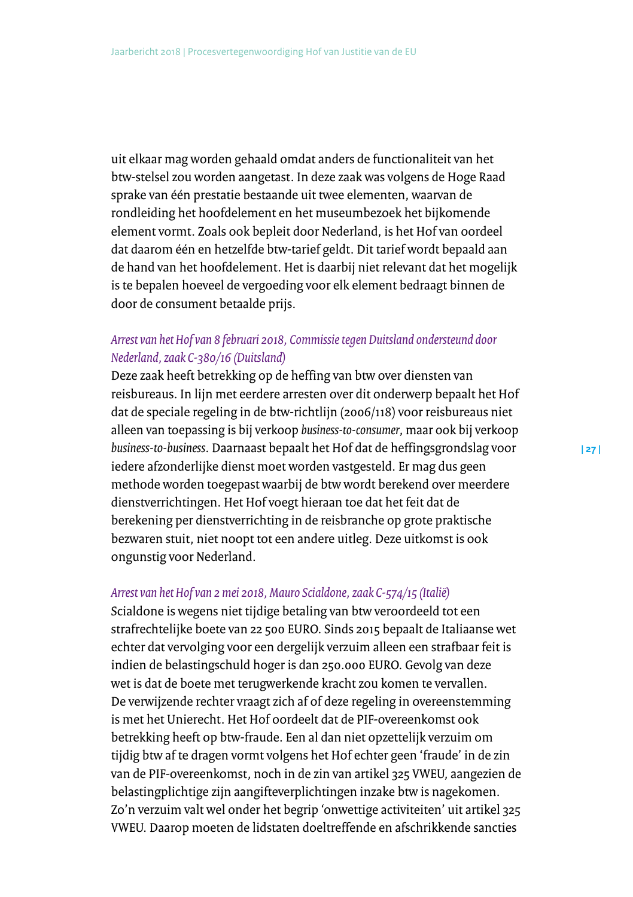uit elkaar mag worden gehaald omdat anders de functionaliteit van het btw-stelsel zou worden aangetast. In deze zaak was volgens de Hoge Raad sprake van één prestatie bestaande uit twee elementen, waarvan de rondleiding het hoofdelement en het museumbezoek het bijkomende element vormt. Zoals ook bepleit door Nederland, is het Hof van oordeel dat daarom één en hetzelfde btw-tarief geldt. Dit tarief wordt bepaald aan de hand van het hoofdelement. Het is daarbij niet relevant dat het mogelijk is te bepalen hoeveel de vergoeding voor elk element bedraagt binnen de door de consument betaalde prijs.

*Arrest van het Hof van 8 februari 2018, Commissie tegen Duitsland ondersteund door Nederland, zaak C-380/16 (Duitsland)*

Deze zaak heeft betrekking op de heffing van btw over diensten van reisbureaus. In lijn met eerdere arresten over dit onderwerp bepaalt het Hof dat de speciale regeling in de btw-richtlijn (2006/118) voor reisbureaus niet alleen van toepassing is bij verkoop *business-to-consumer*, maar ook bij verkoop *business-to-business*. Daarnaast bepaalt het Hof dat de heffingsgrondslag voor iedere afzonderlijke dienst moet worden vastgesteld. Er mag dus geen methode worden toegepast waarbij de btw wordt berekend over meerdere dienstverrichtingen. Het Hof voegt hieraan toe dat het feit dat de berekening per dienstverrichting in de reisbranche op grote praktische bezwaren stuit, niet noopt tot een andere uitleg. Deze uitkomst is ook ongunstig voor Nederland.

*Arrest van het Hof van 2 mei 2018, Mauro Scialdone, zaak C-574/15 (Italië)*

Scialdone is wegens niet tijdige betaling van btw veroordeeld tot een strafrechtelijke boete van 22 500 EURO. Sinds 2015 bepaalt de Italiaanse wet echter dat vervolging voor een dergelijk verzuim alleen een strafbaar feit is indien de belastingschuld hoger is dan 250.000 EURO. Gevolg van deze wet is dat de boete met terugwerkende kracht zou komen te vervallen. De verwijzende rechter vraagt zich af of deze regeling in overeenstemming is met het Unierecht. Het Hof oordeelt dat de PIF-overeenkomst ook betrekking heeft op btw-fraude. Een al dan niet opzettelijk verzuim om tijdig btw af te dragen vormt volgens het Hof echter geen 'fraude' in de zin van de PIF-overeenkomst, noch in de zin van artikel 325 VWEU, aangezien de belastingplichtige zijn aangifteverplichtingen inzake btw is nagekomen. Zo'n verzuim valt wel onder het begrip 'onwettige activiteiten' uit artikel 325 VWEU. Daarop moeten de lidstaten doeltreffende en afschrikkende sancties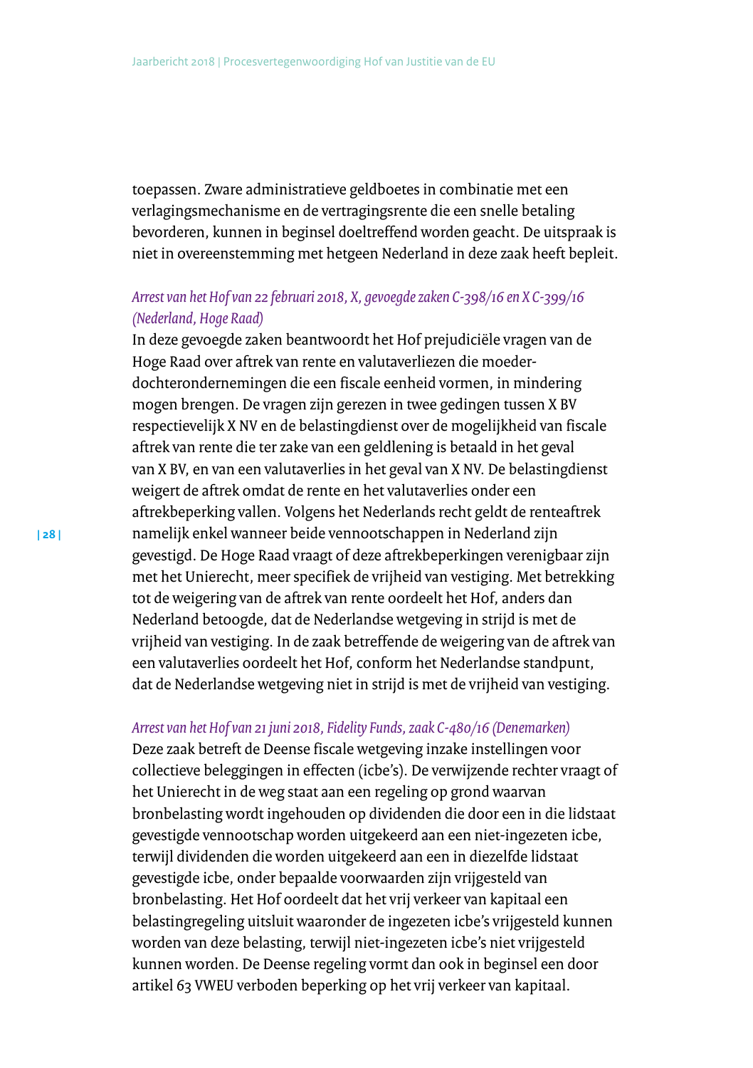toepassen. Zware administratieve geldboetes in combinatie met een verlagingsmechanisme en de vertragingsrente die een snelle betaling bevorderen, kunnen in beginsel doeltreffend worden geacht. De uitspraak is niet in overeenstemming met hetgeen Nederland in deze zaak heeft bepleit.

*Arrest van het Hof van 22 februari 2018, X, gevoegde zaken C-398/16 en X C-399/16 (Nederland, Hoge Raad)*

In deze gevoegde zaken beantwoordt het Hof prejudiciële vragen van de Hoge Raad over aftrek van rente en valutaverliezen die moeder-dochterondernemingen die een fiscale eenheid vormen, in mindering mogen brengen. De vragen zijn gerezen in twee gedingen tussen X BV respectievelijk X NV en de belastingdienst over de mogelijkheid van fiscale aftrek van rente die ter zake van een geldlening is betaald in het geval van X BV, en van een valutaverlies in het geval van X NV. De belastingdienst weigert de aftrek omdat de rente en het valutaverlies onder een aftrekbeperking vallen. Volgens het Nederlands recht geldt de renteaftrek namelijk enkel wanneer beide vennootschappen in Nederland zijn gevestigd. De Hoge Raad vraagt of deze aftrekbeperkingen verenigbaar zijn met het Unierecht, meer specifiek de vrijheid van vestiging. Met betrekking tot de weigering van de aftrek van rente oordeelt het Hof, anders dan Nederland betoogde, dat de Nederlandse wetgeving in strijd is met de vrijheid van vestiging. In de zaak betreffende de weigering van de aftrek van een valutaverlies oordeelt het Hof, conform het Nederlandse standpunt, dat de Nederlandse wetgeving niet in strijd is met de vrijheid van vestiging.

*Arrest van het Hof van 21 juni 2018, Fidelity Funds, zaak C-480/16 (Denemarken)*

Deze zaak betreft de Deense fiscale wetgeving inzake instellingen voor collectieve beleggingen in effecten (icbe's). De verwijzende rechter vraagt of het Unierecht in de weg staat aan een regeling op grond waarvan bronbelasting wordt ingehouden op dividenden die door een in die lidstaat gevestigde vennootschap worden uitgekeerd aan een niet-ingezeten icbe, terwijl dividenden die worden uitgekeerd aan een in diezelfde lidstaat gevestigde icbe, onder bepaalde voorwaarden zijn vrijgesteld van bronbelasting. Het Hof oordeelt dat het vrij verkeer van kapitaal een belastingregeling uitsluit waaronder de ingezeten icbe's vrijgesteld kunnen worden van deze belasting, terwijl niet-ingezeten icbe's niet vrijgesteld kunnen worden. De Deense regeling vormt dan ook in beginsel een door artikel 63 VWEU verboden beperking op het vrij verkeer van kapitaal.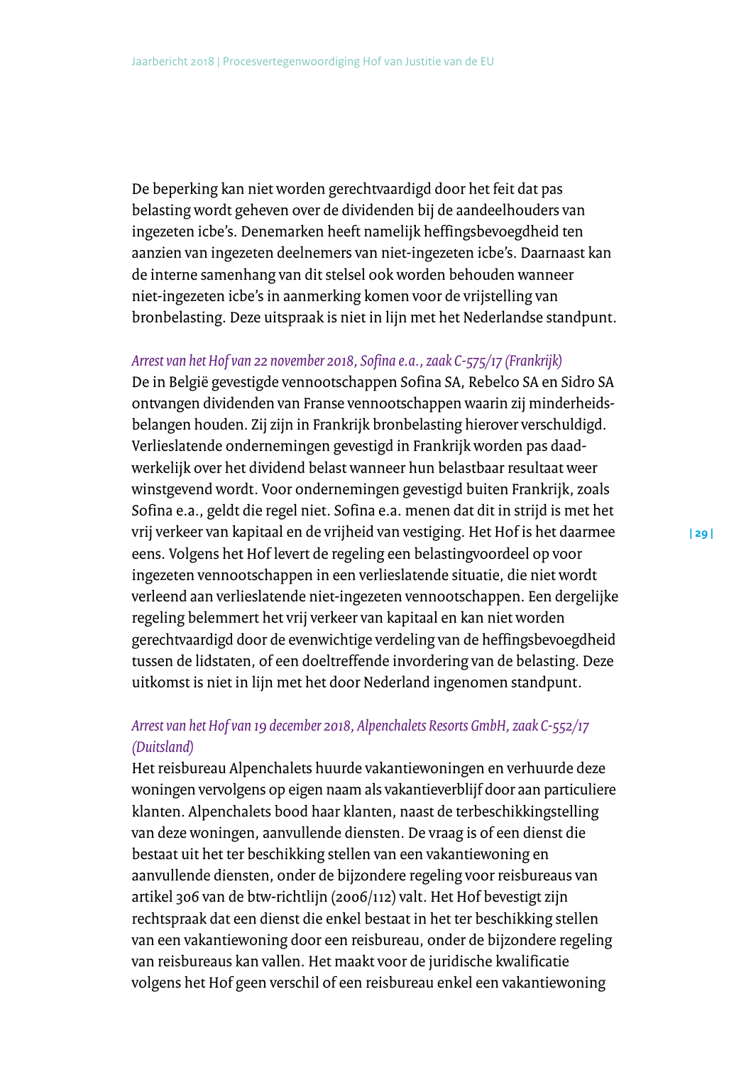De beperking kan niet worden gerechtvaardigd door het feit dat pas belasting wordt geheven over de dividenden bij de aandeelhouders van ingezeten icbe's. Denemarken heeft namelijk heffingsbevoegdheid ten aanzien van ingezeten deelnemers van niet-ingezeten icbe's. Daarnaast kan de interne samenhang van dit stelsel ook worden behouden wanneer niet-ingezeten icbe's in aanmerking komen voor de vrijstelling van bronbelasting. Deze uitspraak is niet in lijn met het Nederlandse standpunt.

*Arrest van het Hof van 22 november 2018, Sofina e.a., zaak C-575/17 (Frankrijk)*

De in België gevestigde vennootschappen Sofina SA, Rebelco SA en Sidro SA ontvangen dividenden van Franse vennootschappen waarin zij minderheidsbelangen houden. Zij zijn in Frankrijk bronbelasting hierover verschuldigd. Verlieslatende ondernemingen gevestigd in Frankrijk worden pas daadwerkelijk over het dividend belast wanneer hun belastbaar resultaat weer winstgevend wordt. Voor ondernemingen gevestigd buiten Frankrijk, zoals Sofina e.a., geldt die regel niet. Sofina e.a. menen dat dit in strijd is met het vrij verkeer van kapitaal en de vrijheid van vestiging. Het Hof is het daarmee eens. Volgens het Hof levert de regeling een belastingvoordeel op voor ingezeten vennootschappen in een verlieslatende situatie, die niet wordt verleend aan verlieslatende niet-ingezeten vennootschappen. Een dergelijke regeling belemmert het vrij verkeer van kapitaal en kan niet worden gerechtvaardigd door de evenwichtige verdeling van de heffingsbevoegdheid tussen de lidstaten, of een doeltreffende invordering van de belasting. Deze uitkomst is niet in lijn met het door Nederland ingenomen standpunt.

*Arrest van het Hof van 19 december 2018, Alpenchalets Resorts GmbH, zaak C-552/17 (Duitsland)*

Het reisbureau Alpenchalets huurde vakantiewoningen en verhuurde deze woningen vervolgens op eigen naam als vakantieverblijf door aan particuliere klanten. Alpenchalets bood haar klanten, naast de terbeschikkingstelling van deze woningen, aanvullende diensten. De vraag is of een dienst die bestaat uit het ter beschikking stellen van een vakantiewoning en aanvullende diensten, onder de bijzondere regeling voor reisbureaus van artikel 306 van de btw-richtlijn (2006/112) valt. Het Hof bevestigt zijn rechtspraak dat een dienst die enkel bestaat in het ter beschikking stellen van een vakantiewoning door een reisbureau, onder de bijzondere regeling van reisbureaus kan vallen. Het maakt voor de juridische kwalificatie volgens het Hof geen verschil of een reisbureau enkel een vakantiewoning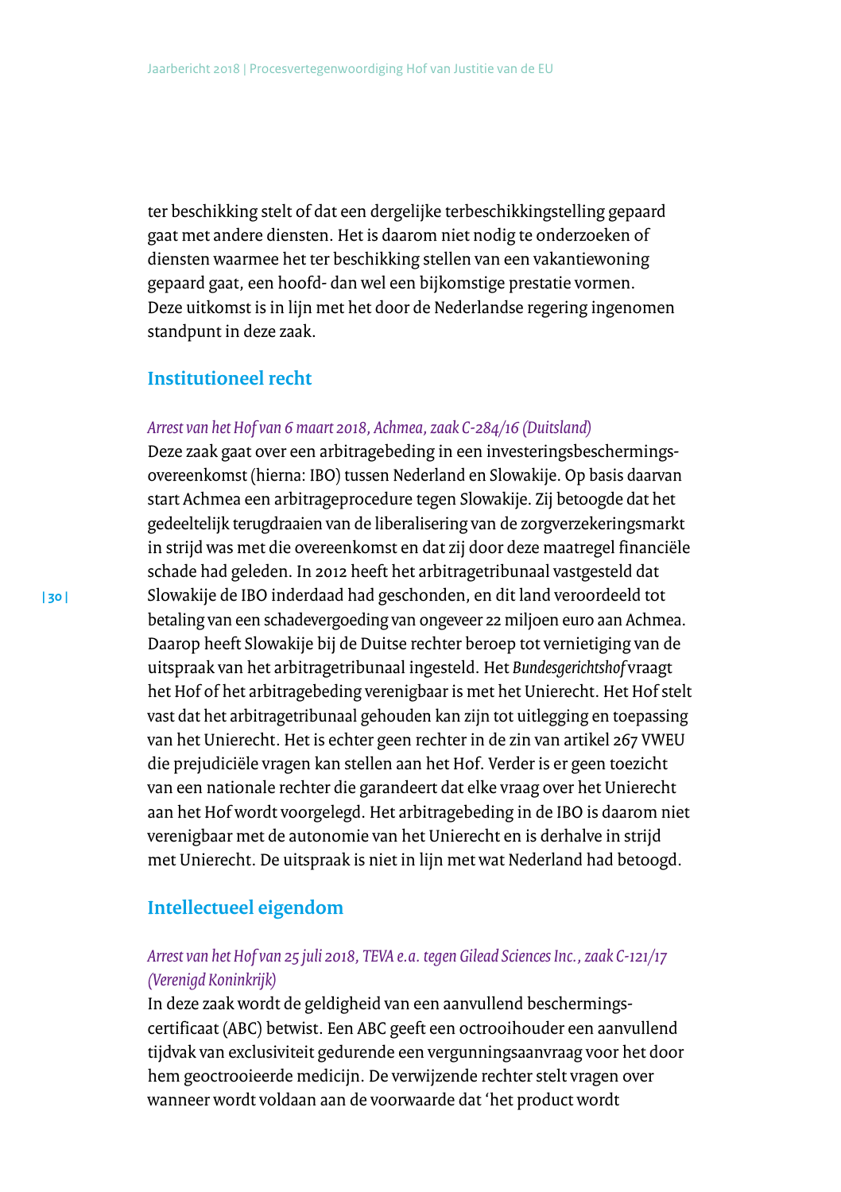ter beschikking stelt of dat een dergelijke terbeschikkingstelling gepaard gaat met andere diensten. Het is daarom niet nodig te onderzoeken of diensten waarmee het ter beschikking stellen van een vakantiewoning gepaard gaat, een hoofd- dan wel een bijkomstige prestatie vormen. Deze uitkomst is in lijn met het door de Nederlandse regering ingenomen standpunt in deze zaak.

## Institutioneel recht

*Arrest van het Hof van 6 maart 2018, Achmea, zaak C-284/16 (Duitsland)*

Deze zaak gaat over een arbitragebeding in een investeringsbeschermings-overeenkomst (hierna: IBO) tussen Nederland en Slowakije. Op basis daarvan start Achmea een arbitrageprocedure tegen Slowakije. Zij betoogde dat het gedeeltelijk terugdraaien van de liberalisering van de zorgverzekeringsmarkt in strijd was met die overeenkomst en dat zij door deze maatregel financiële schade had geleden. In 2012 heeft het arbitragetribunaal vastgesteld dat Slowakije de IBO inderdaad had geschonden, en dit land veroordeeld tot betaling van een schadevergoeding van ongeveer 22 miljoen euro aan Achmea. Daarop heeft Slowakije bij de Duitse rechter beroep tot vernietiging van de uitspraak van het arbitragetribunaal ingesteld. Het *Bundesgerichtshof* vraagt het Hof of het arbitragebeding verenigbaar is met het Unierecht. Het Hof stelt vast dat het arbitragetribunaal gehouden kan zijn tot uitlegging en toepassing van het Unierecht. Het is echter geen rechter in de zin van artikel 267 VWEU die prejudiciële vragen kan stellen aan het Hof. Verder is er geen toezicht van een nationale rechter die garandeert dat elke vraag over het Unierecht aan het Hof wordt voorgelegd. Het arbitragebeding in de IBO is daarom niet verenigbaar met de autonomie van het Unierecht en is derhalve in strijd met Unierecht. De uitspraak is niet in lijn met wat Nederland had betoogd.

## Intellectueel eigendom

*Arrest van het Hof van 25 juli 2018, TEVA e.a. tegen Gilead Sciences Inc., zaak C-121/17 (Verenigd Koninkrijk)*

In deze zaak wordt de geldigheid van een aanvullend beschermings-certificaat (ABC) betwist. Een ABC geeft een octrooihouder een aanvullend tijdvak van exclusiviteit gedurende een vergunningsaanvraag voor het door hem geoctrooieerde medicijn. De verwijzende rechter stelt vragen over wanneer wordt voldaan aan de voorwaarde dat 'het product wordt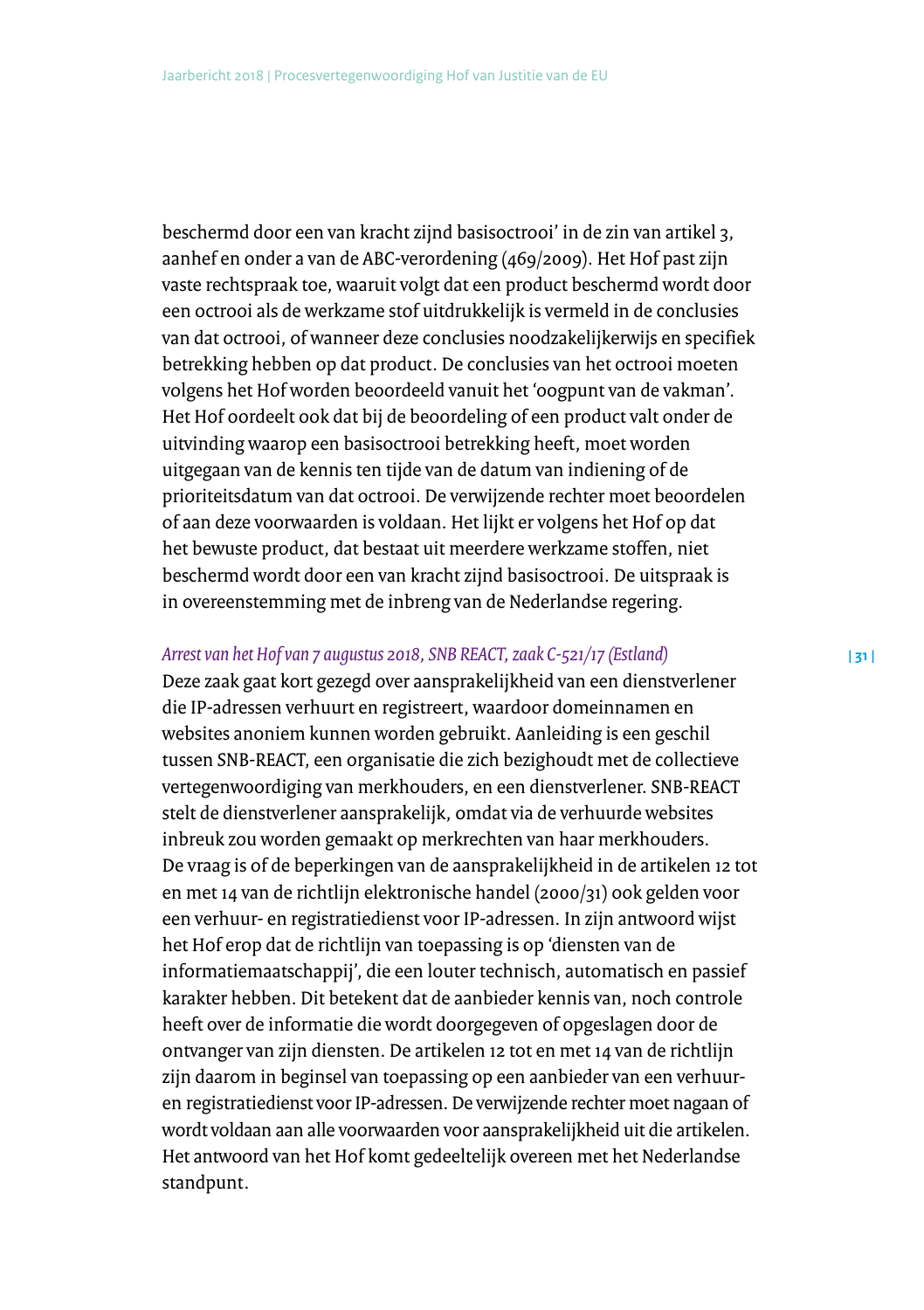beschermd door een van kracht zijnd basisoctrooi' in de zin van artikel 3, aanhef en onder a van de ABC-verordening (469/2009). Het Hof past zijn vaste rechtspraak toe, waaruit volgt dat een product beschermd wordt door een octrooi als de werkzame stof uitdrukkelijk is vermeld in de conclusies van dat octrooi, of wanneer deze conclusies noodzakelijkerwijs en specifiek betrekking hebben op dat product. De conclusies van het octrooi moeten volgens het Hof worden beoordeeld vanuit het 'oogpunt van de vakman'. Het Hof oordeelt ook dat bij de beoordeling of een product valt onder de uitvinding waarop een basisoctrooi betrekking heeft, moet worden uitgegaan van de kennis ten tijde van de datum van indiening of de prioriteitsdatum van dat octrooi. De verwijzende rechter moet beoordelen of aan deze voorwaarden is voldaan. Het lijkt er volgens het Hof op dat het bewuste product, dat bestaat uit meerdere werkzame stoffen, niet beschermd wordt door een van kracht zijnd basisoctrooi. De uitspraak is in overeenstemming met de inbreng van de Nederlandse regering.

*Arrest van het Hof van 7 augustus 2018, SNB REACT, zaak C-521/17 (Estland)*

Deze zaak gaat kort gezegd over aansprakelijkheid van een dienstverlener die IP-adressen verhuurt en registreert, waardoor domeinnamen en websites anoniem kunnen worden gebruikt. Aanleiding is een geschil tussen SNB-REACT, een organisatie die zich bezighoudt met de collectieve vertegenwoordiging van merkhouders, en een dienstverlener. SNB-REACT stelt de dienstverlener aansprakelijk, omdat via de verhuurde websites inbreuk zou worden gemaakt op merkrechten van haar merkhouders. De vraag is of de beperkingen van de aansprakelijkheid in de artikelen 12 tot en met 14 van de richtlijn elektronische handel (2000/31) ook gelden voor een verhuur- en registratiedienst voor IP-adressen. In zijn antwoord wijst het Hof erop dat de richtlijn van toepassing is op 'diensten van de informatiemaatschappij', die een louter technisch, automatisch en passief karakter hebben. Dit betekent dat de aanbieder kennis van, noch controle heeft over de informatie die wordt doorgegeven of opgeslagen door de ontvanger van zijn diensten. De artikelen 12 tot en met 14 van de richtlijn zijn daarom in beginsel van toepassing op een aanbieder van een verhuur- en registratiedienst voor IP-adressen. De verwijzende rechter moet nagaan of wordt voldaan aan alle voorwaarden voor aansprakelijkheid uit die artikelen. Het antwoord van het Hof komt gedeeltelijk overeen met het Nederlandse standpunt.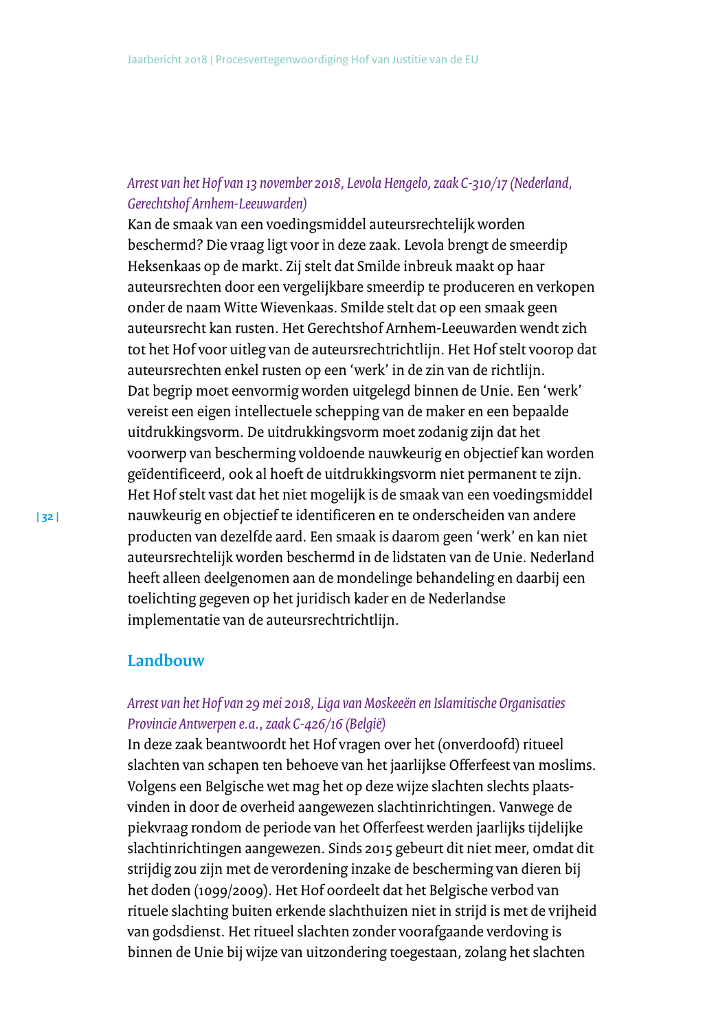*Arrest van het Hof van 13 november 2018, Levola Hengelo, zaak C-310/17 (Nederland, Gerechtshof Arnhem-Leeuwarden)*

Kan de smaak van een voedingsmiddel auteursrechtelijk worden beschermd? Die vraag ligt voor in deze zaak. Levola brengt de smeerdip Heksenkaas op de markt. Zij stelt dat Smilde inbreuk maakt op haar auteursrechten door een vergelijkbare smeerdip te produceren en verkopen onder de naam Witte Wievenkaas. Smilde stelt dat op een smaak geen auteursrecht kan rusten. Het Gerechtshof Arnhem-Leeuwarden wendt zich tot het Hof voor uitleg van de auteursrechtrichtlijn. Het Hof stelt voorop dat auteursrechten enkel rusten op een 'werk' in de zin van de richtlijn. Dat begrip moet eenvormig worden uitgelegd binnen de Unie. Een 'werk' vereist een eigen intellectuele schepping van de maker en een bepaalde uitdrukkingsvorm. De uitdrukkingsvorm moet zodanig zijn dat het voorwerp van bescherming voldoende nauwkeurig en objectief kan worden geïdentificeerd, ook al hoeft de uitdrukkingsvorm niet permanent te zijn. Het Hof stelt vast dat het niet mogelijk is de smaak van een voedingsmiddel nauwkeurig en objectief te identificeren en te onderscheiden van andere producten van dezelfde aard. Een smaak is daarom geen 'werk' en kan niet auteursrechtelijk worden beschermd in de lidstaten van de Unie. Nederland heeft alleen deelgenomen aan de mondelinge behandeling en daarbij een toelichting gegeven op het juridisch kader en de Nederlandse implementatie van de auteursrechtrichtlijn.

## Landbouw

*Arrest van het Hof van 29 mei 2018, Liga van Moskeeën en Islamitische Organisaties Provincie Antwerpen e.a., zaak C-426/16 (België)*

In deze zaak beantwoordt het Hof vragen over het (onverdoofd) ritueel slachten van schapen ten behoeve van het jaarlijkse Offerfeest van moslims. Volgens een Belgische wet mag het op deze wijze slachten slechts plaatsvinden in door de overheid aangewezen slachtinrichtingen. Vanwege de piekvraag rondom de periode van het Offerfeest werden jaarlijks tijdelijke slachtinrichtingen aangewezen. Sinds 2015 gebeurt dit niet meer, omdat dit strijdig zou zijn met de verordening inzake de bescherming van dieren bij het doden (1099/2009). Het Hof oordeelt dat het Belgische verbod van rituele slachting buiten erkende slachthuizen niet in strijd is met de vrijheid van godsdienst. Het ritueel slachten zonder voorafgaande verdoving is binnen de Unie bij wijze van uitzondering toegestaan, zolang het slachten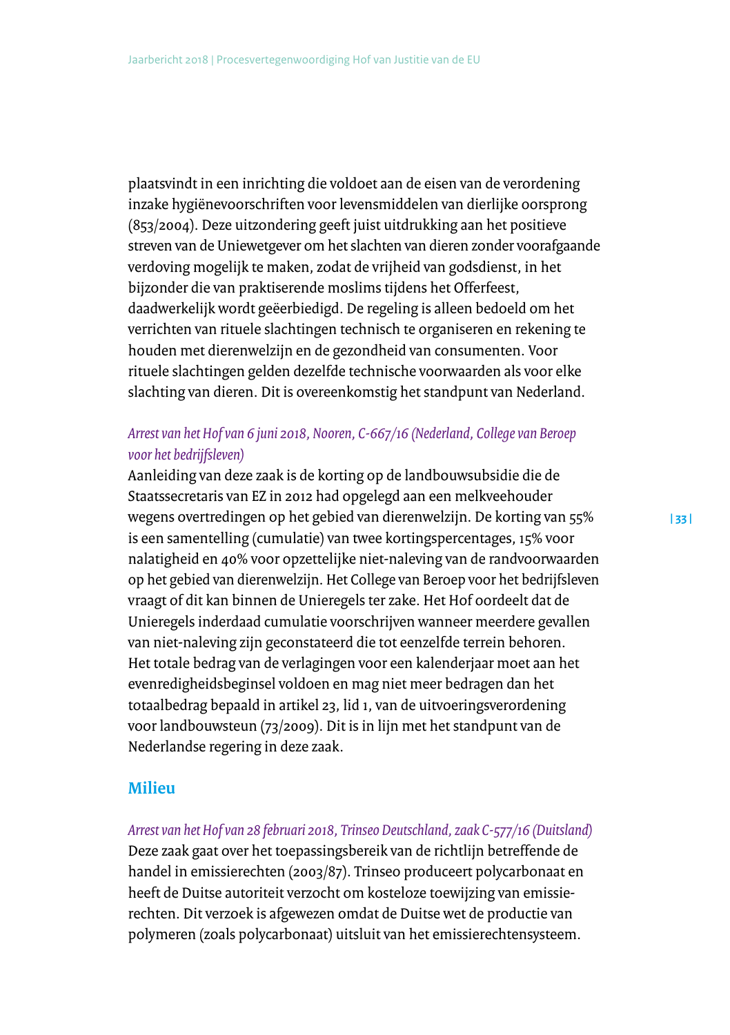plaatsvindt in een inrichting die voldoet aan de eisen van de verordening inzake hygiënevoorschriften voor levensmiddelen van dierlijke oorsprong (853/2004). Deze uitzondering geeft juist uitdrukking aan het positieve streven van de Uniewetgever om het slachten van dieren zonder voorafgaande verdoving mogelijk te maken, zodat de vrijheid van godsdienst, in het bijzonder die van praktiserende moslims tijdens het Offerfeest, daadwerkelijk wordt geëerbiedigd. De regeling is alleen bedoeld om het verrichten van rituele slachtingen technisch te organiseren en rekening te houden met dierenwelzijn en de gezondheid van consumenten. Voor rituele slachtingen gelden dezelfde technische voorwaarden als voor elke slachting van dieren. Dit is overeenkomstig het standpunt van Nederland.

*Arrest van het Hof van 6 juni 2018, Nooren, C-667/16 (Nederland, College van Beroep voor het bedrijfsleven)*

Aanleiding van deze zaak is de korting op de landbouwsubsidie die de Staatssecretaris van EZ in 2012 had opgelegd aan een melkveehouder wegens overtredingen op het gebied van dierenwelzijn. De korting van 55% is een samentelling (cumulatie) van twee kortingspercentages, 15% voor nalatigheid en 40% voor opzettelijke niet-naleving van de randvoorwaarden op het gebied van dierenwelzijn. Het College van Beroep voor het bedrijfsleven vraagt of dit kan binnen de Unieregels ter zake. Het Hof oordeelt dat de Unieregels inderdaad cumulatie voorschrijven wanneer meerdere gevallen van niet-naleving zijn geconstateerd die tot eenzelfde terrein behoren. Het totale bedrag van de verlagingen voor een kalenderjaar moet aan het evenredigheidsbeginsel voldoen en mag niet meer bedragen dan het totaalbedrag bepaald in artikel 23, lid 1, van de uitvoeringsverordening voor landbouwsteun (73/2009). Dit is in lijn met het standpunt van de Nederlandse regering in deze zaak.

## Milieu

*Arrest van het Hof van 28 februari 2018, Trinseo Deutschland, zaak C-577/16 (Duitsland)*

Deze zaak gaat over het toepassingsbereik van de richtlijn betreffende de handel in emissierechten (2003/87). Trinseo produceert polycarbonaat en heeft de Duitse autoriteit verzocht om kosteloze toewijzing van emissierechten. Dit verzoek is afgewezen omdat de Duitse wet de productie van polymeren (zoals polycarbonaat) uitsluit van het emissierechtensysteem.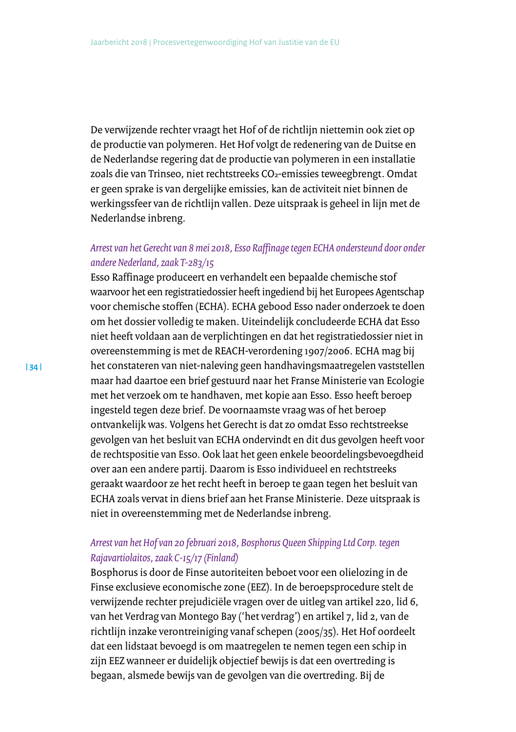De verwijzende rechter vraagt het Hof of de richtlijn niettemin ook ziet op de productie van polymeren. Het Hof volgt de redenering van de Duitse en de Nederlandse regering dat de productie van polymeren in een installatie zoals die van Trinseo, niet rechtstreeks $CO_2$-emissies teweegbrengt. Omdat er geen sprake is van dergelijke emissies, kan de activiteit niet binnen de werkingssfeer van de richtlijn vallen. Deze uitspraak is geheel in lijn met de Nederlandse inbreng.

*Arrest van het Gerecht van 8 mei 2018, Esso Raffinage tegen ECHA ondersteund door onder andere Nederland, zaak T-283/15*

Esso Raffinage produceert en verhandelt een bepaalde chemische stof waarvoor het een registratiedossier heeft ingediend bij het Europees Agentschap voor chemische stoffen (ECHA). ECHA gebood Esso nader onderzoek te doen om het dossier volledig te maken. Uiteindelijk concludeerde ECHA dat Esso niet heeft voldaan aan de verplichtingen en dat het registratiedossier niet in overeenstemming is met de REACH-verordening 1907/2006. ECHA mag bij het constateren van niet-naleving geen handhavingsmaatregelen vaststellen maar had daartoe een brief gestuurd naar het Franse Ministerie van Ecologie met het verzoek om te handhaven, met kopie aan Esso. Esso heeft beroep ingesteld tegen deze brief. De voornaamste vraag was of het beroep ontvankelijk was. Volgens het Gerecht is dat zo omdat Esso rechtstreekse gevolgen van het besluit van ECHA ondervindt en dit dus gevolgen heeft voor de rechtspositie van Esso. Ook laat het geen enkele beoordelingsbevoegdheid over aan een andere partij. Daarom is Esso individueel en rechtstreeks geraakt waardoor ze het recht heeft in beroep te gaan tegen het besluit van ECHA zoals vervat in diens brief aan het Franse Ministerie. Deze uitspraak is niet in overeenstemming met de Nederlandse inbreng.

*Arrest van het Hof van 20 februari 2018, Bosphorus Queen Shipping Ltd Corp. tegen Rajavartiolaitos, zaak C-15/17 (Finland)*

Bosphorus is door de Finse autoriteiten beboet voor een olielozing in de Finse exclusieve economische zone (EEZ). In de beroepsprocedure stelt de verwijzende rechter prejudiciële vragen over de uitleg van artikel 220, lid 6, van het Verdrag van Montego Bay ('het verdrag') en artikel 7, lid 2, van de richtlijn inzake verontreiniging vanaf schepen (2005/35). Het Hof oordeelt dat een lidstaat bevoegd is om maatregelen te nemen tegen een schip in zijn EEZ wanneer er duidelijk objectief bewijs is dat een overtreding is begaan, alsmede bewijs van de gevolgen van die overtreding. Bij de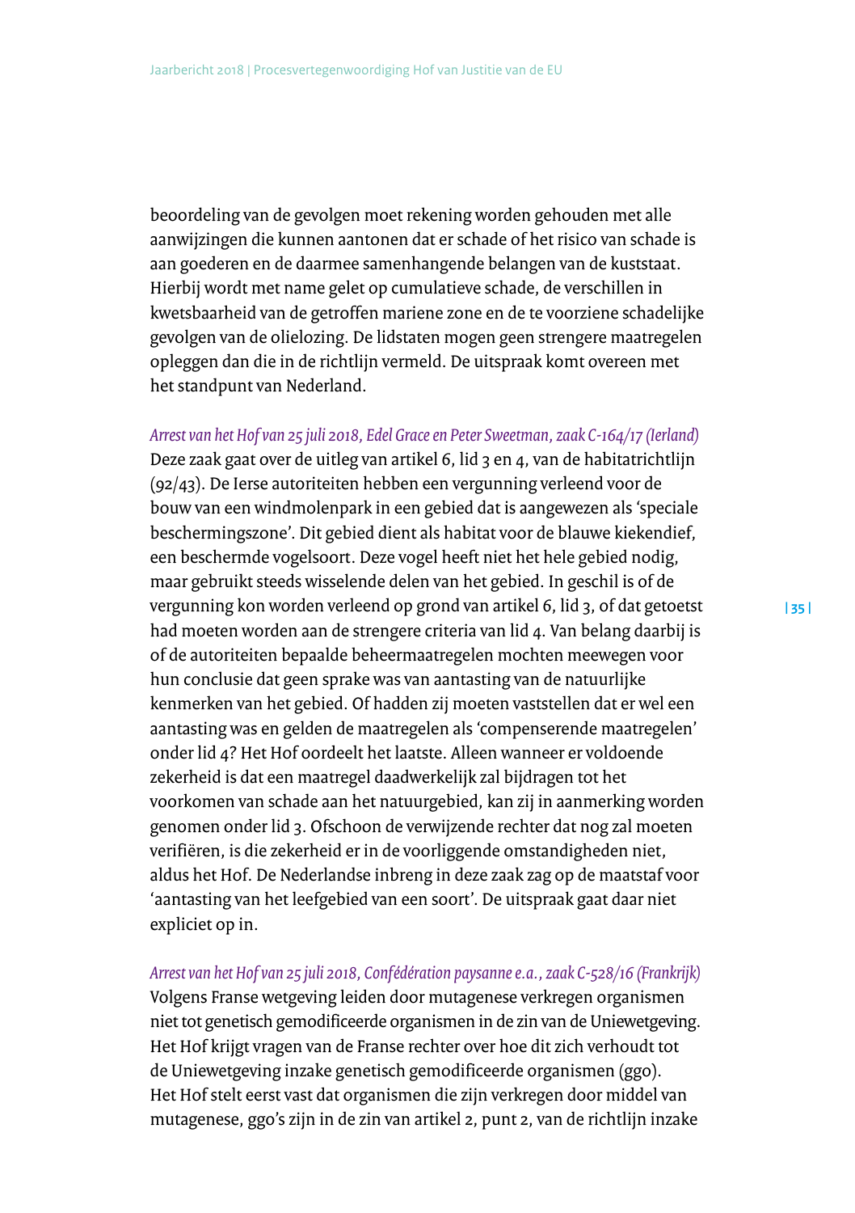beoordeling van de gevolgen moet rekening worden gehouden met alle aanwijzingen die kunnen aantonen dat er schade of het risico van schade is aan goederen en de daarmee samenhangende belangen van de kuststaat. Hierbij wordt met name gelet op cumulatieve schade, de verschillen in kwetsbaarheid van de getroffen mariene zone en de te voorziene schadelijke gevolgen van de olielozing. De lidstaten mogen geen strengere maatregelen opleggen dan die in de richtlijn vermeld. De uitspraak komt overeen met het standpunt van Nederland.

*Arrest van het Hof van 25 juli 2018, Edel Grace en Peter Sweetman, zaak C-164/17 (Ierland)*
Deze zaak gaat over de uitleg van artikel 6, lid 3 en 4, van de habitatrichtlijn (92/43). De Ierse autoriteiten hebben een vergunning verleend voor de bouw van een windmolenpark in een gebied dat is aangewezen als 'speciale beschermingszone'. Dit gebied dient als habitat voor de blauwe kiekendief, een beschermde vogelsoort. Deze vogel heeft niet het hele gebied nodig, maar gebruikt steeds wisselende delen van het gebied. In geschil is of de vergunning kon worden verleend op grond van artikel 6, lid 3, of dat getoetst had moeten worden aan de strengere criteria van lid 4. Van belang daarbij is of de autoriteiten bepaalde beheermaatregelen mochten meewegen voor hun conclusie dat geen sprake was van aantasting van de natuurlijke kenmerken van het gebied. Of hadden zij moeten vaststellen dat er wel een aantasting was en gelden de maatregelen als 'compenserende maatregelen' onder lid 4? Het Hof oordeelt het laatste. Alleen wanneer er voldoende zekerheid is dat een maatregel daadwerkelijk zal bijdragen tot het voorkomen van schade aan het natuurgebied, kan zij in aanmerking worden genomen onder lid 3. Ofschoon de verwijzende rechter dat nog zal moeten verifiëren, is die zekerheid er in de voorliggende omstandigheden niet, aldus het Hof. De Nederlandse inbreng in deze zaak zag op de maatstaf voor 'aantasting van het leefgebied van een soort'. De uitspraak gaat daar niet expliciet op in.

*Arrest van het Hof van 25 juli 2018, Confédération paysanne e.a., zaak C-528/16 (Frankrijk)*
Volgens Franse wetgeving leiden door mutagenese verkregen organismen niet tot genetisch gemodificeerde organismen in de zin van de Uniewetgeving. Het Hof krijgt vragen van de Franse rechter over hoe dit zich verhoudt tot de Uniewetgeving inzake genetisch gemodificeerde organismen (ggo). Het Hof stelt eerst vast dat organismen die zijn verkregen door middel van mutagenese, ggo's zijn in de zin van artikel 2, punt 2, van de richtlijn inzake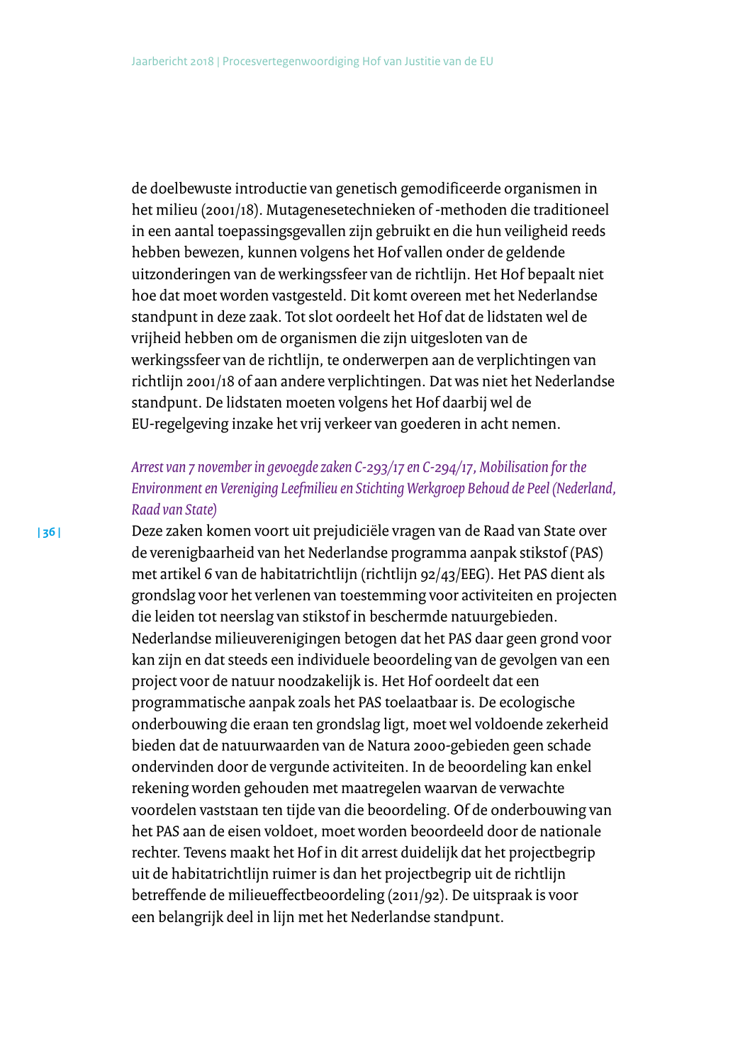de doelbewuste introductie van genetisch gemodificeerde organismen in het milieu (2001/18). Mutagenesetechnieken of -methoden die traditioneel in een aantal toepassingsgevallen zijn gebruikt en die hun veiligheid reeds hebben bewezen, kunnen volgens het Hof vallen onder de geldende uitzonderingen van de werkingssfeer van de richtlijn. Het Hof bepaalt niet hoe dat moet worden vastgesteld. Dit komt overeen met het Nederlandse standpunt in deze zaak. Tot slot oordeelt het Hof dat de lidstaten wel de vrijheid hebben om de organismen die zijn uitgesloten van de werkingssfeer van de richtlijn, te onderwerpen aan de verplichtingen van richtlijn 2001/18 of aan andere verplichtingen. Dat was niet het Nederlandse standpunt. De lidstaten moeten volgens het Hof daarbij wel de EU-regelgeving inzake het vrij verkeer van goederen in acht nemen.

*Arrest van 7 november in gevoegde zaken C-293/17 en C-294/17, Mobilisation for the Environment en Vereniging Leefmilieu en Stichting Werkgroep Behoud de Peel (Nederland, Raad van State)*

Deze zaken komen voort uit prejudiciële vragen van de Raad van State over de verenigbaarheid van het Nederlandse programma aanpak stikstof (PAS) met artikel 6 van de habitatrichtlijn (richtlijn 92/43/EEG). Het PAS dient als grondslag voor het verlenen van toestemming voor activiteiten en projecten die leiden tot neerslag van stikstof in beschermde natuurgebieden. Nederlandse milieuverenigingen betogen dat het PAS daar geen grond voor kan zijn en dat steeds een individuele beoordeling van de gevolgen van een project voor de natuur noodzakelijk is. Het Hof oordeelt dat een programmatische aanpak zoals het PAS toelaatbaar is. De ecologische onderbouwing die eraan ten grondslag ligt, moet wel voldoende zekerheid bieden dat de natuurwaarden van de Natura 2000-gebieden geen schade ondervinden door de vergunde activiteiten. In de beoordeling kan enkel rekening worden gehouden met maatregelen waarvan de verwachte voordelen vaststaan ten tijde van die beoordeling. Of de onderbouwing van het PAS aan de eisen voldoet, moet worden beoordeeld door de nationale rechter. Tevens maakt het Hof in dit arrest duidelijk dat het projectbegrip uit de habitatrichtlijn ruimer is dan het projectbegrip uit de richtlijn betreffende de milieueffectbeoordeling (2011/92). De uitspraak is voor een belangrijk deel in lijn met het Nederlandse standpunt.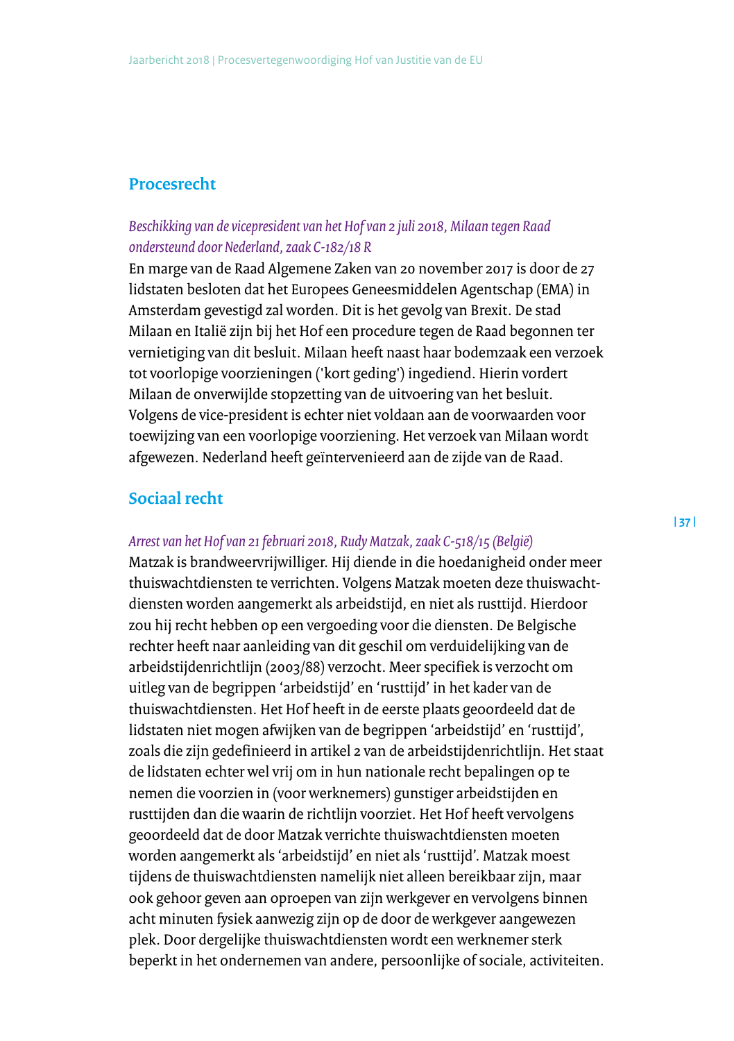## Procesrecht

*Beschikking van de vicepresident van het Hof van 2 juli 2018, Milaan tegen Raad ondersteund door Nederland, zaak C-182/18 R*

En marge van de Raad Algemene Zaken van 20 november 2017 is door de 27 lidstaten besloten dat het Europees Geneesmiddelen Agentschap (EMA) in Amsterdam gevestigd zal worden. Dit is het gevolg van Brexit. De stad Milaan en Italië zijn bij het Hof een procedure tegen de Raad begonnen ter vernietiging van dit besluit. Milaan heeft naast haar bodemzaak een verzoek tot voorlopige voorzieningen ('kort geding') ingediend. Hierin vordert Milaan de onverwijlde stopzetting van de uitvoering van het besluit. Volgens de vice-president is echter niet voldaan aan de voorwaarden voor toewijzing van een voorlopige voorziening. Het verzoek van Milaan wordt afgewezen. Nederland heeft geïntervenieerd aan de zijde van de Raad.

## Sociaal recht

*Arrest van het Hof van 21 februari 2018, Rudy Matzak, zaak C-518/15 (België)*

Matzak is brandweervrijwilliger. Hij diende in die hoedanigheid onder meer thuiswachtdiensten te verrichten. Volgens Matzak moeten deze thuiswacht-diensten worden aangemerkt als arbeidstijd, en niet als rusttijd. Hierdoor zou hij recht hebben op een vergoeding voor die diensten. De Belgische rechter heeft naar aanleiding van dit geschil om verduidelijking van de arbeidstijdenrichtlijn (2003/88) verzocht. Meer specifiek is verzocht om uitleg van de begrippen 'arbeidstijd' en 'rusttijd' in het kader van de thuiswachtdiensten. Het Hof heeft in de eerste plaats geoordeeld dat de lidstaten niet mogen afwijken van de begrippen 'arbeidstijd' en 'rusttijd', zoals die zijn gedefinieerd in artikel 2 van de arbeidstijdenrichtlijn. Het staat de lidstaten echter wel vrij om in hun nationale recht bepalingen op te nemen die voorzien in (voor werknemers) gunstiger arbeidstijden en rusttijden dan die waarin de richtlijn voorziet. Het Hof heeft vervolgens geoordeeld dat de door Matzak verrichte thuiswachtdiensten moeten worden aangemerkt als 'arbeidstijd' en niet als 'rusttijd'. Matzak moest tijdens de thuiswachtdiensten namelijk niet alleen bereikbaar zijn, maar ook gehoor geven aan oproepen van zijn werkgever en vervolgens binnen acht minuten fysiek aanwezig zijn op de door de werkgever aangewezen plek. Door dergelijke thuiswachtdiensten wordt een werknemer sterk beperkt in het ondernemen van andere, persoonlijke of sociale, activiteiten.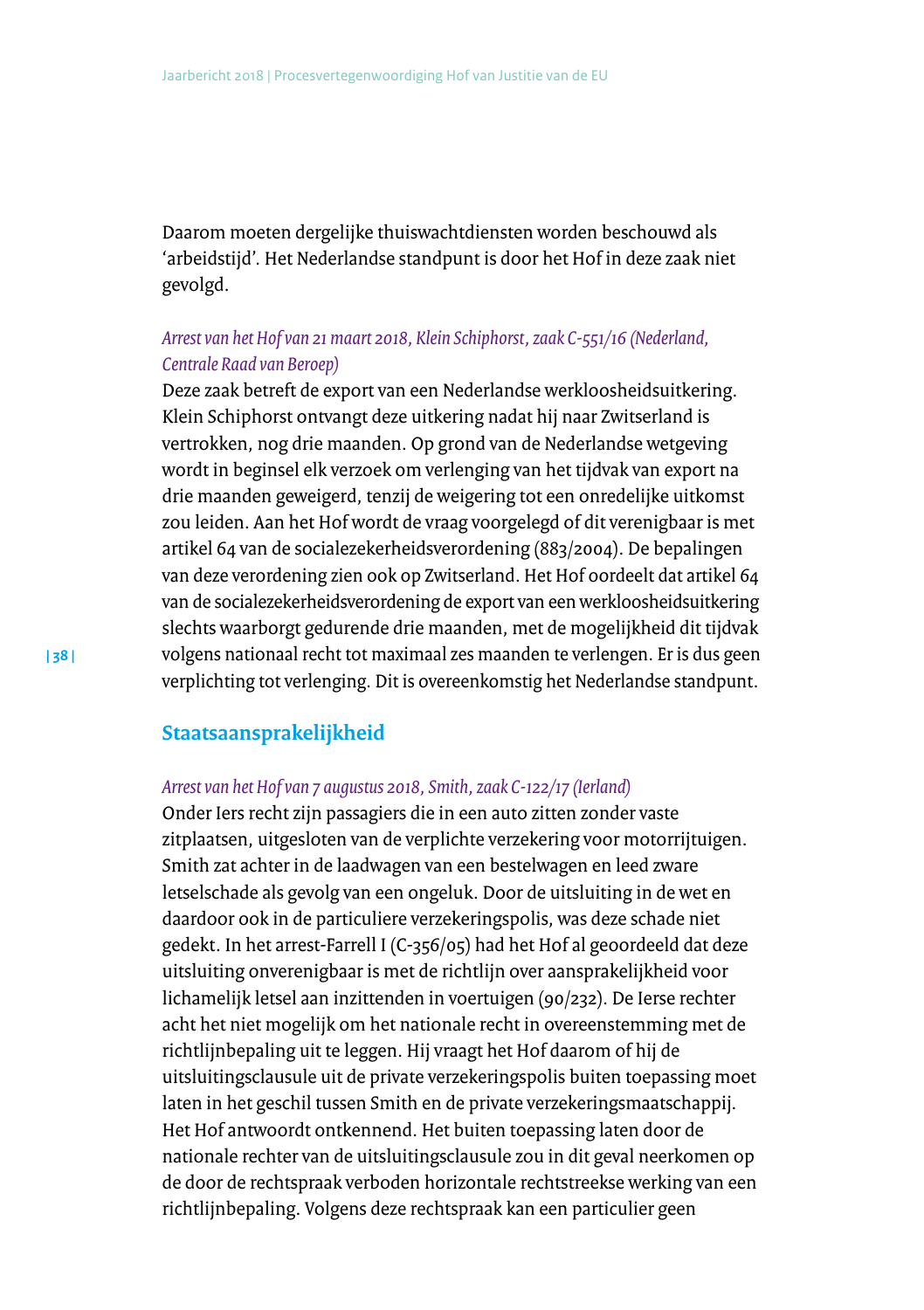Daarom moeten dergelijke thuiswachtdiensten worden beschouwd als 'arbeidstijd'. Het Nederlandse standpunt is door het Hof in deze zaak niet gevolgd.

*Arrest van het Hof van 21 maart 2018, Klein Schiphorst, zaak C-551/16 (Nederland, Centrale Raad van Beroep)*

Deze zaak betreft de export van een Nederlandse werkloosheidsuitkering. Klein Schiphorst ontvangt deze uitkering nadat hij naar Zwitserland is vertrokken, nog drie maanden. Op grond van de Nederlandse wetgeving wordt in beginsel elk verzoek om verlenging van het tijdvak van export na drie maanden geweigerd, tenzij de weigering tot een onredelijke uitkomst zou leiden. Aan het Hof wordt de vraag voorgelegd of dit verenigbaar is met artikel 64 van de socialezekerheidsverordening (883/2004). De bepalingen van deze verordening zien ook op Zwitserland. Het Hof oordeelt dat artikel 64 van de socialezekerheidsverordening de export van een werkloosheidsuitkering slechts waarborgt gedurende drie maanden, met de mogelijkheid dit tijdvak volgens nationaal recht tot maximaal zes maanden te verlengen. Er is dus geen verplichting tot verlenging. Dit is overeenkomstig het Nederlandse standpunt.

## Staatsaansprakelijkheid

*Arrest van het Hof van 7 augustus 2018, Smith, zaak C-122/17 (Ierland)*

Onder Iers recht zijn passagiers die in een auto zitten zonder vaste zitplaatsen, uitgesloten van de verplichte verzekering voor motorrijtuigen. Smith zat achter in de laadwagen van een bestelwagen en leed zware letselschade als gevolg van een ongeluk. Door de uitsluiting in de wet en daardoor ook in de particuliere verzekeringspolis, was deze schade niet gedekt. In het arrest-Farrell I (C-356/05) had het Hof al geoordeeld dat deze uitsluiting onverenigbaar is met de richtlijn over aansprakelijkheid voor lichamelijk letsel aan inzittenden in voertuigen (90/232). De Ierse rechter acht het niet mogelijk om het nationale recht in overeenstemming met de richtlijnbepaling uit te leggen. Hij vraagt het Hof daarom of hij de uitsluitingsclausule uit de private verzekeringspolis buiten toepassing moet laten in het geschil tussen Smith en de private verzekeringsmaatschappij. Het Hof antwoordt ontkennend. Het buiten toepassing laten door de nationale rechter van de uitsluitingsclausule zou in dit geval neerkomen op de door de rechtspraak verboden horizontale rechtstreekse werking van een richtlijnbepaling. Volgens deze rechtspraak kan een particulier geen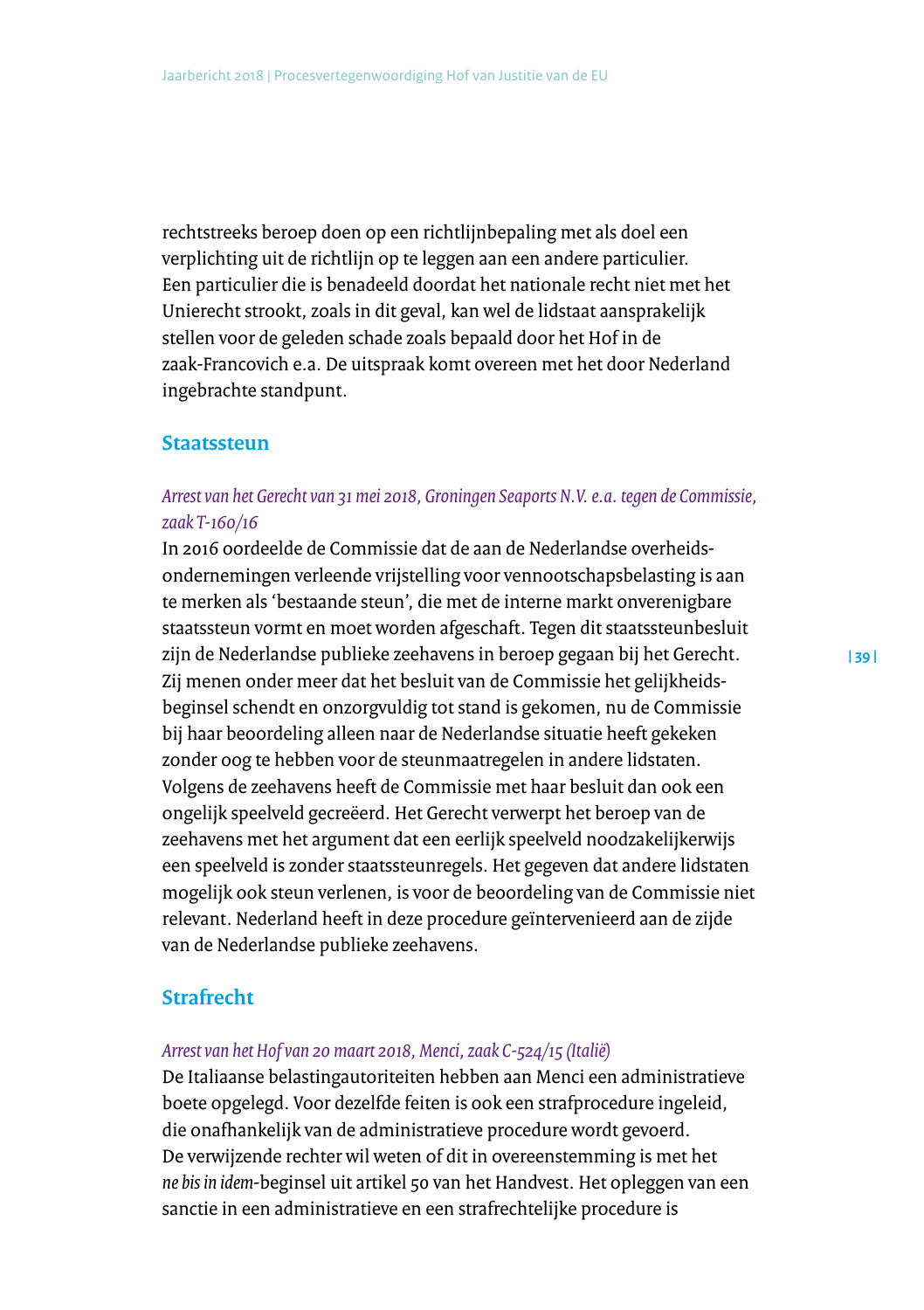rechtstreeks beroep doen op een richtlijnbepaling met als doel een verplichting uit de richtlijn op te leggen aan een andere particulier. Een particulier die is benadeeld doordat het nationale recht niet met het Unierecht strookt, zoals in dit geval, kan wel de lidstaat aansprakelijk stellen voor de geleden schade zoals bepaald door het Hof in de zaak-Francovich e.a. De uitspraak komt overeen met het door Nederland ingebrachte standpunt.

## Staatssteun

*Arrest van het Gerecht van 31 mei 2018, Groningen Seaports N.V. e.a. tegen de Commissie, zaak T-160/16*

In 2016 oordeelde de Commissie dat de aan de Nederlandse overheidsondernemingen verleende vrijstelling voor vennootschapsbelasting is aan te merken als 'bestaande steun', die met de interne markt onverenigbare staatssteun vormt en moet worden afgeschaft. Tegen dit staatssteunbesluit zijn de Nederlandse publieke zeehavens in beroep gegaan bij het Gerecht. Zij menen onder meer dat het besluit van de Commissie het gelijkheidsbeginsel schendt en onzorgvuldig tot stand is gekomen, nu de Commissie bij haar beoordeling alleen naar de Nederlandse situatie heeft gekeken zonder oog te hebben voor de steunmaatregelen in andere lidstaten. Volgens de zeehavens heeft de Commissie met haar besluit dan ook een ongelijk speelveld gecreëerd. Het Gerecht verwerpt het beroep van de zeehavens met het argument dat een eerlijk speelveld noodzakelijkerwijs een speelveld is zonder staatssteunregels. Het gegeven dat andere lidstaten mogelijk ook steun verlenen, is voor de beoordeling van de Commissie niet relevant. Nederland heeft in deze procedure geïntervenieerd aan de zijde van de Nederlandse publieke zeehavens.

## Strafrecht

*Arrest van het Hof van 20 maart 2018, Menci, zaak C-524/15 (Italië)*

De Italiaanse belastingautoriteiten hebben aan Menci een administratieve boete opgelegd. Voor dezelfde feiten is ook een strafprocedure ingeleid, die onafhankelijk van de administratieve procedure wordt gevoerd. De verwijzende rechter wil weten of dit in overeenstemming is met het *ne bis in idem*-beginsel uit artikel 50 van het Handvest. Het opleggen van een sanctie in een administratieve en een strafrechtelijke procedure is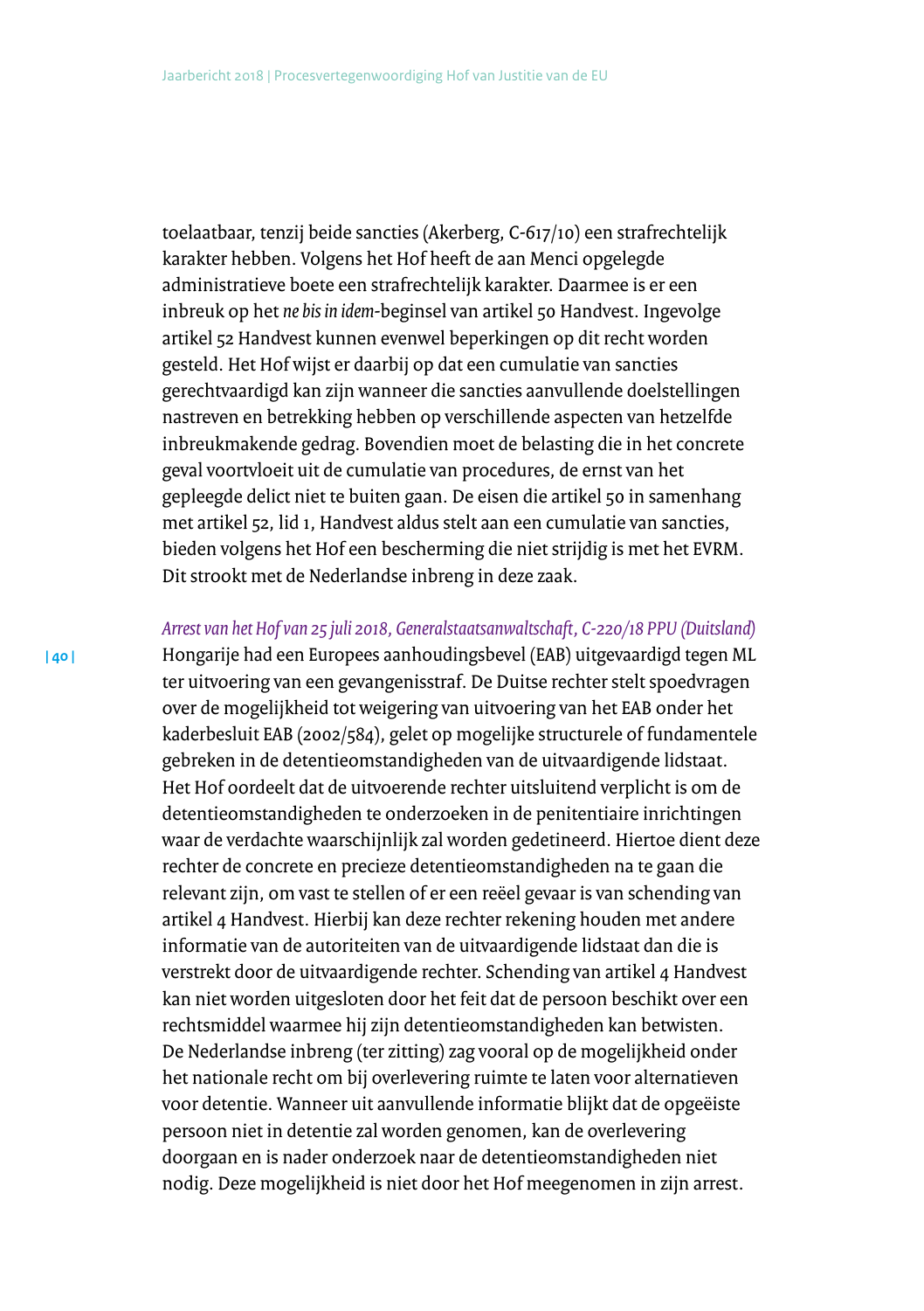toelaatbaar, tenzij beide sancties (Akerberg, C-617/10) een strafrechtelijk karakter hebben. Volgens het Hof heeft de aan Menci opgelegde administratieve boete een strafrechtelijk karakter. Daarmee is er een inbreuk op het *ne bis in idem*-beginsel van artikel 50 Handvest. Ingevolge artikel 52 Handvest kunnen evenwel beperkingen op dit recht worden gesteld. Het Hof wijst er daarbij op dat een cumulatie van sancties gerechtvaardigd kan zijn wanneer die sancties aanvullende doelstellingen nastreven en betrekking hebben op verschillende aspecten van hetzelfde inbreukmakende gedrag. Bovendien moet de belasting die in het concrete geval voortvloeit uit de cumulatie van procedures, de ernst van het gepleegde delict niet te buiten gaan. De eisen die artikel 50 in samenhang met artikel 52, lid 1, Handvest aldus stelt aan een cumulatie van sancties, bieden volgens het Hof een bescherming die niet strijdig is met het EVRM. Dit strookt met de Nederlandse inbreng in deze zaak.

*Arrest van het Hof van 25 juli 2018, Generalstaatsanwaltschaft, C-220/18 PPU (Duitsland)*
Hongarije had een Europees aanhoudingsbevel (EAB) uitgevaardigd tegen ML ter uitvoering van een gevangenisstraf. De Duitse rechter stelt spoedvragen over de mogelijkheid tot weigering van uitvoering van het EAB onder het kaderbesluit EAB (2002/584), gelet op mogelijke structurele of fundamentele gebreken in de detentieomstandigheden van de uitvaardigende lidstaat. Het Hof oordeelt dat de uitvoerende rechter uitsluitend verplicht is om de detentieomstandigheden te onderzoeken in de penitentiaire inrichtingen waar de verdachte waarschijnlijk zal worden gedetineerd. Hiertoe dient deze rechter de concrete en precieze detentieomstandigheden na te gaan die relevant zijn, om vast te stellen of er een reëel gevaar is van schending van artikel 4 Handvest. Hierbij kan deze rechter rekening houden met andere informatie van de autoriteiten van de uitvaardigende lidstaat dan die is verstrekt door de uitvaardigende rechter. Schending van artikel 4 Handvest kan niet worden uitgesloten door het feit dat de persoon beschikt over een rechtsmiddel waarmee hij zijn detentieomstandigheden kan betwisten.
De Nederlandse inbreng (ter zitting) zag vooral op de mogelijkheid onder het nationale recht om bij overlevering ruimte te laten voor alternatieven voor detentie. Wanneer uit aanvullende informatie blijkt dat de opgeëiste persoon niet in detentie zal worden genomen, kan de overlevering doorgaan en is nader onderzoek naar de detentieomstandigheden niet nodig. Deze mogelijkheid is niet door het Hof meegenomen in zijn arrest.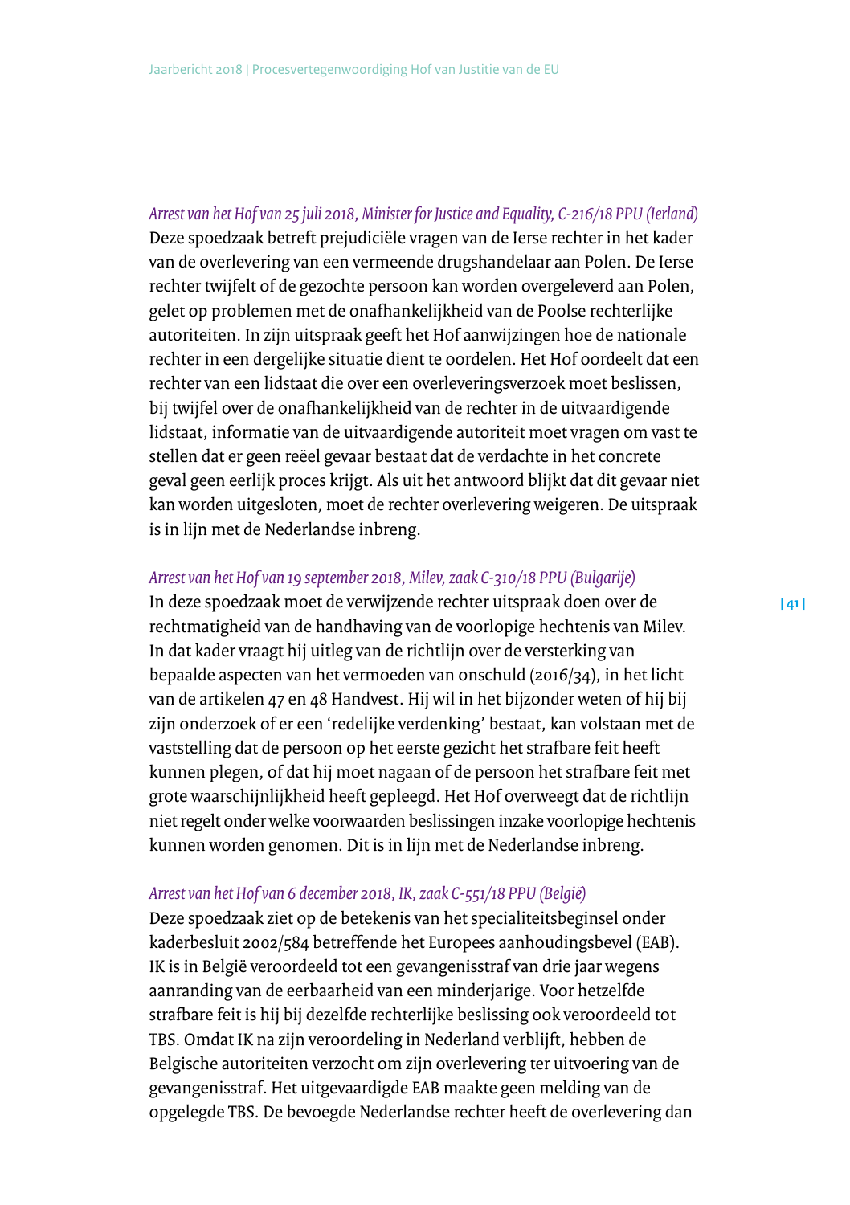*Arrest van het Hof van 25 juli 2018, Minister for Justice and Equality, C-216/18 PPU (Ierland)*
Deze spoedzaak betreft prejudiciële vragen van de Ierse rechter in het kader van de overlevering van een vermeende drugshandelaar aan Polen. De Ierse rechter twijfelt of de gezochte persoon kan worden overgeleverd aan Polen, gelet op problemen met de onafhankelijkheid van de Poolse rechterlijke autoriteiten. In zijn uitspraak geeft het Hof aanwijzingen hoe de nationale rechter in een dergelijke situatie dient te oordelen. Het Hof oordeelt dat een rechter van een lidstaat die over een overleveringsverzoek moet beslissen, bij twijfel over de onafhankelijkheid van de rechter in de uitvaardigende lidstaat, informatie van de uitvaardigende autoriteit moet vragen om vast te stellen dat er geen reëel gevaar bestaat dat de verdachte in het concrete geval geen eerlijk proces krijgt. Als uit het antwoord blijkt dat dit gevaar niet kan worden uitgesloten, moet de rechter overlevering weigeren. De uitspraak is in lijn met de Nederlandse inbreng.

*Arrest van het Hof van 19 september 2018, Milev, zaak C-310/18 PPU (Bulgarije)*
In deze spoedzaak moet de verwijzende rechter uitspraak doen over de rechtmatigheid van de handhaving van de voorlopige hechtenis van Milev. In dat kader vraagt hij uitleg van de richtlijn over de versterking van bepaalde aspecten van het vermoeden van onschuld (2016/34), in het licht van de artikelen 47 en 48 Handvest. Hij wil in het bijzonder weten of hij bij zijn onderzoek of er een 'redelijke verdenking' bestaat, kan volstaan met de vaststelling dat de persoon op het eerste gezicht het strafbare feit heeft kunnen plegen, of dat hij moet nagaan of de persoon het strafbare feit met grote waarschijnlijkheid heeft gepleegd. Het Hof overweegt dat de richtlijn niet regelt onder welke voorwaarden beslissingen inzake voorlopige hechtenis kunnen worden genomen. Dit is in lijn met de Nederlandse inbreng.

*Arrest van het Hof van 6 december 2018, IK, zaak C-551/18 PPU (België)*
Deze spoedzaak ziet op de betekenis van het specialiteitsbeginsel onder kaderbesluit 2002/584 betreffende het Europees aanhoudingsbevel (EAB). IK is in België veroordeeld tot een gevangenisstraf van drie jaar wegens aanranding van de eerbaarheid van een minderjarige. Voor hetzelfde strafbare feit is hij bij dezelfde rechterlijke beslissing ook veroordeeld tot TBS. Omdat IK na zijn veroordeling in Nederland verblijft, hebben de Belgische autoriteiten verzocht om zijn overlevering ter uitvoering van de gevangenisstraf. Het uitgevaardigde EAB maakte geen melding van de opgelegde TBS. De bevoegde Nederlandse rechter heeft de overlevering dan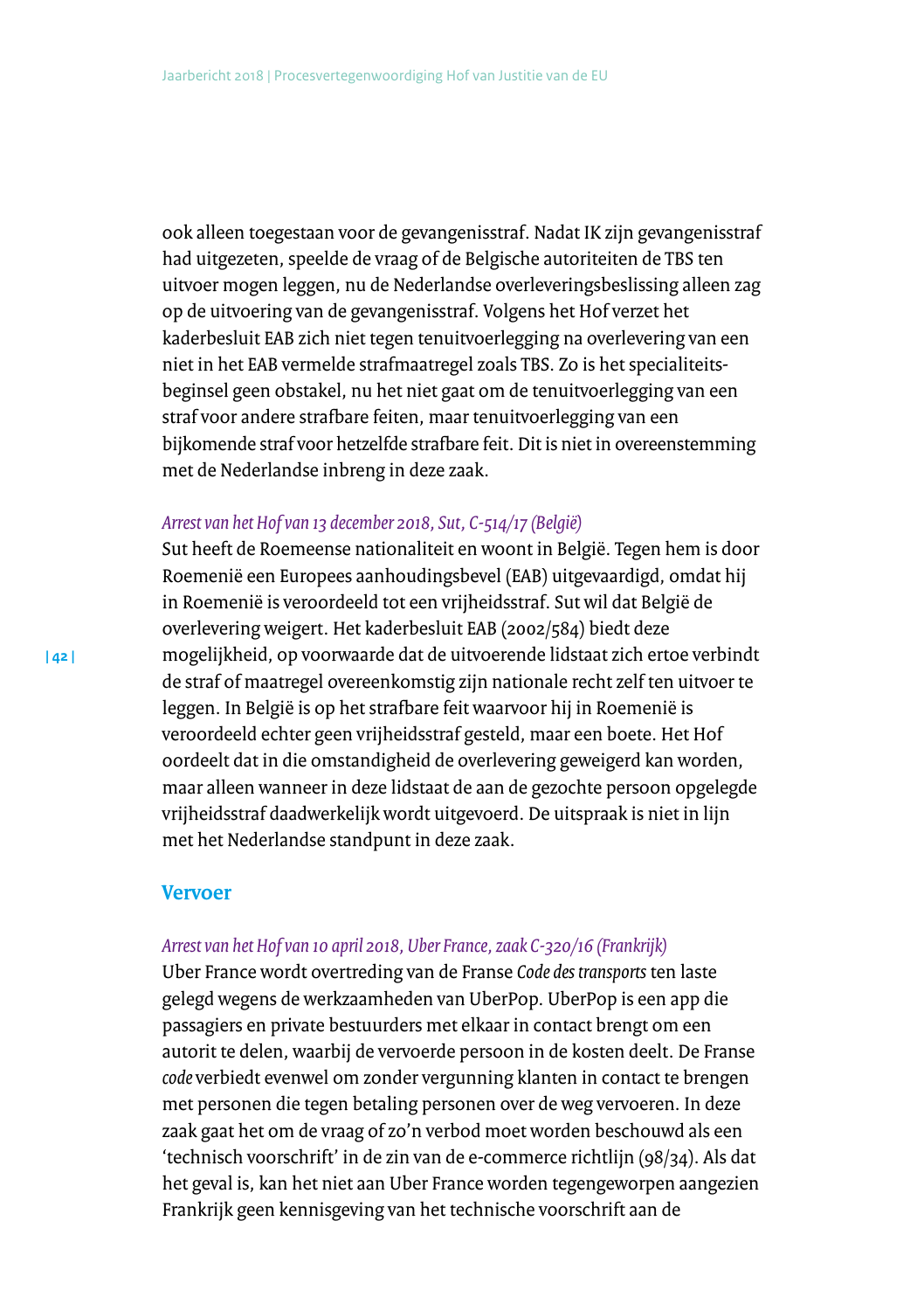ook alleen toegestaan voor de gevangenisstraf. Nadat IK zijn gevangenisstraf had uitgezeten, speelde de vraag of de Belgische autoriteiten de TBS ten uitvoer mogen leggen, nu de Nederlandse overleveringsbeslissing alleen zag op de uitvoering van de gevangenisstraf. Volgens het Hof verzet het kaderbesluit EAB zich niet tegen tenuitvoerlegging na overlevering van een niet in het EAB vermelde strafmaatregel zoals TBS. Zo is het specialiteitsbeginsel geen obstakel, nu het niet gaat om de tenuitvoerlegging van een straf voor andere strafbare feiten, maar tenuitvoerlegging van een bijkomende straf voor hetzelfde strafbare feit. Dit is niet in overeenstemming met de Nederlandse inbreng in deze zaak.

*Arrest van het Hof van 13 december 2018, Sut, C-514/17 (België)*

Sut heeft de Roemeense nationaliteit en woont in België. Tegen hem is door Roemenië een Europees aanhoudingsbevel (EAB) uitgevaardigd, omdat hij in Roemenië is veroordeeld tot een vrijheidsstraf. Sut wil dat België de overlevering weigert. Het kaderbesluit EAB (2002/584) biedt deze mogelijkheid, op voorwaarde dat de uitvoerende lidstaat zich ertoe verbindt de straf of maatregel overeenkomstig zijn nationale recht zelf ten uitvoer te leggen. In België is op het strafbare feit waarvoor hij in Roemenië is veroordeeld echter geen vrijheidsstraf gesteld, maar een boete. Het Hof oordeelt dat in die omstandigheid de overlevering geweigerd kan worden, maar alleen wanneer in deze lidstaat de aan de gezochte persoon opgelegde vrijheidsstraf daadwerkelijk wordt uitgevoerd. De uitspraak is niet in lijn met het Nederlandse standpunt in deze zaak.

## Vervoer

*Arrest van het Hof van 10 april 2018, Uber France, zaak C-320/16 (Frankrijk)*

Uber France wordt overtreding van de Franse *Code des transports* ten laste gelegd wegens de werkzaamheden van UberPop. UberPop is een app die passagiers en private bestuurders met elkaar in contact brengt om een autorit te delen, waarbij de vervoerde persoon in de kosten deelt. De Franse *code* verbiedt evenwel om zonder vergunning klanten in contact te brengen met personen die tegen betaling personen over de weg vervoeren. In deze zaak gaat het om de vraag of zo'n verbod moet worden beschouwd als een 'technisch voorschrift' in de zin van de e-commerce richtlijn (98/34). Als dat het geval is, kan het niet aan Uber France worden tegengeworpen aangezien Frankrijk geen kennisgeving van het technische voorschrift aan de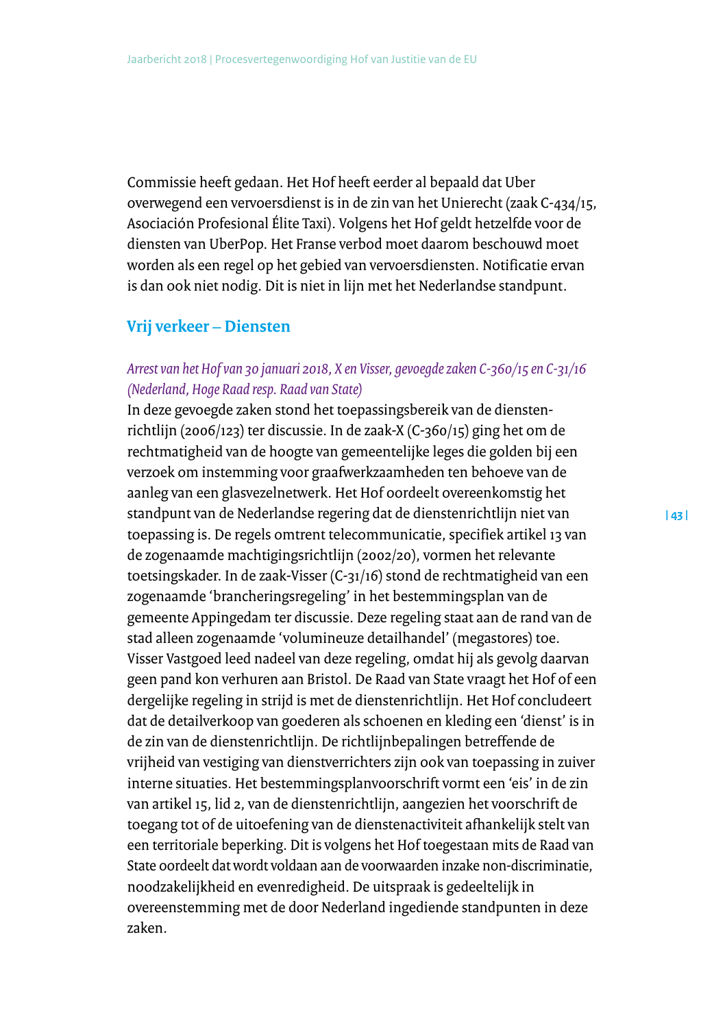Commissie heeft gedaan. Het Hof heeft eerder al bepaald dat Uber overwegend een vervoersdienst is in de zin van het Unierecht (zaak C-434/15, Asociación Profesional Élite Taxi). Volgens het Hof geldt hetzelfde voor de diensten van UberPop. Het Franse verbod moet daarom beschouwd moet worden als een regel op het gebied van vervoersdiensten. Notificatie ervan is dan ook niet nodig. Dit is niet in lijn met het Nederlandse standpunt.

## Vrij verkeer – Diensten

*Arrest van het Hof van 30 januari 2018, X en Visser, gevoegde zaken C-360/15 en C-31/16 (Nederland, Hoge Raad resp. Raad van State)*

In deze gevoegde zaken stond het toepassingsbereik van de dienstenrichtlijn (2006/123) ter discussie. In de zaak-X (C-360/15) ging het om de rechtmatigheid van de hoogte van gemeentelijke leges die golden bij een verzoek om instemming voor graafwerkzaamheden ten behoeve van de aanleg van een glasvezelnetwerk. Het Hof oordeelt overeenkomstig het standpunt van de Nederlandse regering dat de dienstenrichtlijn niet van toepassing is. De regels omtrent telecommunicatie, specifiek artikel 13 van de zogenaamde machtigingsrichtlijn (2002/20), vormen het relevante toetsingskader. In de zaak-Visser (C-31/16) stond de rechtmatigheid van een zogenaamde 'brancheringsregeling' in het bestemmingsplan van de gemeente Appingedam ter discussie. Deze regeling staat aan de rand van de stad alleen zogenaamde 'volumineuze detailhandel' (megastores) toe. Visser Vastgoed leed nadeel van deze regeling, omdat hij als gevolg daarvan geen pand kon verhuren aan Bristol. De Raad van State vraagt het Hof of een dergelijke regeling in strijd is met de dienstenrichtlijn. Het Hof concludeert dat de detailverkoop van goederen als schoenen en kleding een 'dienst' is in de zin van de dienstenrichtlijn. De richtlijnbepalingen betreffende de vrijheid van vestiging van dienstverrichters zijn ook van toepassing in zuiver interne situaties. Het bestemmingsplanvoorschrift vormt een 'eis' in de zin van artikel 15, lid 2, van de dienstenrichtlijn, aangezien het voorschrift de toegang tot of de uitoefening van de dienstenactiviteit afhankelijk stelt van een territoriale beperking. Dit is volgens het Hof toegestaan mits de Raad van State oordeelt dat wordt voldaan aan de voorwaarden inzake non-discriminatie, noodzakelijkheid en evenredigheid. De uitspraak is gedeeltelijk in overeenstemming met de door Nederland ingediende standpunten in deze zaken.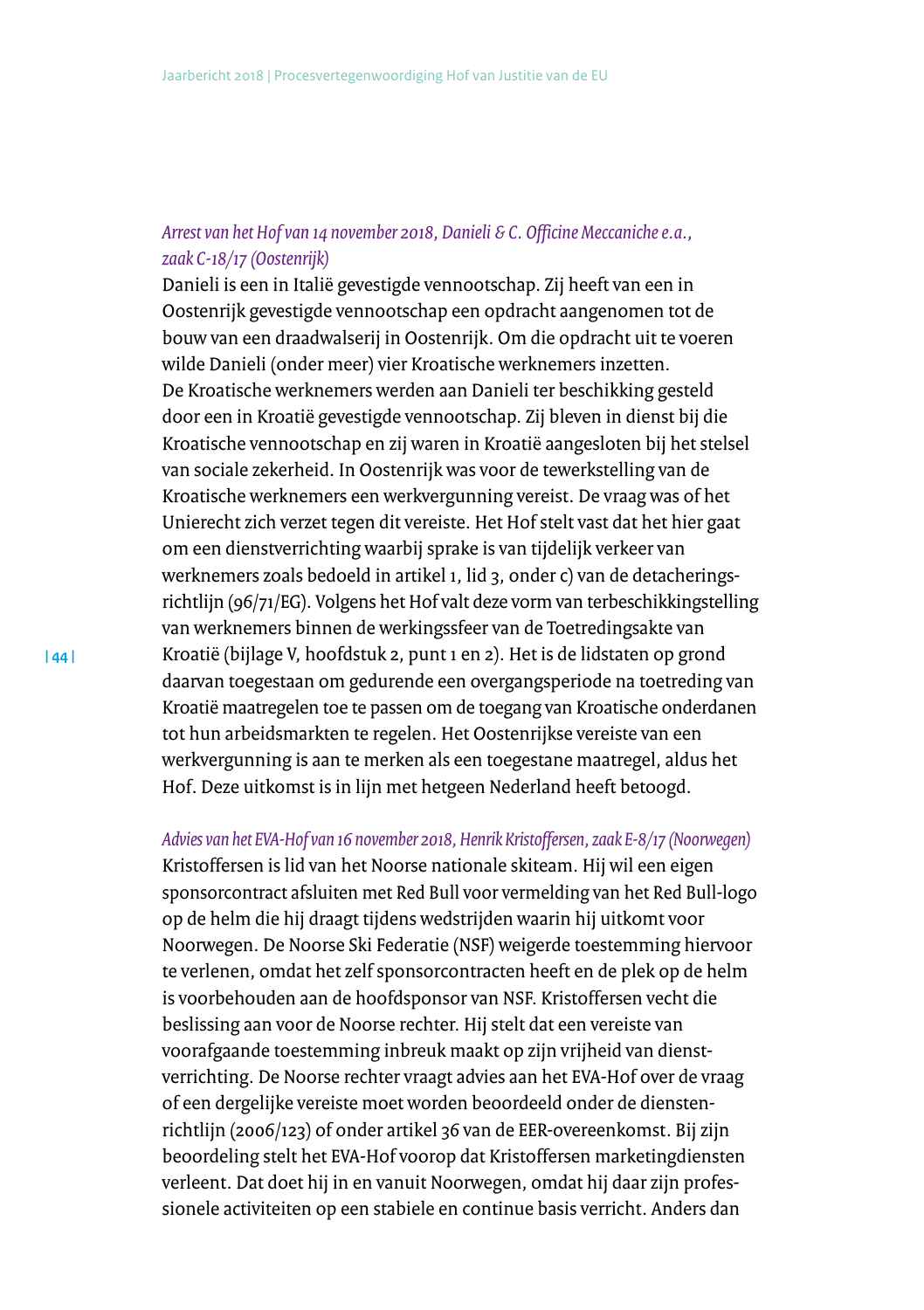*Arrest van het Hof van 14 november 2018, Danieli & C. Officine Meccaniche e.a., zaak C-18/17 (Oostenrijk)*

Danieli is een in Italië gevestigde vennootschap. Zij heeft van een in Oostenrijk gevestigde vennootschap een opdracht aangenomen tot de bouw van een draadwalserij in Oostenrijk. Om die opdracht uit te voeren wilde Danieli (onder meer) vier Kroatische werknemers inzetten. De Kroatische werknemers werden aan Danieli ter beschikking gesteld door een in Kroatië gevestigde vennootschap. Zij bleven in dienst bij die Kroatische vennootschap en zij waren in Kroatië aangesloten bij het stelsel van sociale zekerheid. In Oostenrijk was voor de tewerkstelling van de Kroatische werknemers een werkvergunning vereist. De vraag was of het Unierecht zich verzet tegen dit vereiste. Het Hof stelt vast dat het hier gaat om een dienstverrichting waarbij sprake is van tijdelijk verkeer van werknemers zoals bedoeld in artikel 1, lid 3, onder c) van de detacheringsrichtlijn (96/71/EG). Volgens het Hof valt deze vorm van terbeschikkingstelling van werknemers binnen de werkingssfeer van de Toetredingsakte van Kroatië (bijlage V, hoofdstuk 2, punt 1 en 2). Het is de lidstaten op grond daarvan toegestaan om gedurende een overgangsperiode na toetreding van Kroatië maatregelen toe te passen om de toegang van Kroatische onderdanen tot hun arbeidsmarkten te regelen. Het Oostenrijkse vereiste van een werkvergunning is aan te merken als een toegestane maatregel, aldus het Hof. Deze uitkomst is in lijn met hetgeen Nederland heeft betoogd.

*Advies van het EVA-Hof van 16 november 2018, Henrik Kristoffersen, zaak E-8/17 (Noorwegen)*

Kristoffersen is lid van het Noorse nationale skiteam. Hij wil een eigen sponsorcontract afsluiten met Red Bull voor vermelding van het Red Bull-logo op de helm die hij draagt tijdens wedstrijden waarin hij uitkomt voor Noorwegen. De Noorse Ski Federatie (NSF) weigerde toestemming hiervoor te verlenen, omdat het zelf sponsorcontracten heeft en de plek op de helm is voorbehouden aan de hoofdsponsor van NSF. Kristoffersen vecht die beslissing aan voor de Noorse rechter. Hij stelt dat een vereiste van voorafgaande toestemming inbreuk maakt op zijn vrijheid van dienstverrichting. De Noorse rechter vraagt advies aan het EVA-Hof over de vraag of een dergelijke vereiste moet worden beoordeeld onder de dienstenrichtlijn (2006/123) of onder artikel 36 van de EER-overeenkomst. Bij zijn beoordeling stelt het EVA-Hof voorop dat Kristoffersen marketingdiensten verleent. Dat doet hij in en vanuit Noorwegen, omdat hij daar zijn professionele activiteiten op een stabiele en continue basis verricht. Anders dan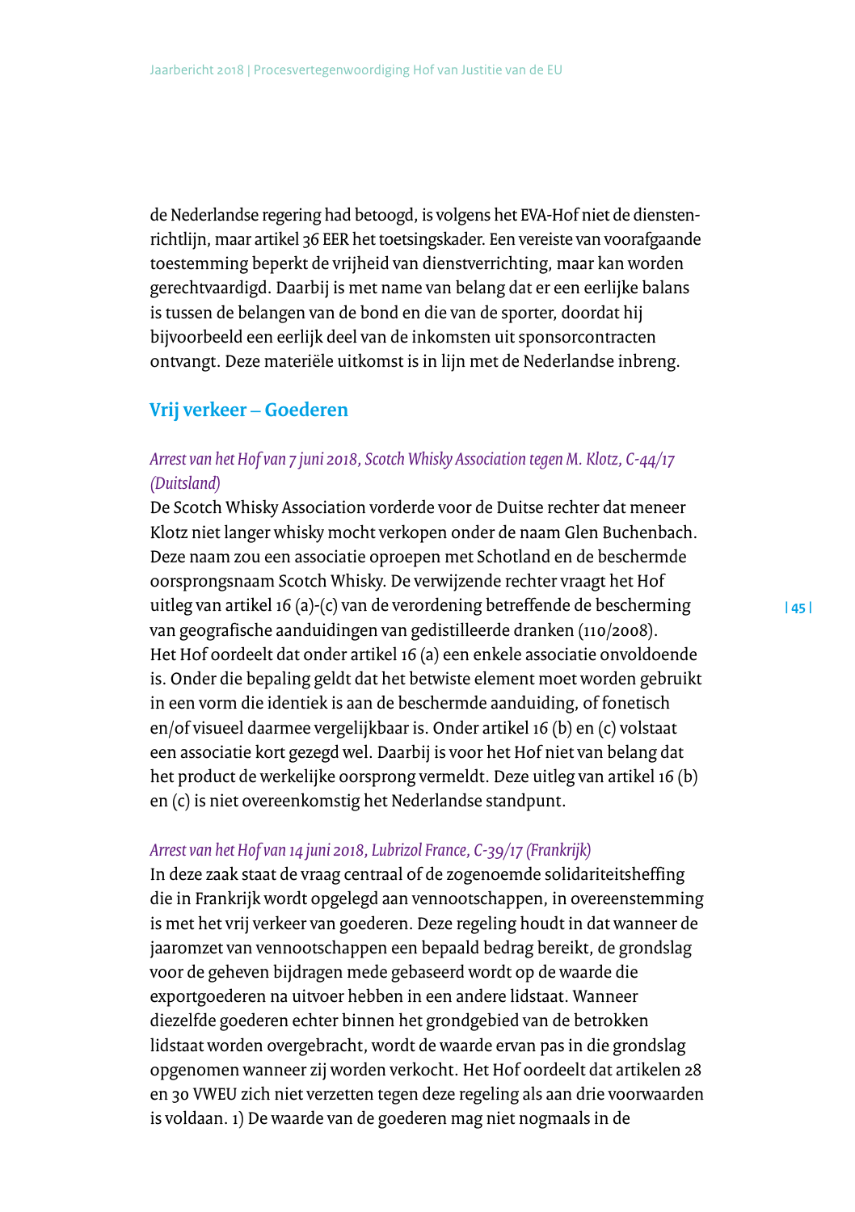de Nederlandse regering had betoogd, is volgens het EVA-Hof niet de dienstenrichtlijn, maar artikel 36 EER het toetsingskader. Een vereiste van voorafgaande toestemming beperkt de vrijheid van dienstverrichting, maar kan worden gerechtvaardigd. Daarbij is met name van belang dat er een eerlijke balans is tussen de belangen van de bond en die van de sporter, doordat hij bijvoorbeeld een eerlijk deel van de inkomsten uit sponsorcontracten ontvangt. Deze materiële uitkomst is in lijn met de Nederlandse inbreng.

## Vrij verkeer – Goederen

*Arrest van het Hof van 7 juni 2018, Scotch Whisky Association tegen M. Klotz, C-44/17 (Duitsland)*

De Scotch Whisky Association vorderde voor de Duitse rechter dat meneer Klotz niet langer whisky mocht verkopen onder de naam Glen Buchenbach. Deze naam zou een associatie oproepen met Schotland en de beschermde oorsprongsnaam Scotch Whisky. De verwijzende rechter vraagt het Hof uitleg van artikel 16 (a)-(c) van de verordening betreffende de bescherming van geografische aanduidingen van gedistilleerde dranken (110/2008). Het Hof oordeelt dat onder artikel 16 (a) een enkele associatie onvoldoende is. Onder die bepaling geldt dat het betwiste element moet worden gebruikt in een vorm die identiek is aan de beschermde aanduiding, of fonetisch en/of visueel daarmee vergelijkbaar is. Onder artikel 16 (b) en (c) volstaat een associatie kort gezegd wel. Daarbij is voor het Hof niet van belang dat het product de werkelijke oorsprong vermeldt. Deze uitleg van artikel 16 (b) en (c) is niet overeenkomstig het Nederlandse standpunt.

*Arrest van het Hof van 14 juni 2018, Lubrizol France, C-39/17 (Frankrijk)*

In deze zaak staat de vraag centraal of de zogenoemde solidariteitsheffing die in Frankrijk wordt opgelegd aan vennootschappen, in overeenstemming is met het vrij verkeer van goederen. Deze regeling houdt in dat wanneer de jaaromzet van vennootschappen een bepaald bedrag bereikt, de grondslag voor de geheven bijdragen mede gebaseerd wordt op de waarde die exportgoederen na uitvoer hebben in een andere lidstaat. Wanneer diezelfde goederen echter binnen het grondgebied van de betrokken lidstaat worden overgebracht, wordt de waarde ervan pas in die grondslag opgenomen wanneer zij worden verkocht. Het Hof oordeelt dat artikelen 28 en 30 VWEU zich niet verzetten tegen deze regeling als aan drie voorwaarden is voldaan. 1) De waarde van de goederen mag niet nogmaals in de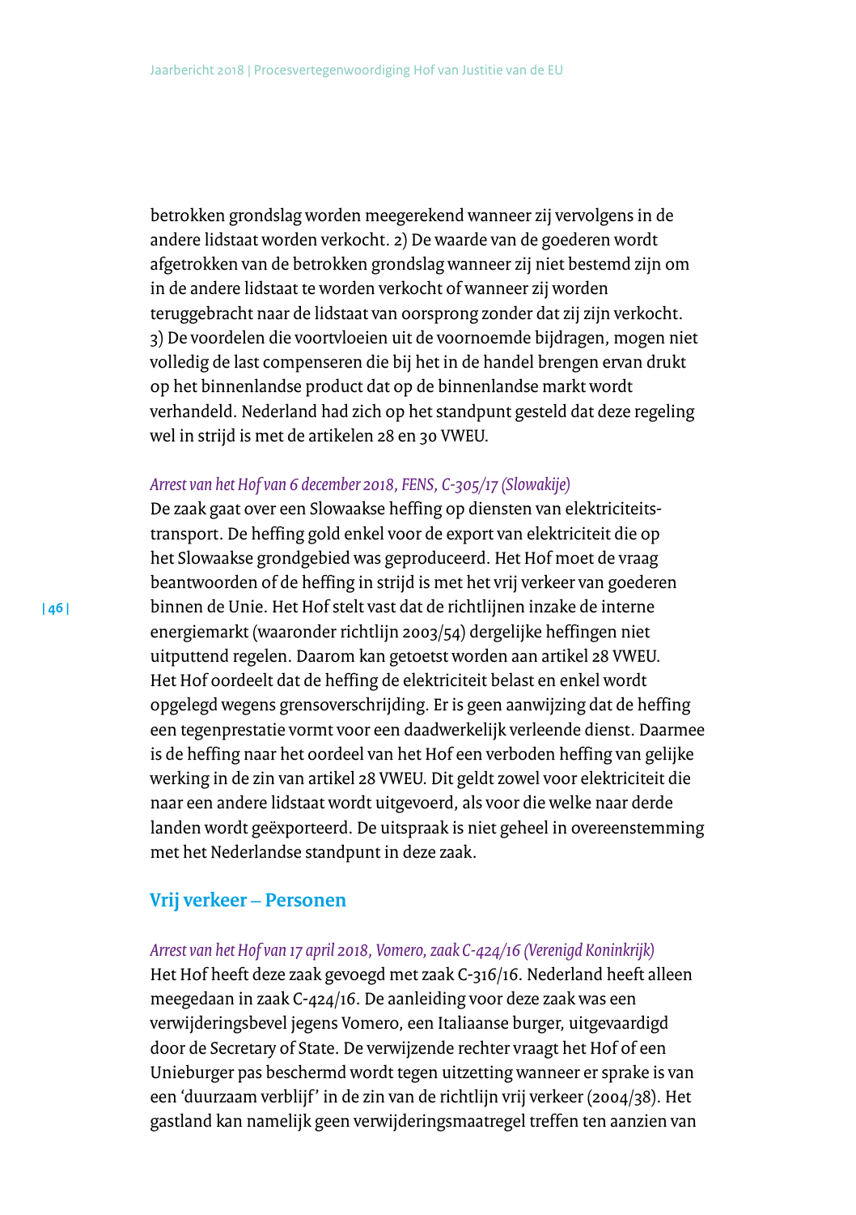betrokken grondslag worden meegerekend wanneer zij vervolgens in de andere lidstaat worden verkocht. 2) De waarde van de goederen wordt afgetrokken van de betrokken grondslag wanneer zij niet bestemd zijn om in de andere lidstaat te worden verkocht of wanneer zij worden teruggebracht naar de lidstaat van oorsprong zonder dat zij zijn verkocht. 3) De voordelen die voortvloeien uit de voornoemde bijdragen, mogen niet volledig de last compenseren die bij het in de handel brengen ervan drukt op het binnenlandse product dat op de binnenlandse markt wordt verhandeld. Nederland had zich op het standpunt gesteld dat deze regeling wel in strijd is met de artikelen 28 en 30 VWEU.

*Arrest van het Hof van 6 december 2018, FENS, C-305/17 (Slowakije)*
De zaak gaat over een Slowaakse heffing op diensten van elektriciteitstransport. De heffing gold enkel voor de export van elektriciteit die op het Slowaakse grondgebied was geproduceerd. Het Hof moet de vraag beantwoorden of de heffing in strijd is met het vrij verkeer van goederen binnen de Unie. Het Hof stelt vast dat de richtlijnen inzake de interne energiemarkt (waaronder richtlijn 2003/54) dergelijke heffingen niet uitputtend regelen. Daarom kan getoetst worden aan artikel 28 VWEU. Het Hof oordeelt dat de heffing de elektriciteit belast en enkel wordt opgelegd wegens grensoverschrijding. Er is geen aanwijzing dat de heffing een tegenprestatie vormt voor een daadwerkelijk verleende dienst. Daarmee is de heffing naar het oordeel van het Hof een verboden heffing van gelijke werking in de zin van artikel 28 VWEU. Dit geldt zowel voor elektriciteit die naar een andere lidstaat wordt uitgevoerd, als voor die welke naar derde landen wordt geëxporteerd. De uitspraak is niet geheel in overeenstemming met het Nederlandse standpunt in deze zaak.

## Vrij verkeer – Personen

*Arrest van het Hof van 17 april 2018, Vomero, zaak C-424/16 (Verenigd Koninkrijk)*
Het Hof heeft deze zaak gevoegd met zaak C-316/16. Nederland heeft alleen meegedaan in zaak C-424/16. De aanleiding voor deze zaak was een verwijderingsbevel jegens Vomero, een Italiaanse burger, uitgevaardigd door de Secretary of State. De verwijzende rechter vraagt het Hof of een Unieburger pas beschermd wordt tegen uitzetting wanneer er sprake is van een 'duurzaam verblijf' in de zin van de richtlijn vrij verkeer (2004/38). Het gastland kan namelijk geen verwijderingsmaatregel treffen ten aanzien van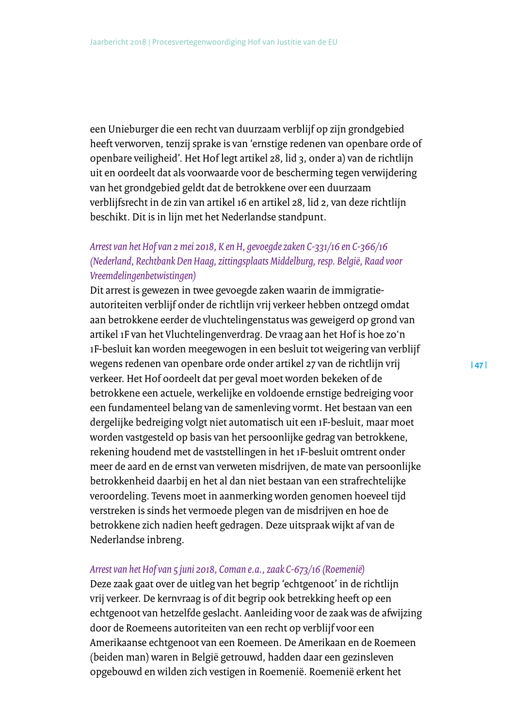een Unieburger die een recht van duurzaam verblijf op zijn grondgebied heeft verworven, tenzij sprake is van 'ernstige redenen van openbare orde of openbare veiligheid'. Het Hof legt artikel 28, lid 3, onder a) van de richtlijn uit en oordeelt dat als voorwaarde voor de bescherming tegen verwijdering van het grondgebied geldt dat de betrokkene over een duurzaam verblijfsrecht in de zin van artikel 16 en artikel 28, lid 2, van deze richtlijn beschikt. Dit is in lijn met het Nederlandse standpunt.

*Arrest van het Hof van 2 mei 2018, K en H, gevoegde zaken C-331/16 en C-366/16 (Nederland, Rechtbank Den Haag, zittingsplaats Middelburg, resp. België, Raad voor Vreemdelingenbetwistingen)*

Dit arrest is gewezen in twee gevoegde zaken waarin de immigratie-autoriteiten verblijf onder de richtlijn vrij verkeer hebben ontzegd omdat aan betrokkene eerder de vluchtelingenstatus was geweigerd op grond van artikel 1F van het Vluchtelingenverdrag. De vraag aan het Hof is hoe zo'n 1F-besluit kan worden meegewogen in een besluit tot weigering van verblijf wegens redenen van openbare orde onder artikel 27 van de richtlijn vrij verkeer. Het Hof oordeelt dat per geval moet worden bekeken of de betrokkene een actuele, werkelijke en voldoende ernstige bedreiging voor een fundamenteel belang van de samenleving vormt. Het bestaan van een dergelijke bedreiging volgt niet automatisch uit een 1F-besluit, maar moet worden vastgesteld op basis van het persoonlijke gedrag van betrokkene, rekening houdend met de vaststellingen in het 1F-besluit omtrent onder meer de aard en de ernst van verweten misdrijven, de mate van persoonlijke betrokkenheid daarbij en het al dan niet bestaan van een strafrechtelijke veroordeling. Tevens moet in aanmerking worden genomen hoeveel tijd verstreken is sinds het vermoede plegen van de misdrijven en hoe de betrokkene zich nadien heeft gedragen. Deze uitspraak wijkt af van de Nederlandse inbreng.

*Arrest van het Hof van 5 juni 2018, Coman e.a., zaak C-673/16 (Roemenië)*

Deze zaak gaat over de uitleg van het begrip 'echtgenoot' in de richtlijn vrij verkeer. De kernvraag is of dit begrip ook betrekking heeft op een echtgenoot van hetzelfde geslacht. Aanleiding voor de zaak was de afwijzing door de Roemeens autoriteiten van een recht op verblijf voor een Amerikaanse echtgenoot van een Roemeen. De Amerikaan en de Roemeen (beiden man) waren in België getrouwd, hadden daar een gezinsleven opgebouwd en wilden zich vestigen in Roemenië. Roemenië erkent het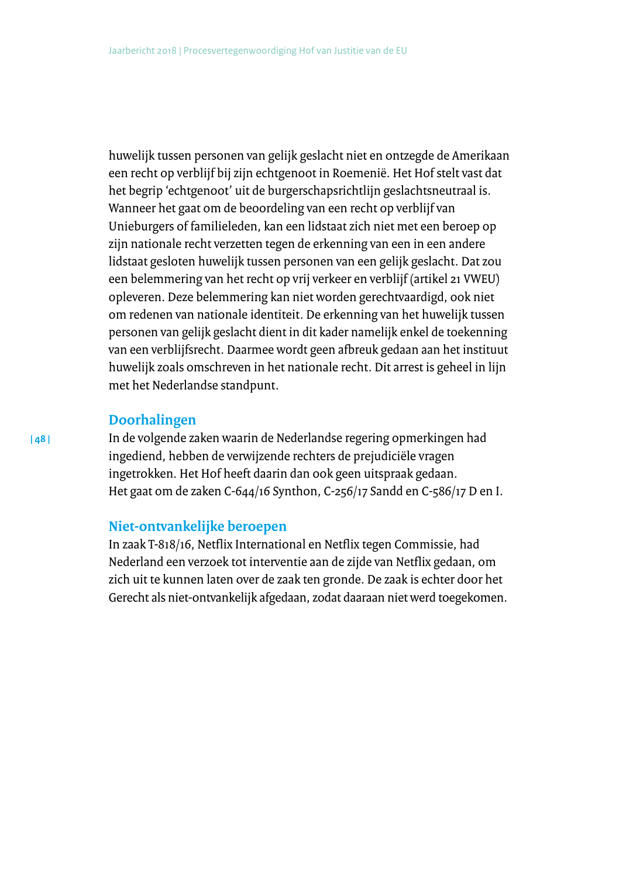huwelijk tussen personen van gelijk geslacht niet en ontzegde de Amerikaan een recht op verblijf bij zijn echtgenoot in Roemenië. Het Hof stelt vast dat het begrip 'echtgenoot' uit de burgerschapsrichtlijn geslachtsneutraal is. Wanneer het gaat om de beoordeling van een recht op verblijf van Unieburgers of familieleden, kan een lidstaat zich niet met een beroep op zijn nationale recht verzetten tegen de erkenning van een in een andere lidstaat gesloten huwelijk tussen personen van een gelijk geslacht. Dat zou een belemmering van het recht op vrij verkeer en verblijf (artikel 21 VWEU) opleveren. Deze belemmering kan niet worden gerechtvaardigd, ook niet om redenen van nationale identiteit. De erkenning van het huwelijk tussen personen van gelijk geslacht dient in dit kader namelijk enkel de toekenning van een verblijfsrecht. Daarmee wordt geen afbreuk gedaan aan het instituut huwelijk zoals omschreven in het nationale recht. Dit arrest is geheel in lijn met het Nederlandse standpunt.

## Doorhalingen

In de volgende zaken waarin de Nederlandse regering opmerkingen had ingediend, hebben de verwijzende rechters de prejudiciële vragen ingetrokken. Het Hof heeft daarin dan ook geen uitspraak gedaan. Het gaat om de zaken C-644/16 Synthon, C-256/17 Sandd en C-586/17 D en I.

## Niet-ontvankelijke beroepen

In zaak T-818/16, Netflix International en Netflix tegen Commissie, had Nederland een verzoek tot interventie aan de zijde van Netflix gedaan, om zich uit te kunnen laten over de zaak ten gronde. De zaak is echter door het Gerecht als niet-ontvankelijk afgedaan, zodat daaraan niet werd toegekomen.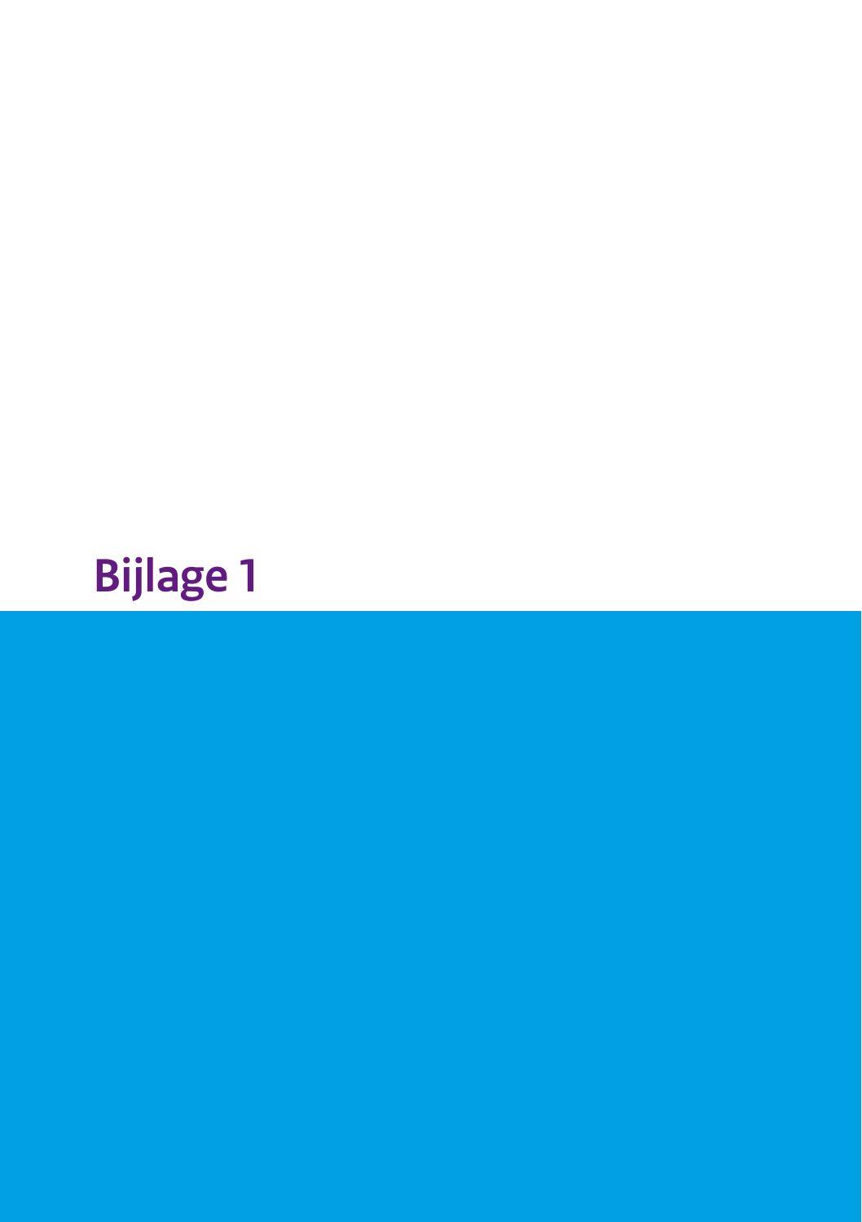# Bijlage 1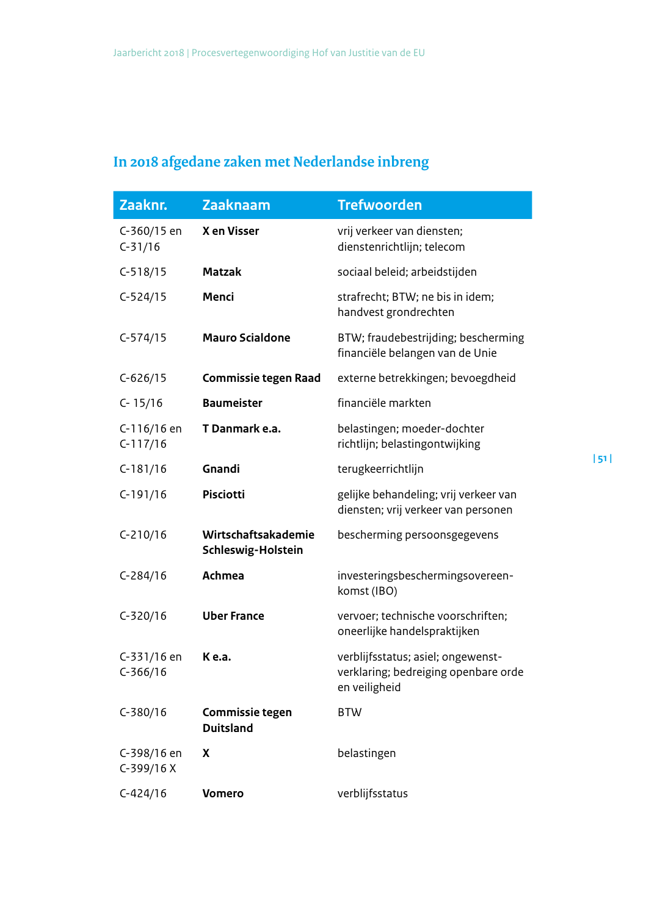## In 2018 afgedane zaken met Nederlandse inbreng

| Zaaknr. | Zaaknaam | Trefwoorden |
| --- | --- | --- |
| C-360/15 en C-31/16 | **X en Visser** | vrij verkeer van diensten; dienstenrichtlijn; telecom |
| C-518/15 | **Matzak** | sociaal beleid; arbeidstijden |
| C-524/15 | **Menci** | strafrecht; BTW; ne bis in idem; handvest grondrechten |
| C-574/15 | **Mauro Scialdone** | BTW; fraudebestrijding; bescherming financiële belangen van de Unie |
| C-626/15 | **Commissie tegen Raad** | externe betrekkingen; bevoegdheid |
| C- 15/16 | **Baumeister** | financiële markten |
| C-116/16 en C-117/16 | **T Danmark e.a.** | belastingen; moeder-dochter richtlijn; belastingontwijking |
| C-181/16 | **Gnandi** | terugkeerrichtlijn |
| C-191/16 | **Pisciotti** | gelijke behandeling; vrij verkeer van diensten; vrij verkeer van personen |
| C-210/16 | **Wirtschaftsakademie Schleswig-Holstein** | bescherming persoonsgegevens |
| C-284/16 | **Achmea** | investeringsbeschermingsovereen-komst (IBO) |
| C-320/16 | **Uber France** | vervoer; technische voorschriften; oneerlijke handelspraktijken |
| C-331/16 en C-366/16 | **K e.a.** | verblijfsstatus; asiel; ongewenst-verklaring; bedreiging openbare orde en veiligheid |
| C-380/16 | **Commissie tegen Duitsland** | BTW |
| C-398/16 en C-399/16 X | **X** | belastingen |
| C-424/16 | **Vomero** | verblijfsstatus |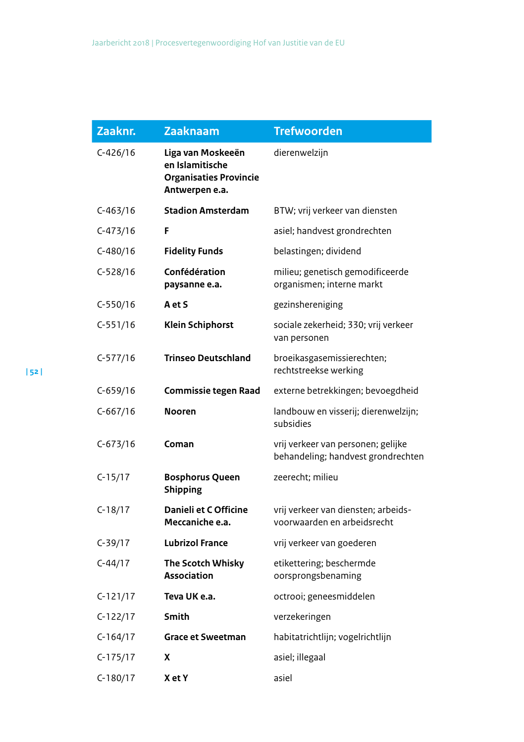| Zaaknr. | Zaaknaam | Trefwoorden |
|---|---|---|
| C-426/16 | **Liga van Moskeeën en Islamitische Organisaties Provincie Antwerpen e.a.** | dierenwelzijn |
| C-463/16 | **Stadion Amsterdam** | BTW; vrij verkeer van diensten |
| C-473/16 | **F** | asiel; handvest grondrechten |
| C-480/16 | **Fidelity Funds** | belastingen; dividend |
| C-528/16 | **Confédération paysanne e.a.** | milieu; genetisch gemodificeerde organismen; interne markt |
| C-550/16 | **A et S** | gezinshereniging |
| C-551/16 | **Klein Schiphorst** | sociale zekerheid; 330; vrij verkeer van personen |
| C-577/16 | **Trinseo Deutschland** | broeikasgasemissierechten; rechtstreekse werking |
| C-659/16 | **Commissie tegen Raad** | externe betrekkingen; bevoegdheid |
| C-667/16 | **Nooren** | landbouw en visserij; dierenwelzijn; subsidies |
| C-673/16 | **Coman** | vrij verkeer van personen; gelijke behandeling; handvest grondrechten |
| C-15/17 | **Bosphorus Queen Shipping** | zeerecht; milieu |
| C-18/17 | **Danieli et C Officine Meccaniche e.a.** | vrij verkeer van diensten; arbeids-voorwaarden en arbeidsrecht |
| C-39/17 | **Lubrizol France** | vrij verkeer van goederen |
| C-44/17 | **The Scotch Whisky Association** | etikettering; beschermde oorsprongsbenaming |
| C-121/17 | **Teva UK e.a.** | octrooi; geneesmiddelen |
| C-122/17 | **Smith** | verzekeringen |
| C-164/17 | **Grace et Sweetman** | habitatrichtlijn; vogelrichtlijn |
| C-175/17 | **X** | asiel; illegaal |
| C-180/17 | **X et Y** | asiel |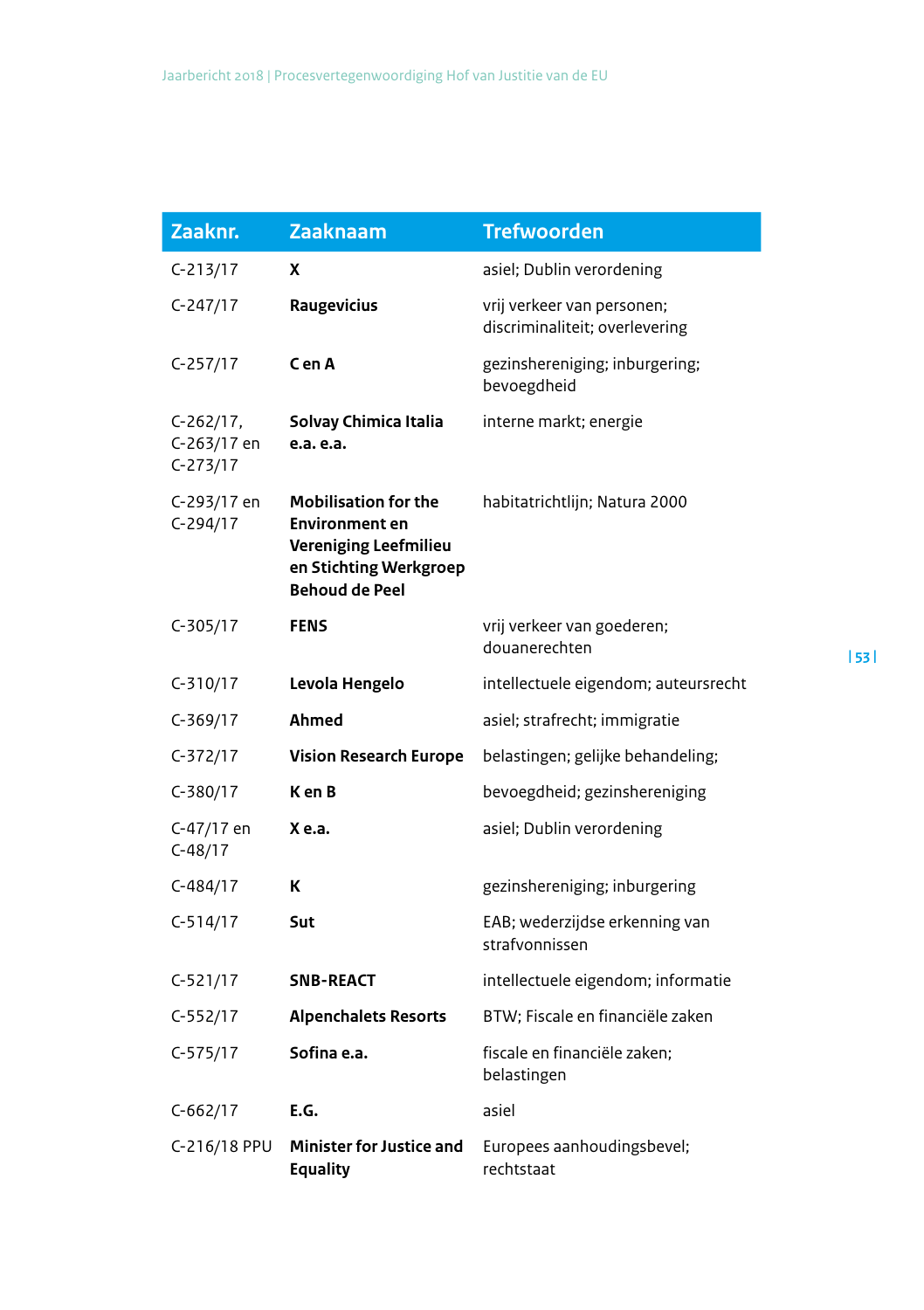| Zaaknr. | Zaaknaam | Trefwoorden |
|---|---|---|
| C-213/17 | **X** | asiel; Dublin verordening |
| C-247/17 | **Raugevicius** | vrij verkeer van personen; discriminaliteit; overlevering |
| C-257/17 | **C en A** | gezinshereniging; inburgering; bevoegdheid |
| C-262/17, C-263/17 en C-273/17 | **Solvay Chimica Italia e.a. e.a.** | interne markt; energie |
| C-293/17 en C-294/17 | **Mobilisation for the Environment en Vereniging Leefmilieu en Stichting Werkgroep Behoud de Peel** | habitatrichtlijn; Natura 2000 |
| C-305/17 | **FENS** | vrij verkeer van goederen; douanerechten |
| C-310/17 | **Levola Hengelo** | intellectuele eigendom; auteursrecht |
| C-369/17 | **Ahmed** | asiel; strafrecht; immigratie |
| C-372/17 | **Vision Research Europe** | belastingen; gelijke behandeling; |
| C-380/17 | **K en B** | bevoegdheid; gezinshereniging |
| C-47/17 en C-48/17 | **X e.a.** | asiel; Dublin verordening |
| C-484/17 | **K** | gezinshereniging; inburgering |
| C-514/17 | **Sut** | EAB; wederzijdse erkenning van strafvonnissen |
| C-521/17 | **SNB-REACT** | intellectuele eigendom; informatie |
| C-552/17 | **Alpenchalets Resorts** | BTW; Fiscale en financiële zaken |
| C-575/17 | **Sofina e.a.** | fiscale en financiële zaken; belastingen |
| C-662/17 | **E.G.** | asiel |
| C-216/18 PPU | **Minister for Justice and Equality** | Europees aanhoudingsbevel; rechtstaat |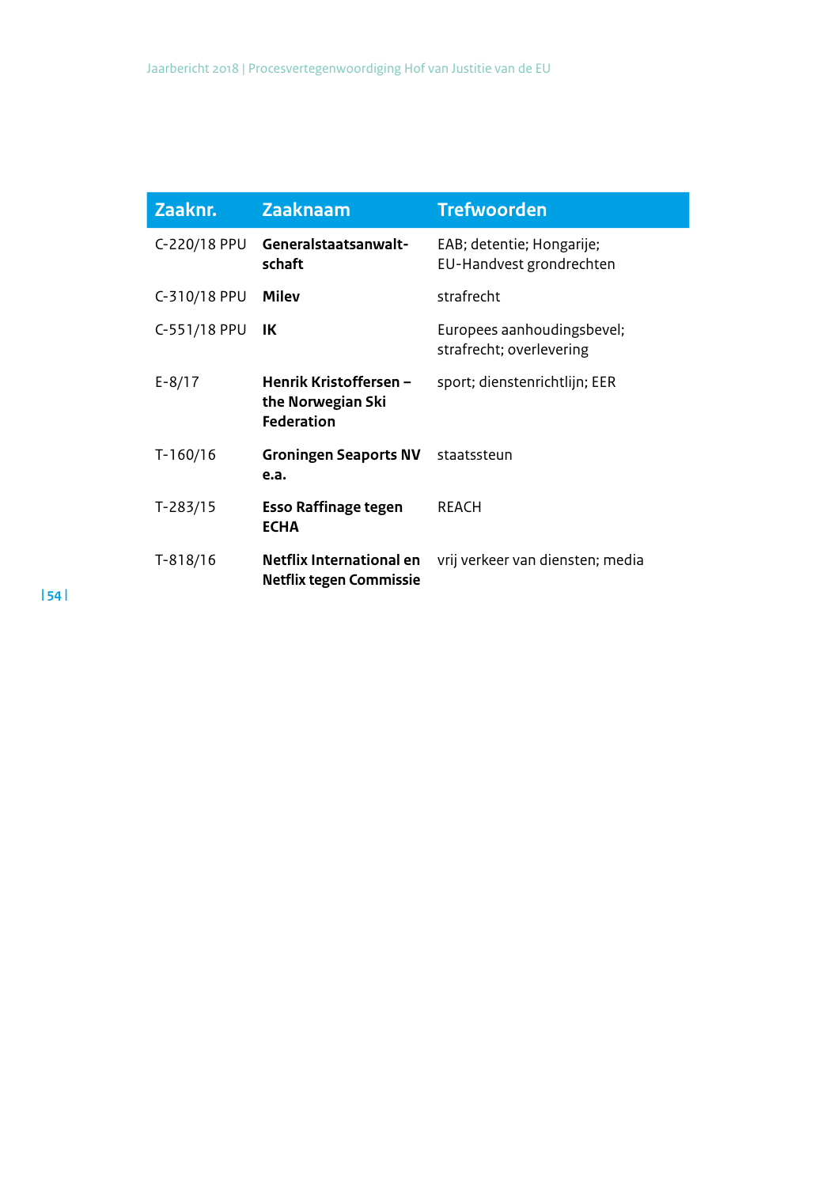| Zaaknr. | Zaaknaam | Trefwoorden |
| --- | --- | --- |
| C-220/18 PPU | **Generalstaatsanwalt-schaft** | EAB; detentie; Hongarije; EU-Handvest grondrechten |
| C-310/18 PPU | **Milev** | strafrecht |
| C-551/18 PPU | **IK** | Europees aanhoudingsbevel; strafrecht; overlevering |
| E-8/17 | **Henrik Kristoffersen – the Norwegian Ski Federation** | sport; dienstenrichtlijn; EER |
| T-160/16 | **Groningen Seaports NV e.a.** | staatssteun |
| T-283/15 | **Esso Raffinage tegen ECHA** | REACH |
| T-818/16 | **Netflix International en Netflix tegen Commissie** | vrij verkeer van diensten; media |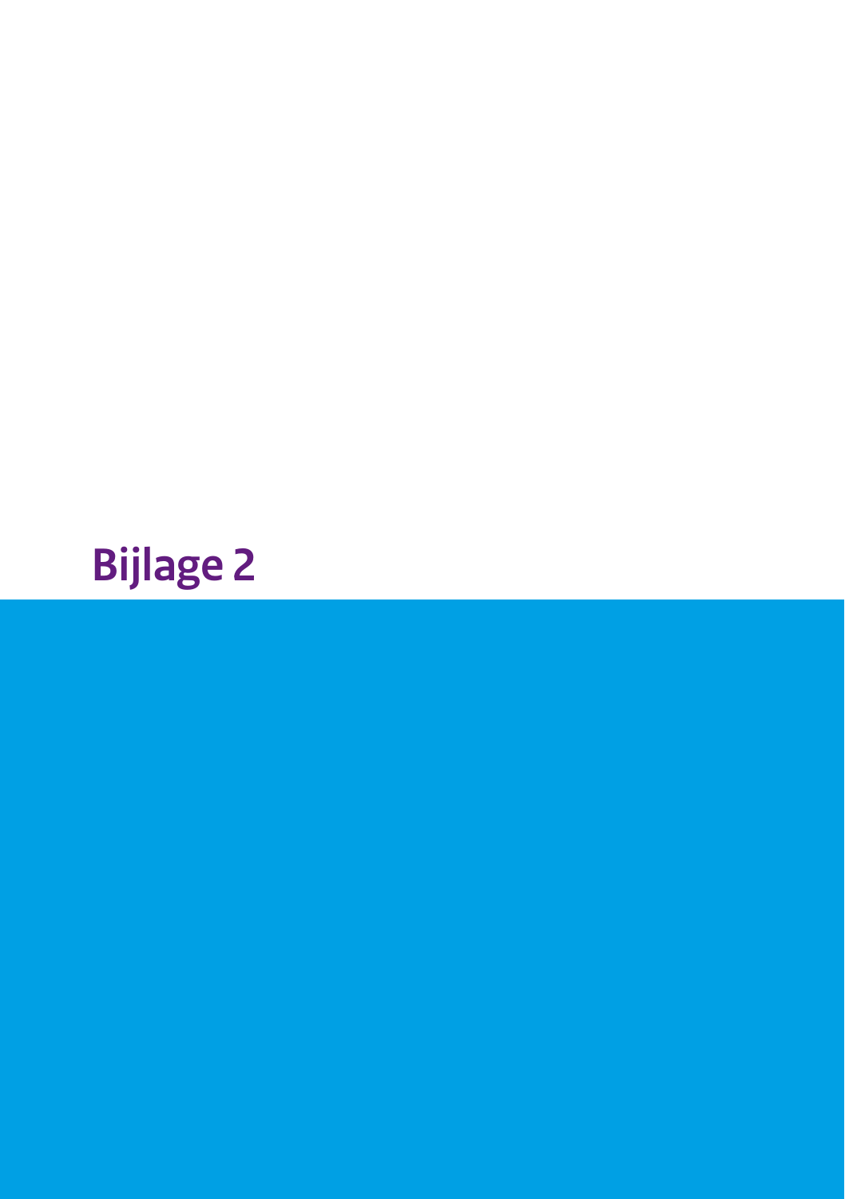# Bijlage 2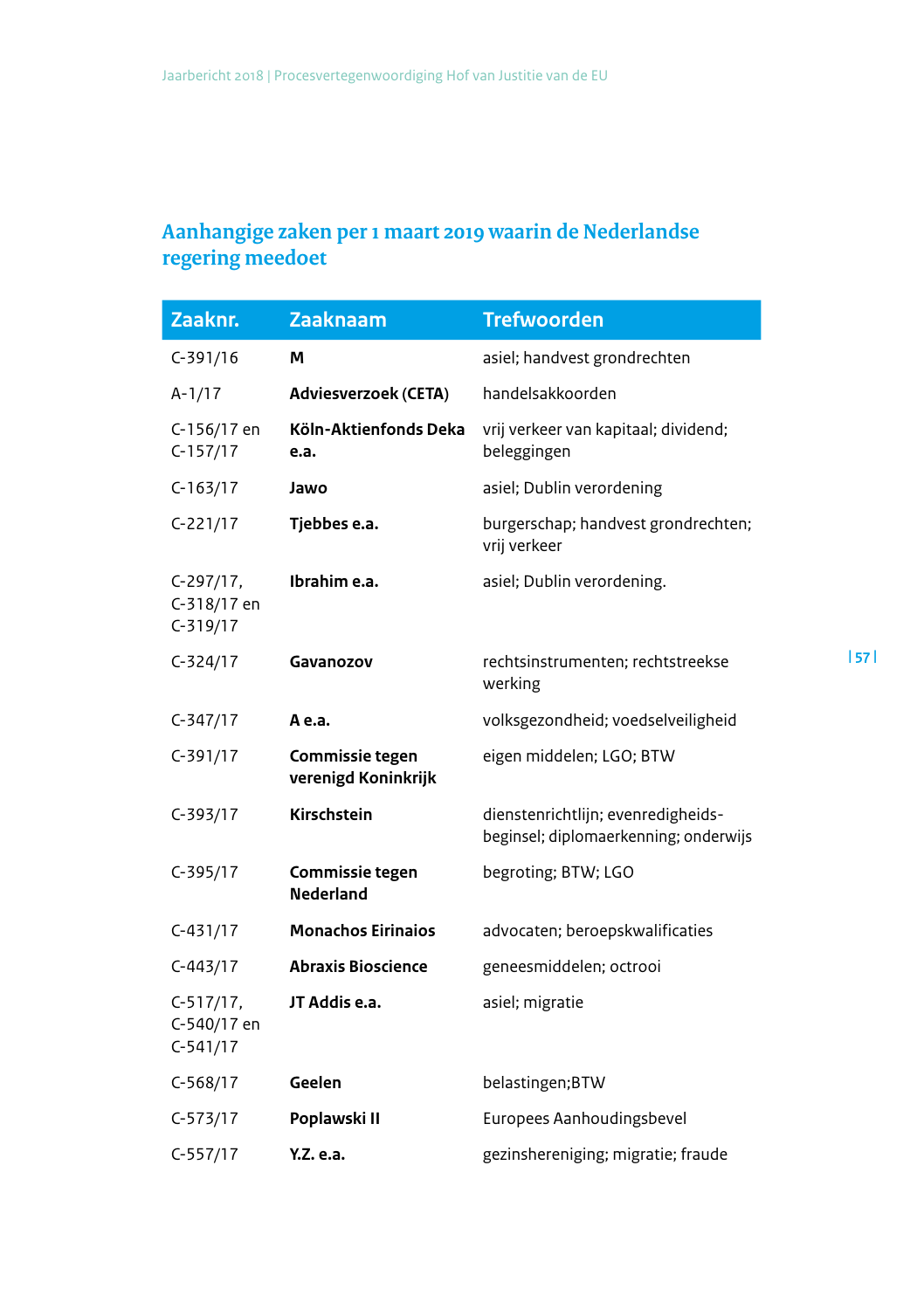## Aanhangige zaken per 1 maart 2019 waarin de Nederlandse regering meedoet

| Zaaknr. | Zaaknaam | Trefwoorden |
|---|---|---|
| C-391/16 | **M** | asiel; handvest grondrechten |
| A-1/17 | **Adviesverzoek (CETA)** | handelsakkoorden |
| C-156/17 en C-157/17 | **Köln-Aktienfonds Deka e.a.** | vrij verkeer van kapitaal; dividend; beleggingen |
| C-163/17 | **Jawo** | asiel; Dublin verordening |
| C-221/17 | **Tjebbes e.a.** | burgerschap; handvest grondrechten; vrij verkeer |
| C-297/17, C-318/17 en C-319/17 | **Ibrahim e.a.** | asiel; Dublin verordening. |
| C-324/17 | **Gavanozov** | rechtsinstrumenten; rechtstreekse werking |
| C-347/17 | **A e.a.** | volksgezondheid; voedselveiligheid |
| C-391/17 | **Commissie tegen verenigd Koninkrijk** | eigen middelen; LGO; BTW |
| C-393/17 | **Kirschstein** | dienstenrichtlijn; evenredigheids-beginsel; diplomaerkenning; onderwijs |
| C-395/17 | **Commissie tegen Nederland** | begroting; BTW; LGO |
| C-431/17 | **Monachos Eirinaios** | advocaten; beroepskwalificaties |
| C-443/17 | **Abraxis Bioscience** | geneesmiddelen; octrooi |
| C-517/17, C-540/17 en C-541/17 | **JT Addis e.a.** | asiel; migratie |
| C-568/17 | **Geelen** | belastingen;BTW |
| C-573/17 | **Poplawski II** | Europees Aanhoudingsbevel |
| C-557/17 | **Y.Z. e.a.** | gezinshereniging; migratie; fraude |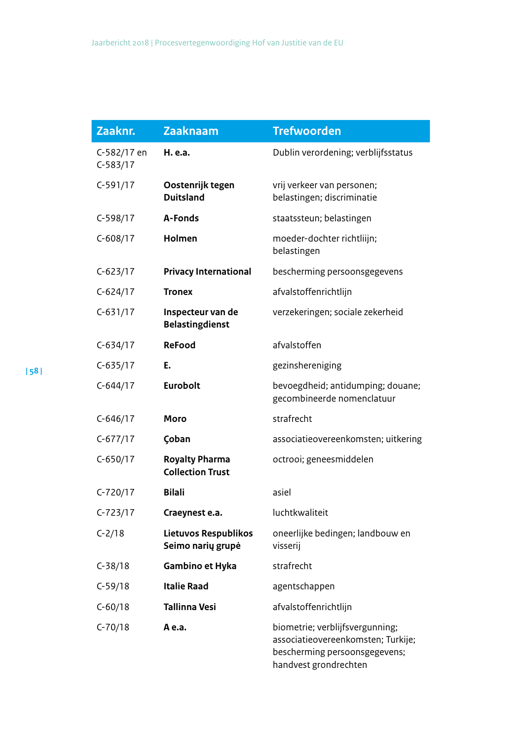| Zaaknr. | Zaaknaam | Trefwoorden |
|---|---|---|
| C-582/17 en C-583/17 | **H. e.a.** | Dublin verordening; verblijfsstatus |
| C-591/17 | **Oostenrijk tegen Duitsland** | vrij verkeer van personen; belastingen; discriminatie |
| C-598/17 | **A-Fonds** | staatssteun; belastingen |
| C-608/17 | **Holmen** | moeder-dochter richtlijn; belastingen |
| C-623/17 | **Privacy International** | bescherming persoonsgegevens |
| C-624/17 | **Tronex** | afvalstoffenrichtlijn |
| C-631/17 | **Inspecteur van de Belastingdienst** | verzekeringen; sociale zekerheid |
| C-634/17 | **ReFood** | afvalstoffen |
| C-635/17 | **E.** | gezinshereniging |
| C-644/17 | **Eurobolt** | bevoegdheid; antidumping; douane; gecombineerde nomenclatuur |
| C-646/17 | **Moro** | strafrecht |
| C-677/17 | **Çoban** | associatieovereenkomsten; uitkering |
| C-650/17 | **Royalty Pharma Collection Trust** | octrooi; geneesmiddelen |
| C-720/17 | **Bilali** | asiel |
| C-723/17 | **Craeynest e.a.** | luchtkwaliteit |
| C-2/18 | **Lietuvos Respublikos Seimo narių grupė** | oneerlijke bedingen; landbouw en visserij |
| C-38/18 | **Gambino et Hyka** | strafrecht |
| C-59/18 | **Italie Raad** | agentschappen |
| C-60/18 | **Tallinna Vesi** | afvalstoffenrichtlijn |
| C-70/18 | **A e.a.** | biometrie; verblijfsvergunning; associatieovereenkomsten; Turkije; bescherming persoonsgegevens; handvest grondrechten |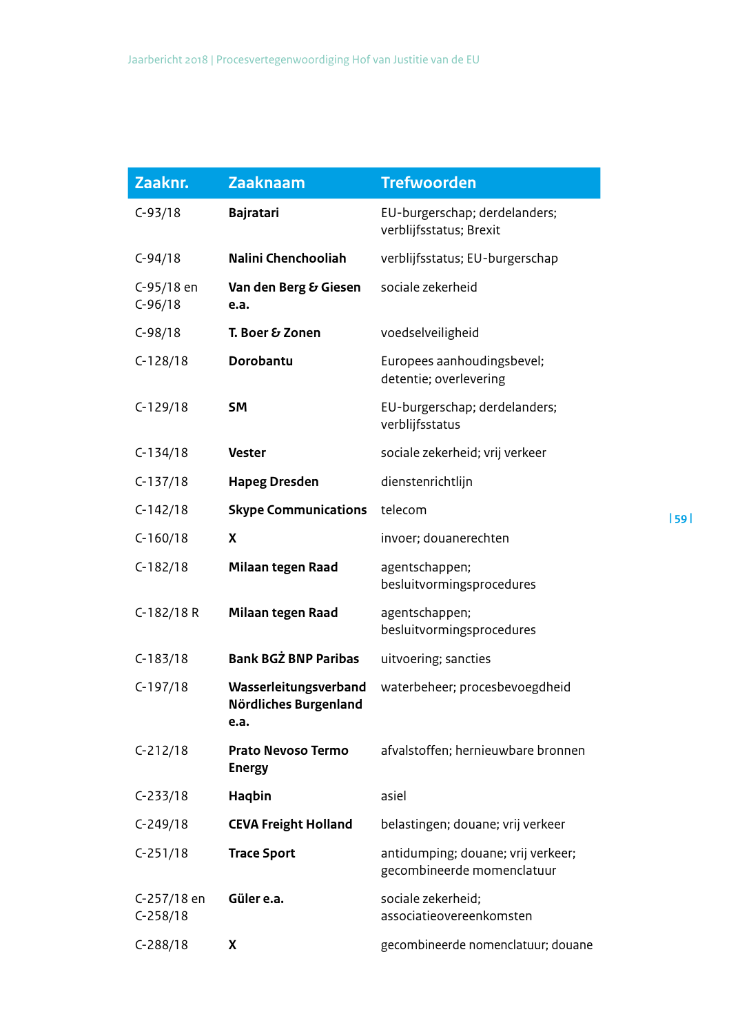| Zaaknr. | Zaaknaam | Trefwoorden |
|---|---|---|
| C-93/18 | **Bajratari** | EU-burgerschap; derdelanders; verblijfsstatus; Brexit |
| C-94/18 | **Nalini Chenchooliah** | verblijfsstatus; EU-burgerschap |
| C-95/18 en C-96/18 | **Van den Berg & Giesen e.a.** | sociale zekerheid |
| C-98/18 | **T. Boer & Zonen** | voedselveiligheid |
| C-128/18 | **Dorobantu** | Europees aanhoudingsbevel; detentie; overlevering |
| C-129/18 | **SM** | EU-burgerschap; derdelanders; verblijfsstatus |
| C-134/18 | **Vester** | sociale zekerheid; vrij verkeer |
| C-137/18 | **Hapeg Dresden** | dienstenrichtlijn |
| C-142/18 | **Skype Communications** | telecom |
| C-160/18 | **X** | invoer; douanerechten |
| C-182/18 | **Milaan tegen Raad** | agentschappen; besluitvormingsprocedures |
| C-182/18 R | **Milaan tegen Raad** | agentschappen; besluitvormingsprocedures |
| C-183/18 | **Bank BGŻ BNP Paribas** | uitvoering; sancties |
| C-197/18 | **Wasserleitungsverband Nördliches Burgenland e.a.** | waterbeheer; procesbevoegdheid |
| C-212/18 | **Prato Nevoso Termo Energy** | afvalstoffen; hernieuwbare bronnen |
| C-233/18 | **Haqbin** | asiel |
| C-249/18 | **CEVA Freight Holland** | belastingen; douane; vrij verkeer |
| C-251/18 | **Trace Sport** | antidumping; douane; vrij verkeer; gecombineerde momenclatuur |
| C-257/18 en C-258/18 | **Güler e.a.** | sociale zekerheid; associatieovereenkomsten |
| C-288/18 | **X** | gecombineerde nomenclatuur; douane |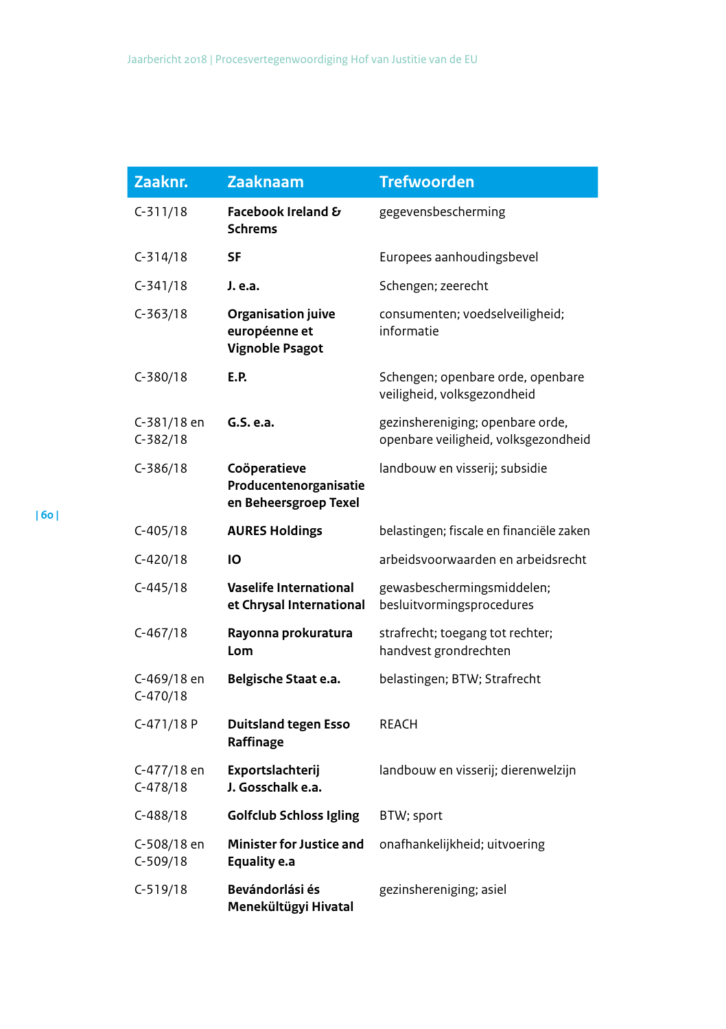| Zaaknr. | Zaaknaam | Trefwoorden |
| --- | --- | --- |
| C-311/18 | **Facebook Ireland & Schrems** | gegevensbescherming |
| C-314/18 | **SF** | Europees aanhoudingsbevel |
| C-341/18 | **J. e.a.** | Schengen; zeerecht |
| C-363/18 | **Organisation juive européenne et Vignoble Psagot** | consumenten; voedselveiligheid; informatie |
| C-380/18 | **E.P.** | Schengen; openbare orde, openbare veiligheid, volksgezondheid |
| C-381/18 en C-382/18 | **G.S. e.a.** | gezinshereniging; openbare orde, openbare veiligheid, volksgezondheid |
| C-386/18 | **Coöperatieve Producentenorganisatie en Beheersgroep Texel** | landbouw en visserij; subsidie |
| C-405/18 | **AURES Holdings** | belastingen; fiscale en financiële zaken |
| C-420/18 | **IO** | arbeidsvoorwaarden en arbeidsrecht |
| C-445/18 | **Vaselife International et Chrysal International** | gewasbeschermingsmiddelen; besluitvormingsprocedures |
| C-467/18 | **Rayonna prokuratura Lom** | strafrecht; toegang tot rechter; handvest grondrechten |
| C-469/18 en C-470/18 | **Belgische Staat e.a.** | belastingen; BTW; Strafrecht |
| C-471/18 P | **Duitsland tegen Esso Raffinage** | REACH |
| C-477/18 en C-478/18 | **Exportslachterij J. Gosschalk e.a.** | landbouw en visserij; dierenwelzijn |
| C-488/18 | **Golfclub Schloss Igling** | BTW; sport |
| C-508/18 en C-509/18 | **Minister for Justice and Equality e.a** | onafhankelijkheid; uitvoering |
| C-519/18 | **Bevándorlási és Menekültügyi Hivatal** | gezinshereniging; asiel |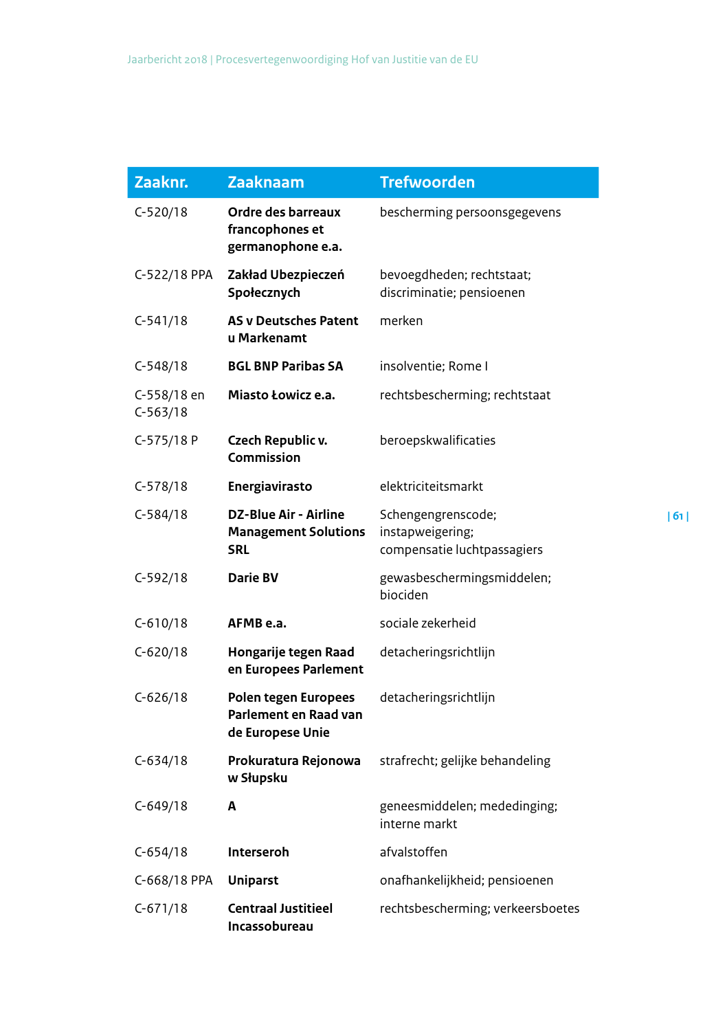| Zaaknr. | Zaaknaam | Trefwoorden |
|---|---|---|
| C-520/18 | **Ordre des barreaux francophones et germanophone e.a.** | bescherming persoonsgegevens |
| C-522/18 PPA | **Zakład Ubezpieczeń Społecznych** | bevoegdheden; rechtstaat; discriminatie; pensioenen |
| C-541/18 | **AS v Deutsches Patent u Markenamt** | merken |
| C-548/18 | **BGL BNP Paribas SA** | insolventie; Rome I |
| C-558/18 en C-563/18 | **Miasto Łowicz e.a.** | rechtsbescherming; rechtstaat |
| C-575/18 P | **Czech Republic v. Commission** | beroepskwalificaties |
| C-578/18 | **Energiavirasto** | elektriciteitsmarkt |
| C-584/18 | **DZ-Blue Air - Airline Management Solutions SRL** | Schengengrenscode; instapweigering; compensatie luchtpassagiers |
| C-592/18 | **Darie BV** | gewasbeschermingsmiddelen; biociden |
| C-610/18 | **AFMB e.a.** | sociale zekerheid |
| C-620/18 | **Hongarije tegen Raad en Europees Parlement** | detacheringsrichtlijn |
| C-626/18 | **Polen tegen Europees Parlement en Raad van de Europese Unie** | detacheringsrichtlijn |
| C-634/18 | **Prokuratura Rejonowa w Słupsku** | strafrecht; gelijke behandeling |
| C-649/18 | **A** | geneesmiddelen; mededinging; interne markt |
| C-654/18 | **Interseroh** | afvalstoffen |
| C-668/18 PPA | **Uniparst** | onafhankelijkheid; pensioenen |
| C-671/18 | **Centraal Justitieel Incassobureau** | rechtsbescherming; verkeersboetes |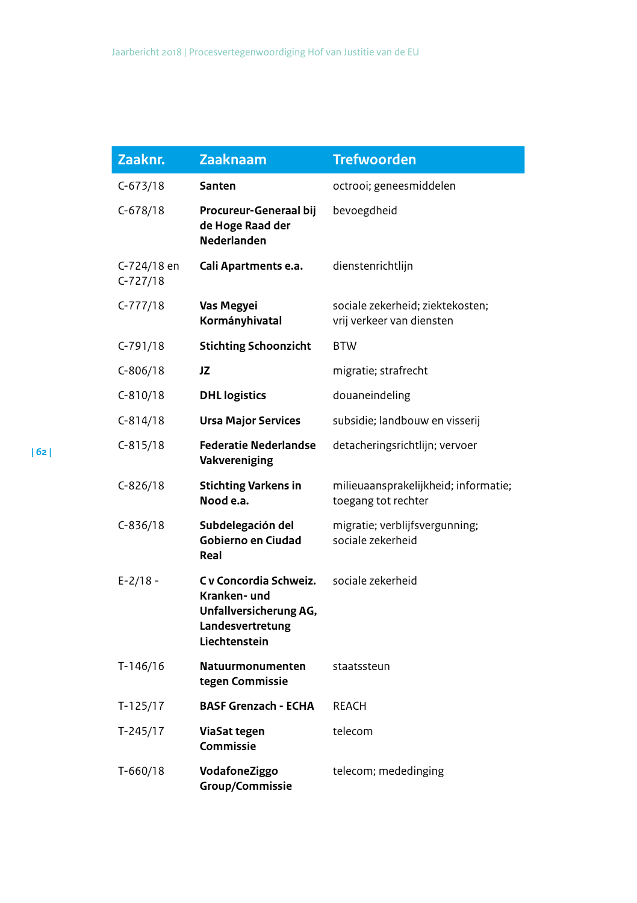| Zaaknr. | Zaaknaam | Trefwoorden |
|---|---|---|
| C-673/18 | **Santen** | octrooi; geneesmiddelen |
| C-678/18 | **Procureur-Generaal bij de Hoge Raad der Nederlanden** | bevoegdheid |
| C-724/18 en C-727/18 | **Cali Apartments e.a.** | dienstenrichtlijn |
| C-777/18 | **Vas Megyei Kormányhivatal** | sociale zekerheid; ziektekosten; vrij verkeer van diensten |
| C-791/18 | **Stichting Schoonzicht** | BTW |
| C-806/18 | **JZ** | migratie; strafrecht |
| C-810/18 | **DHL logistics** | douaneindeling |
| C-814/18 | **Ursa Major Services** | subsidie; landbouw en visserij |
| C-815/18 | **Federatie Nederlandse Vakvereniging** | detacheringsrichtlijn; vervoer |
| C-826/18 | **Stichting Varkens in Nood e.a.** | milieuaansprakelijkheid; informatie; toegang tot rechter |
| C-836/18 | **Subdelegación del Gobierno en Ciudad Real** | migratie; verblijfsvergunning; sociale zekerheid |
| E-2/18 - | **C v Concordia Schweiz. Kranken- und Unfallversicherung AG, Landesvertretung Liechtenstein** | sociale zekerheid |
| T-146/16 | **Natuurmonumenten tegen Commissie** | staatssteun |
| T-125/17 | **BASF Grenzach - ECHA** | REACH |
| T-245/17 | **ViaSat tegen Commissie** | telecom |
| T-660/18 | **VodafoneZiggo Group/Commissie** | telecom; mededinging |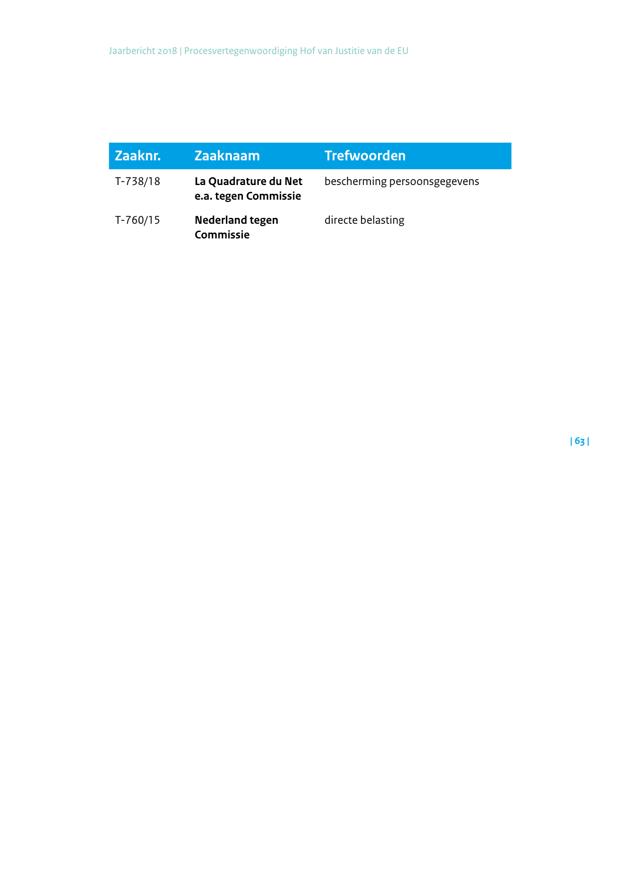| Zaaknr. | Zaaknaam | Trefwoorden |
|---|---|---|
| T-738/18 | **La Quadrature du Net e.a. tegen Commissie** | bescherming persoonsgegevens |
| T-760/15 | **Nederland tegen Commissie** | directe belasting |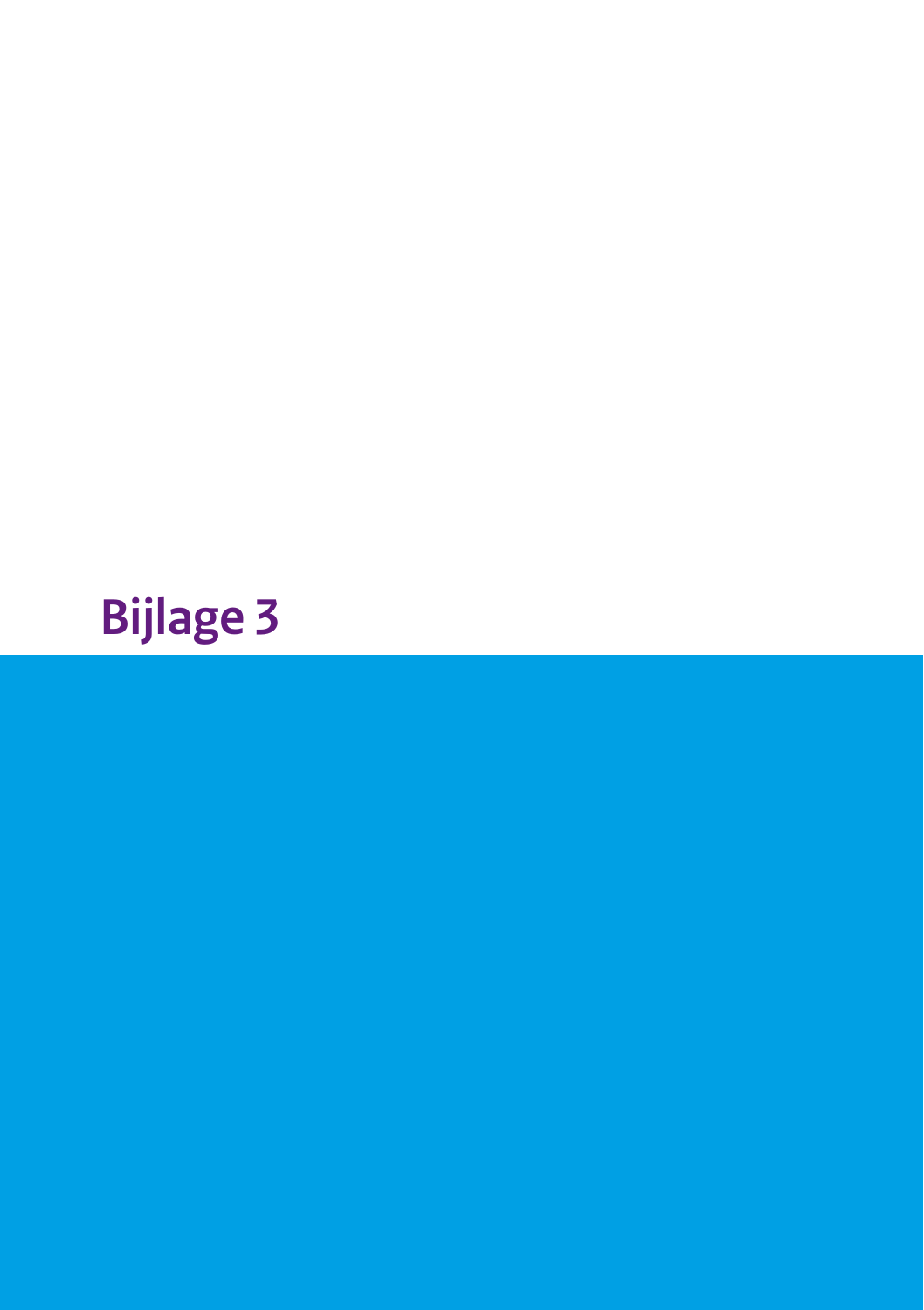# Bijlage 3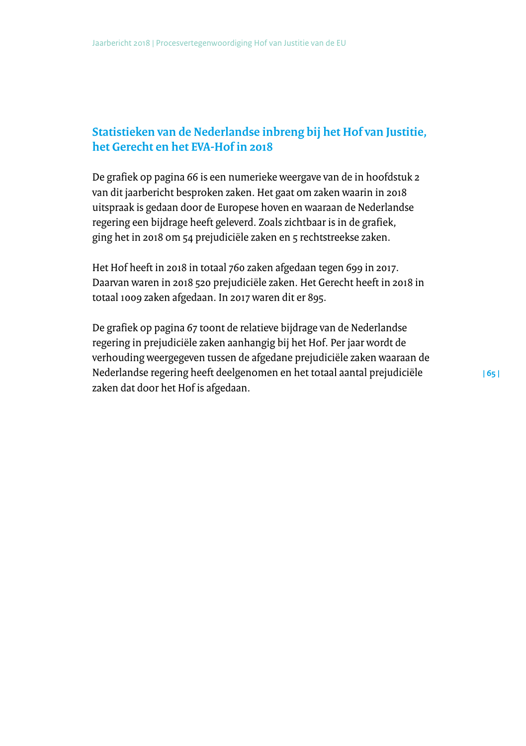## Statistieken van de Nederlandse inbreng bij het Hof van Justitie, het Gerecht en het EVA-Hof in 2018

De grafiek op pagina 66 is een numerieke weergave van de in hoofdstuk 2 van dit jaarbericht besproken zaken. Het gaat om zaken waarin in 2018 uitspraak is gedaan door de Europese hoven en waaraan de Nederlandse regering een bijdrage heeft geleverd. Zoals zichtbaar is in de grafiek, ging het in 2018 om 54 prejudiciële zaken en 5 rechtstreekse zaken.

Het Hof heeft in 2018 in totaal 760 zaken afgedaan tegen 699 in 2017. Daarvan waren in 2018 520 prejudiciële zaken. Het Gerecht heeft in 2018 in totaal 1009 zaken afgedaan. In 2017 waren dit er 895.

De grafiek op pagina 67 toont de relatieve bijdrage van de Nederlandse regering in prejudiciële zaken aanhangig bij het Hof. Per jaar wordt de verhouding weergegeven tussen de afgedane prejudiciële zaken waaraan de Nederlandse regering heeft deelgenomen en het totaal aantal prejudiciële zaken dat door het Hof is afgedaan.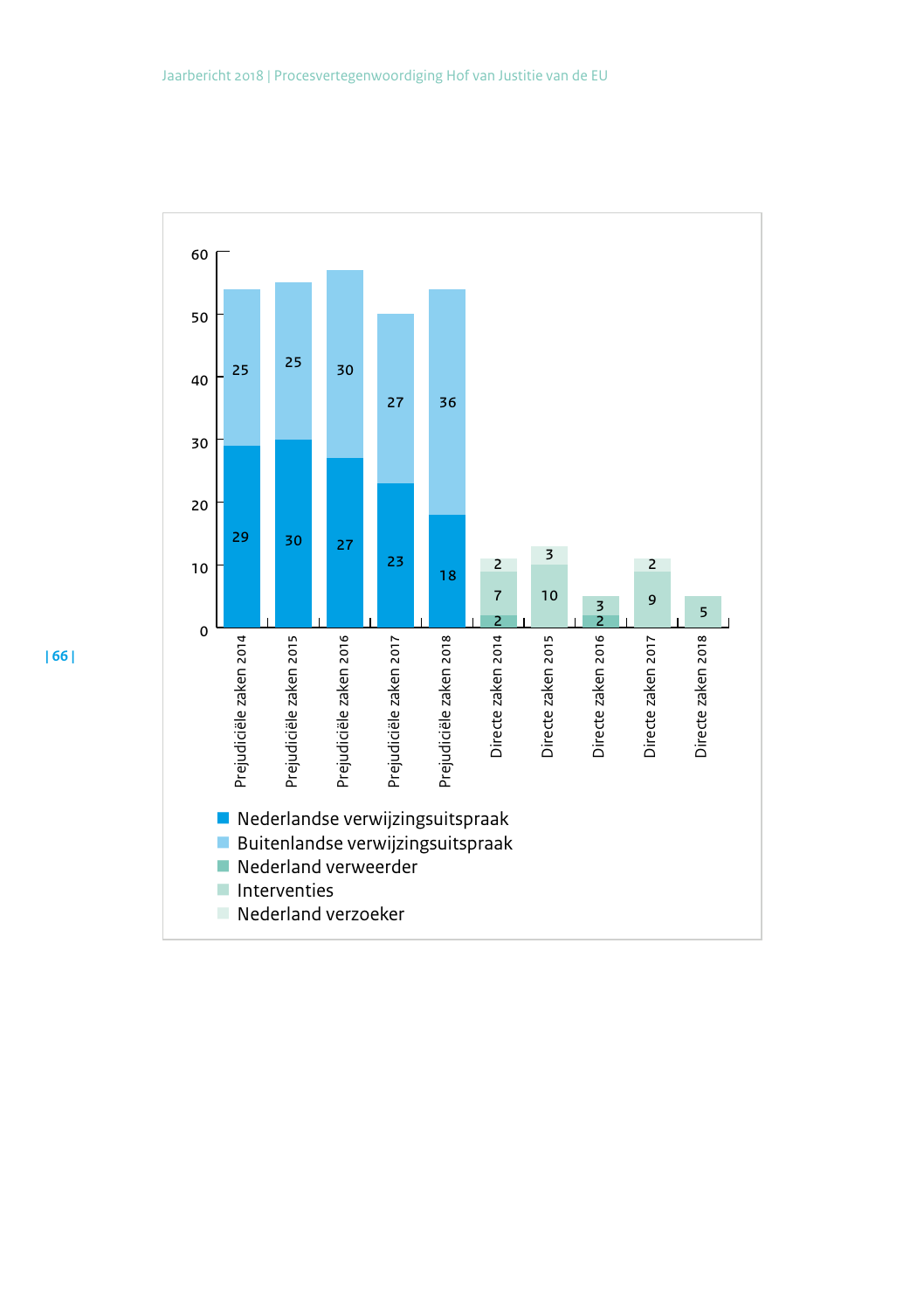| | Nederlandse verwijzingsuitspraak | Buitenlandse verwijzingsuitspraak | Nederland verweerder | Interventies | Nederland verzoeker |
|---|---|---|---|---|---|
| Prejudiciële zaken 2014 | 29 | 25 | | | |
| Prejudiciële zaken 2015 | 30 | 25 | | | |
| Prejudiciële zaken 2016 | 27 | 30 | | | |
| Prejudiciële zaken 2017 | 23 | 27 | | | |
| Prejudiciële zaken 2018 | 18 | 36 | | | |
| Directe zaken 2014 | | | 2 | 7 | 2 |
| Directe zaken 2015 | | | | 10 | 3 |
| Directe zaken 2016 | | | 2 | 3 | |
| Directe zaken 2017 | | | | 9 | 2 |
| Directe zaken 2018 | | | | 5 | |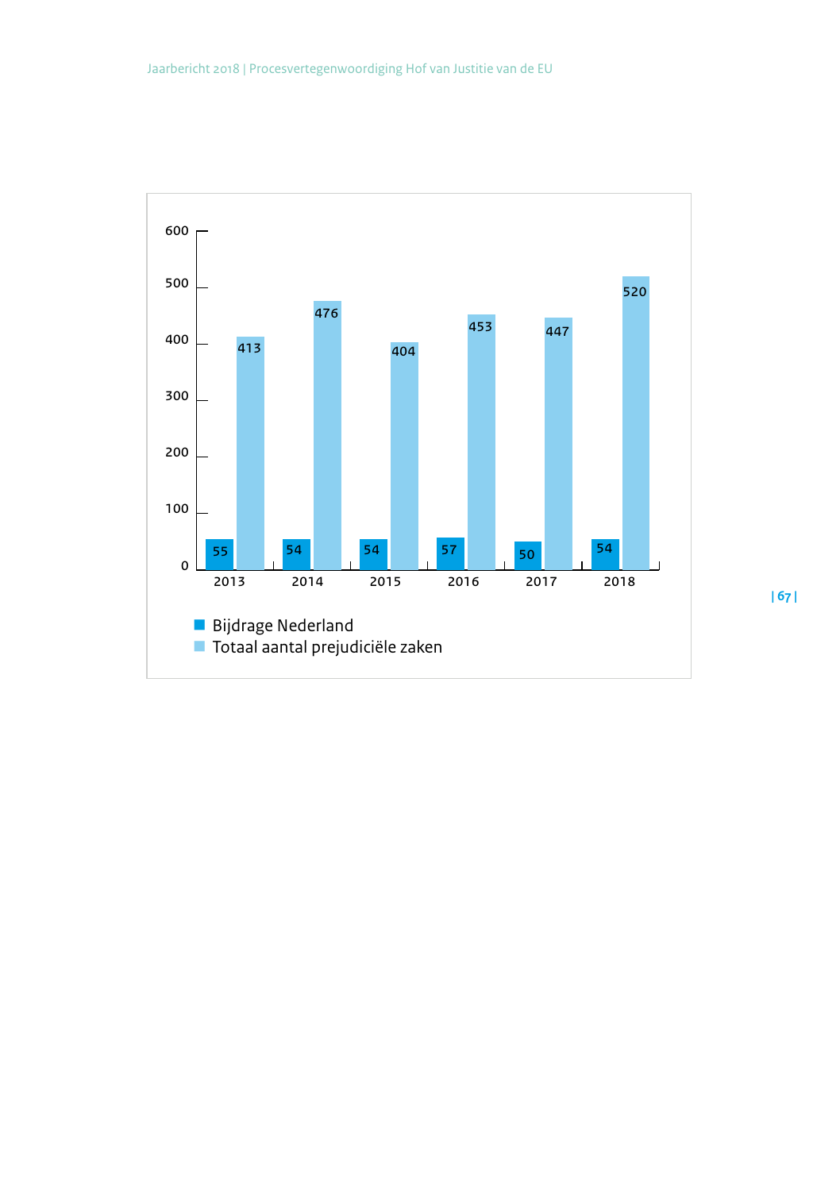| | Bijdrage Nederland | Totaal aantal prejudiciële zaken |
|---|---|---|
| 2013 | 55 | 413 |
| 2014 | 54 | 476 |
| 2015 | 54 | 404 |
| 2016 | 57 | 453 |
| 2017 | 50 | 447 |
| 2018 | 54 | 520 |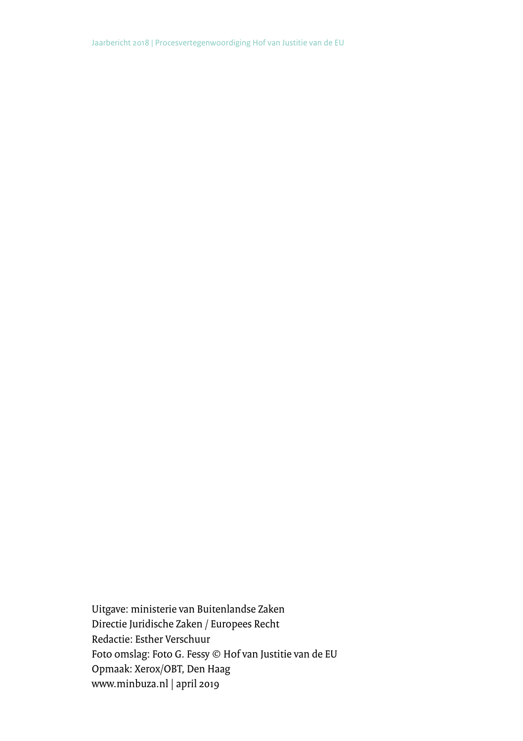Uitgave: ministerie van Buitenlandse Zaken
Directie Juridische Zaken / Europees Recht
Redactie: Esther Verschuur
Foto omslag: Foto G. Fessy © Hof van Justitie van de EU
Opmaak: Xerox/OBT, Den Haag
www.minbuza.nl | april 2019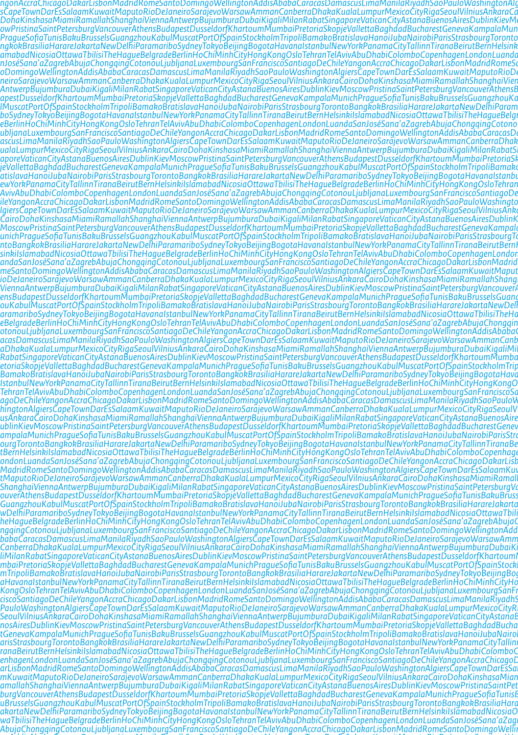ngonAccraChicagoDakarLisbonMadridRomeSantoDomingoWellingtonAddisAbabaCaracasDamascusLimaManilaRiyadhSaoPauloWashingtonAlg
sCapeTownDarEsSalaamKuwaitMaputoRioDeJaneiroSarajevoWarsawAmmanCanberraDhakaKualaLumpurMexicoCityRigaSeoulVilniusAnkaraCa
DohaKinshasaMiamiRamallahShanghaiViennaAntwerpBujumburaDubaiKigaliMilanRabatSingaporeVaticanCityAstanaBuenosAiresDublinKievMo
owPristinaSaintPetersburgVancouverAthensBudapestDusseldorfKhartoumMumbaiPretoriaSkopjeVallettaBaghdadBucharestGenevaKampalaMun
PragueSofiaTunisBakuBrusselsGuangzhouKabulMuscatPortOfSpainStockholmTripoliBamakoBratislavaHanoiJubaNairobiParisStrasbourgToronto
ngkokBrasiliaHarareJakartaNewDelhiParamariboSydneyTokyoBeijingBogotaHavanaIstanbulNewYorkPanamaCityTallinnTiranaBeirutBernHelsink
amabadNicosiaOttawaTbilisiTheHagueBelgradeBerlinHoChiMinhCityHongKongOsloTehranTelAvivAbuDhabiColomboCopenhagenLondonLuanda
nJoséSana'aZagrebAbujaChongqingCotonouLjubljanaLuxembourgSanFranciscoSantiagoDeChileYangonAccraChicagoDakarLisbonMadridRomeSa
oDomingoWellingtonAddisAbabaCaracasDamascusLimaManilaRiyadhSaoPauloWashingtonAlgiersCapeTownDarEsSalaamKuwaitMaputoRioDe
neiroSarajevoWarsawAmmanCanberraDhakaKualaLumpurMexicoCityRigaSeoulVilniusAnkaraCairoDohaKinshasaMiamiRamallahShanghaiVien
AntwerpBujumburaDubaiKigaliMilanRabatSingaporeVaticanCityAstanaBuenosAiresDublinKievMoscowPristinaSaintPetersburgVancouverAthensB
lMuscatPortOfSpainStockholmTripoliBamakoBratislavaHanoiJubaNairobiParisStrasbourgTorontoBangkokBrasiliaHarareJakartaNewDelhiParam
boSydneyTokyoBeijingBogotaHavanaIstanbulNewYorkPanamaCityTallinnTiranaBeirutBernHelsinkiIslamabadNicosiaOttawaTbilisiTheHagueBelgr
eBerlinHoChiMinhCityHongKongOsloTehranTelAvivAbuDhabiColomboCopenhagenLondonLuandaSanJoséSana'aZagrebAbujaChongqingCotono
ubljanaLuxembourgSanFranciscoSantiagoDeChileYangonAccraChicagoDakarLisbonMadridRomeSantoDomingoWellingtonAddisAbabaCaracasDa
ascusLimaManilaRiyadhSaoPauloWashingtonAlgiersCapeTownDarEsSalaamKuwaitMaputoRioDeJaneiroSarajevoWarsawAmmanCanberraDhak
ualaLumpurMexicoCityRigaSeoulVilniusAnkaraCairoDohaKinshasaMiamiRamallahShanghaiViennaAntwerpBujumburaDubaiKigaliMilanRabatSi
aporeVaticanCityAstanaBuenosAiresDublinKievMoscowPristinaSaintPetersburgVancouverAthensBudapestDusseldorfKhartoumMumbaiPretoriaSk
jeVallettaBaghdadBucharestGenevaKampalaMunichPragueSofiaTunisBakuBrusselsGuangzhouKabulMuscatPortOfSpainStockholmTripoliBamako
atislavaHanoiJubaNairobiParisStrasbourgTorontoBangkokBrasiliaHarareJakartaNewDelhiParamariboSydneyTokyoBeijingBogotaHavanaIstanbu
ewYorkPanamaCityTallinnTiranaBeirutBernHelsinkiIslamabadNicosiaOttawaTbilisiTheHagueBelgradeBerlinHoChiMinhCityHongKongOsloTehran
AvivAbuDhabiColomboCopenhagenLondonLuandaSanJoséSana'aZagrebAbujaChongqingCotonouLjubljanaLuxembourgSanFranciscoSantiagoDe
ileYangonAccraChicagoDakarLisbonMadridRomeSantoDomingoWellingtonAddisAbabaCaracasDamascusLimaManilaRiyadhSaoPauloWashingto
lgiersCapeTownDarEsSalaamKuwaitMaputoRioDeJaneiroSarajevoWarsawAmmanCanberraDhakaKualaLumpurMexicoCityRigaSeoulVilniusAnk
CairoDohaKinshasaMiamiRamallahShanghaiViennaAntwerpBujumburaDubaiKigaliMilanRabatSingaporeVaticanCityAstanaBuenosAiresDublinK
MoscowPristinaSaintPetersburgVancouverAthensBudapestDusseldorfKhartoumMumbaiPretoriaSkopjeVallettaBaghdadBucharestGenevaKampal
unichPragueSofiaTunisBakuBrusselsGuangzhouKabulMuscatPortOfSpainStockholmTripoliBamakoBratislavaHanoiJubaNairobiParisStrasbourgT
ntoBangkokBrasiliaHarareJakartaNewDelhiParamariboSydneyTokyoBeijingBogotaHavanaIstanbulNewYorkPanamaCityTallinnTiranaBeirutBern
sinkiIslamabadNicosiaOttawaTbilisiTheHagueBelgradeBerlinHoChiMinhCityHongKongOsloTehranTelAvivAbuDhabiColomboCopenhagenLondon
andaSanJoséSana'aZagrebAbujaChongqingCotonouLjubljanaLuxembourgSanFranciscoSantiagoDeChileYangonAccraChicagoDakarLisbonMadrid
meSantoDomingoWellingtonAddisAbabaCaracasDamascusLimaManilaRiyadhSaoPauloWashingtonAlgiersCapeTownDarEsSalaamKuwaitMaput
ioDeJaneiroSarajevoWarsawAmmanCanberraDhakaKualaLumpurMexicoCityRigaSeoulVilniusAnkaraCairoDohaKinshasaMiamiRamallahShang
ViennaAntwerpBujumburaDubaiKigaliMilanRabatSingaporeVaticanCityAstanaBuenosAiresDublinKievMoscowPristinaSaintPetersburgVancouverA
ensBudapestDusseldorfKhartoumMumbaiPretoriaSkopjeVallettaBaghdadBucharestGenevaKampalaMunichPragueSofiaTunisBakuBrusselsGuang
ouKabulMuscatPortOfSpainStockholmTripoliBamakoBratislavaHanoiJubaNairobiParisStrasbourgTorontoBangkokBrasiliaHarareJakartaNewDel
aramariboSydneyTokyoBeijingBogotaHavanaIstanbulNewYorkPanamaCityTallinnTiranaBeirutBernHelsinkiIslamabadNicosiaOttawaTbilisiTheHa
eBelgradeBerlinHoChiMinhCityHongKongOsloTehranTelAvivAbuDhabiColomboCopenhagenLondonLuandaSanJoséSana'aZagrebAbujaChongqin
otonouLjubljanaLuxembourgSanFranciscoSantiagoDeChileYangonAccraChicagoDakarLisbonMadridRomeSantoDomingoWellingtonAddisAbabaC
acasDamascusLimaManilaRiyadhSaoPauloWashingtonAlgiersCapeTownDarEsSalaamKuwaitMaputoRioDeJaneiroSarajevoWarsawAmmanCanb
aDhakaKualaLumpurMexicoCityRigaSeoulVilniusAnkaraCairoDohaKinshasaMiamiRamallahShanghaiViennaAntwerpBujumburaDubaiKigaliMi
RabatSingaporeVaticanCityAstanaBuenosAiresDublinKievMoscowPristinaSaintPetersburgVancouverAthensBudapestDusseldorfKhartoumMumba
etoriaSkopjeVallettaBaghdadBucharestGenevaKampalaMunichPragueSofiaTunisBakuBrusselsGuangzhouKabulMuscatPortOfSpainStockholmTrip
BamakoBratislavaHanoiJubaNairobiParisStrasbourgTorontoBangkokBrasiliaHarareJakartaNewDelhiParamariboSydneyTokyoBeijingBogotaHava
IstanbulNewYorkPanamaCityTallinnTiranaBeirutBernHelsinkiIslamabadNicosiaOttawaTbilisiTheHagueBelgradeBerlinHoChiMinhCityHongKongO
TehranTelAvivAbuDhabiColomboCopenhagenLondonLuandaSanJoséSana'aZagrebAbujaChongqingCotonouLjubljanaLuxembourgSanFranciscoSa
agoDeChileYangonAccraChicagoDakarLisbonMadridRomeSantoDomingoWellingtonAddisAbabaCaracasDamascusLimaManilaRiyadhSaoPauloW
hingtonAlgiersCapeTownDarEsSalaamKuwaitMaputoRioDeJaneiroSarajevoWarsawAmmanCanberraDhakaKualaLumpurMexicoCityRigaSeoulV
usAnkaraCairoDohaKinshasaMiamiRamallahShanghaiViennaAntwerpBujumburaDubaiKigaliMilanRabatSingaporeVaticanCityAstanaBuenosAire
ublinKievMoscowPristinaSaintPetersburgVancouverAthensBudapestDusseldorfKhartoumMumbaiPretoriaSkopjeVallettaBaghdadBucharestGenev
ampalaMunichPragueSofiaTunisBakuBrusselsGuangzhouKabulMuscatPortOfSpainStockholmTripoliBamakoBratislavaHanoiJubaNairobiParisStras
ourgTorontoBangkokBrasiliaHarareJakartaNewDelhiParamariboSydneyTokyoBeijingBogotaHavanaIstanbulNewYorkPanamaCityTallinnTiranaBe
tBernHelsinkiIslamabadNicosiaOttawaTbilisiTheHagueBelgradeBerlinHoChiMinhCityHongKongOsloTehranTelAvivAbuDhabiColomboCopenhage
ondonLuandaSanJoséSana'aZagrebAbujaChongqingCotonouLjubljanaLuxembourgSanFranciscoSantiagoDeChileYangonAccraChicagoDakarLisb
MadridRomeSantoDomingoWellingtonAddisAbabaCaracasDamascusLimaManilaRiyadhSaoPauloWashingtonAlgiersCapeTownDarEsSalaamKuv
tMaputoRioDeJaneiroSarajevoWarsawAmmanCanberraDhakaKualaLumpurMexicoCityRigaSeoulVilniusAnkaraCairoDohaKinshasaMiamiRamall
ShanghaiViennaAntwerpBujumburaDubaiKigaliMilanRabatSingaporeVaticanCityAstanaBuenosAiresDublinKievMoscowPristinaSaintPetersburgV
ouverAthensBudapestDusseldorfKhartoumMumbaiPretoriaSkopjeVallettaBaghdadBucharestGenevaKampalaMunichPragueSofiaTunisBakuBruss
GuangzhouKabulMuscatPortOfSpainStockholmTripoliBamakoBratislavaHanoiJubaNairobiParisStrasbourgTorontoBangkokBrasiliaHarareJakarta
wDelhiParamariboSydneyTokyoBeijingBogotaHavanaIstanbulNewYorkPanamaCityTallinnTiranaBeirutBernHelsinkiIslamabadNicosiaOttawaTbili
heHagueBelgradeBerlinHoChiMinhCityHongKongOsloTehranTelAvivAbuDhabiColomboCopenhagenLondonLuandaSanJoséSana'aZagrebAbujaC
ngqingCotonouLjubljanaLuxembourgSanFranciscoSantiagoDeChileYangonAccraChicagoDakarLisbonMadridRomeSantoDomingoWellingtonAdd
babaCaracasDamascusLimaManilaRiyadhSaoPauloWashingtonAlgiersCapeTownDarEsSalaamKuwaitMaputoRioDeJaneiroSarajevoWarsawAmm
CanberraDhakaKualaLumpurMexicoCityRigaSeoulVilniusAnkaraCairoDohaKinshasaMiamiRamallahShanghaiViennaAntwerpBujumburaDubaiKi
liMilanRabatSingaporeVaticanCityAstanaBuenosAiresDublinKievMoscowPristinaSaintPetersburgVancouverAthensBudapestDusseldorfKhartoum
mbaiPretoriaSkopjeVallettaBaghdadBucharestGenevaKampalaMunichPragueSofiaTunisBakuBrusselsGuangzhouKabulMuscatPortOfSpainStock
mTripoliBamakoBratislavaHanoiJubaNairobiParisStrasbourgTorontoBangkokBrasiliaHarareJakartaNewDelhiParamariboSydneyTokyoBeijingBog
aHavanaIstanbulNewYorkPanamaCityTallinnTiranaBeirutBernHelsinkiIslamabadNicosiaOttawaTbilisiTheHagueBelgradeBerlinHoChiMinhCityHo
KongOsloTehranTelAvivAbuDhabiColomboCopenhagenLondonLuandaSanJoséSana'aZagrebAbujaChongqingCotonouLjubljanaLuxembourgSanFr
ciscoSantiagoDeChileYangonAccraChicagoDakarLisbonMadridRomeSantoDomingoWellingtonAddisAbabaCaracasDamascusLimaManilaRiyadhS
PauloWashingtonAlgiersCapeTownDarEsSalaamKuwaitMaputoRioDeJaneiroSarajevoWarsawAmmanCanberraDhakaKualaLumpurMexicoCityR
SeoulVilniusAnkaraCairoDohaKinshasaMiamiRamallahShanghaiViennaAntwerpBujumburaDubaiKigaliMilanRabatSingaporeVaticanCityAstana
nosAiresDublinKievMoscowPristinaSaintPetersburgVancouverAthensBudapestDusseldorfKhartoumMumbaiPretoriaSkopjeVallettaBaghdadBucha
tGenevaKampalaMunichPragueSofiaTunisBakuBrusselsGuangzhouKabulMuscatPortOfSpainStockholmTripoliBamakoBratislavaHanoiJubaNairo
arisStrasbourgTorontoBangkokBrasiliaHarareJakartaNewDelhiParamariboSydneyTokyoBeijingBogotaHavanaIstanbulNewYorkPanamaCityTallin
ranaBeirutBernHelsinkiIslamabadNicosiaOttawaTbilisiTheHagueBelgradeBerlinHoChiMinhCityHongKongOsloTehranTelAvivAbuDhabiColombo
enhagenLondonLuandaSanJoséSana'aZagrebAbujaChongqingCotonouLjubljanaLuxembourgSanFranciscoSantiagoDeChileYangonAccraChicago
arLisbonMadridRomeSantoDomingoWellingtonAddisAbabaCaracasDamascusLimaManilaRiyadhSaoPauloWashingtonAlgiersCapeTownDarEsSa
mKuwaitMaputoRioDeJaneiroSarajevoWarsawAmmanCanberraDhakaKualaLumpurMexicoCityRigaSeoulVilniusAnkaraCairoDohaKinshasaMian
amallahShanghaiViennaAntwerpBujumburaDubaiKigaliMilanRabatSingaporeVaticanCityAstanaBuenosAiresDublinKievMoscowPristinaSaintPet
burgVancouverAthensBudapestDusseldorfKhartoumMumbaiPretoriaSkopjeVallettaBaghdadBucharestGenevaKampalaMunichPragueSofiaTunisB
uBrusselsGuangzhouKabulMuscatPortOfSpainStockholmTripoliBamakoBratislavaHanoiJubaNairobiParisStrasbourgTorontoBangkokBrasiliaHara
akartaNewDelhiParamariboSydneyTokyoBeijingBogotaHavanaIstanbulNewYorkPanamaCityTallinnTiranaBeirutBernHelsinkiIslamabadNicosiaO
waTbilisiTheHagueBelgradeBerlinHoChiMinhCityHongKongOsloTehranTelAvivAbuDhabiColomboCopenhagenLondonLuandaSanJoséSana'aZag
AbujaChongqingCotonouLjubljanaLuxembourgSanFranciscoSantiagoDeChileYangonAccraChicagoDakarLisbonMadridRomeSantoDomingoWell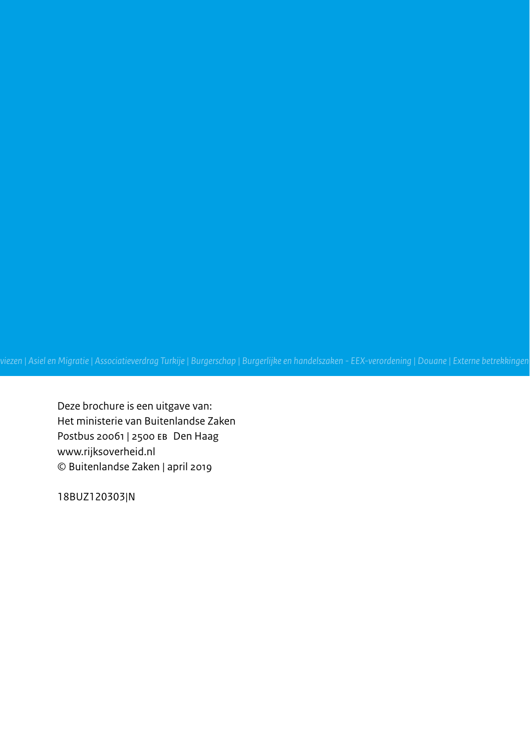viezen | Asiel en Migratie | Associatieverdrag Turkije | Burgerschap | Burgerlijke en handelszaken - EEX-verordening | Douane | Externe betrekkingen

Deze brochure is een uitgave van:
Het ministerie van Buitenlandse Zaken
Postbus 20061 | 2500 EB Den Haag
www.rijksoverheid.nl
© Buitenlandse Zaken | april 2019

18BUZ120303|N